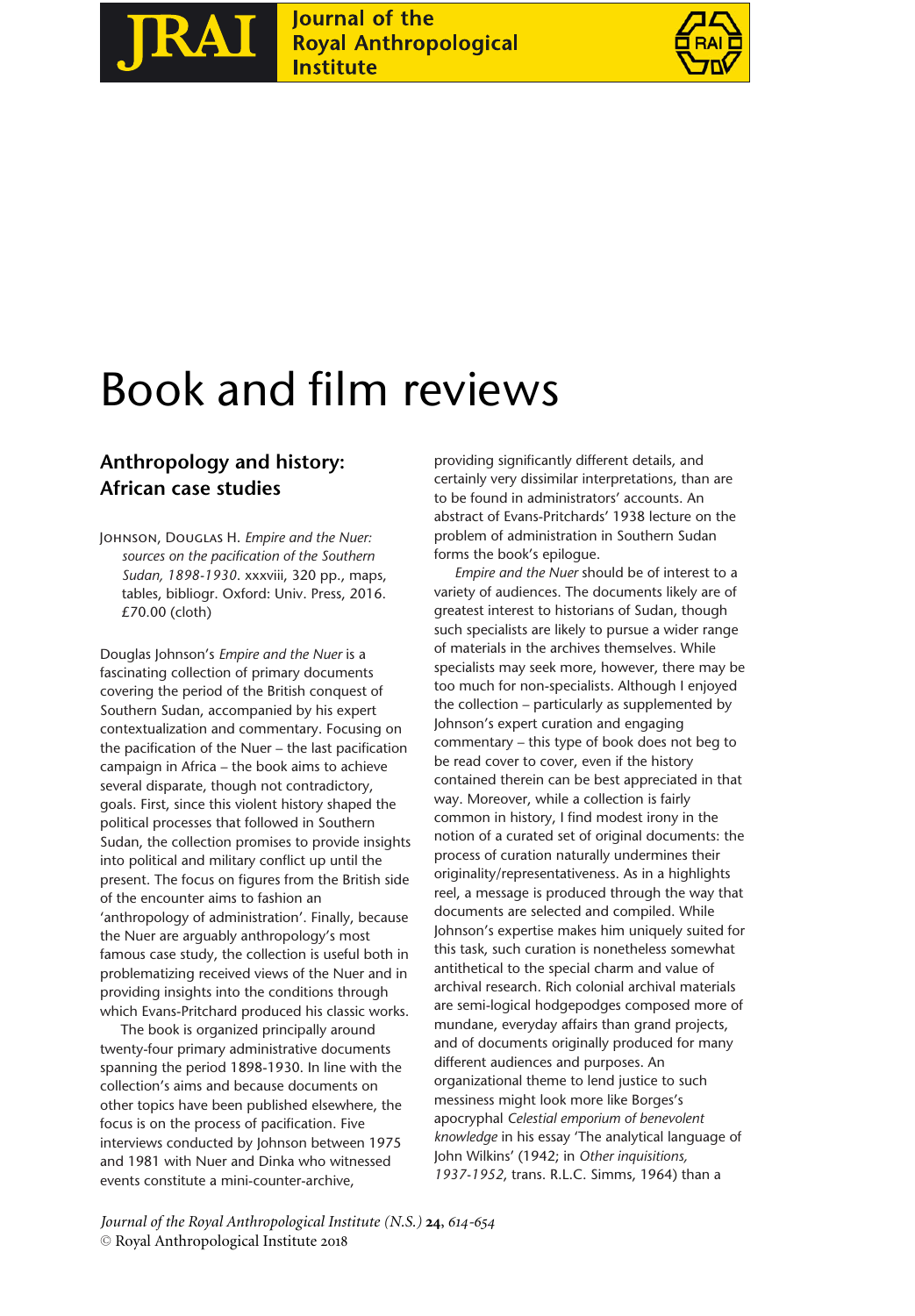# Book and film reviews

## Anthropology and history: African case studies

JOHNSON, DOUGLAS H. *Empire and the Nuer: sources on the pacification of the Southern Sudan, 1898-1930*. xxxviii, 320 pp., maps, tables, bibliogr. Oxford: Univ. Press, 2016. £70.00 (cloth)

Douglas Johnson's *Empire and the Nuer* is a fascinating collection of primary documents covering the period of the British conquest of Southern Sudan, accompanied by his expert contextualization and commentary. Focusing on the pacification of the Nuer – the last pacification campaign in Africa – the book aims to achieve several disparate, though not contradictory, goals. First, since this violent history shaped the political processes that followed in Southern Sudan, the collection promises to provide insights into political and military conflict up until the present. The focus on figures from the British side of the encounter aims to fashion an 'anthropology of administration'. Finally, because the Nuer are arguably anthropology's most famous case study, the collection is useful both in problematizing received views of the Nuer and in providing insights into the conditions through which Evans-Pritchard produced his classic works.

The book is organized principally around twenty-four primary administrative documents spanning the period 1898-1930. In line with the collection's aims and because documents on other topics have been published elsewhere, the focus is on the process of pacification. Five interviews conducted by Johnson between 1975 and 1981 with Nuer and Dinka who witnessed events constitute a mini-counter-archive, providing significantly different details, and certainly very dissimilar interpretations, than are to be found in administrators' accounts. An abstract of Evans-Pritchards' 1938 lecture on the problem of administration in Southern Sudan forms the book's epilogue.

*Empire and the Nuer* should be of interest to a variety of audiences. The documents likely are of greatest interest to historians of Sudan, though such specialists are likely to pursue a wider range of materials in the archives themselves. While specialists may seek more, however, there may be too much for non-specialists. Although I enjoyed the collection – particularly as supplemented by Johnson's expert curation and engaging commentary – this type of book does not beg to be read cover to cover, even if the history contained therein can be best appreciated in that way. Moreover, while a collection is fairly common in history, I find modest irony in the notion of a curated set of original documents: the process of curation naturally undermines their originality/representativeness. As in a highlights reel, a message is produced through the way that documents are selected and compiled. While Johnson's expertise makes him uniquely suited for this task, such curation is nonetheless somewhat antithetical to the special charm and value of archival research. Rich colonial archival materials are semi-logical hodgepodges composed more of mundane, everyday affairs than grand projects, and of documents originally produced for many different audiences and purposes. An organizational theme to lend justice to such messiness might look more like Borges's apocryphal *Celestial emporium of benevolent knowledge* in his essay 'The analytical language of John Wilkins' (1942; in *Other inquisitions, 1937-1952*, trans. R.L.C. Simms, 1964) than a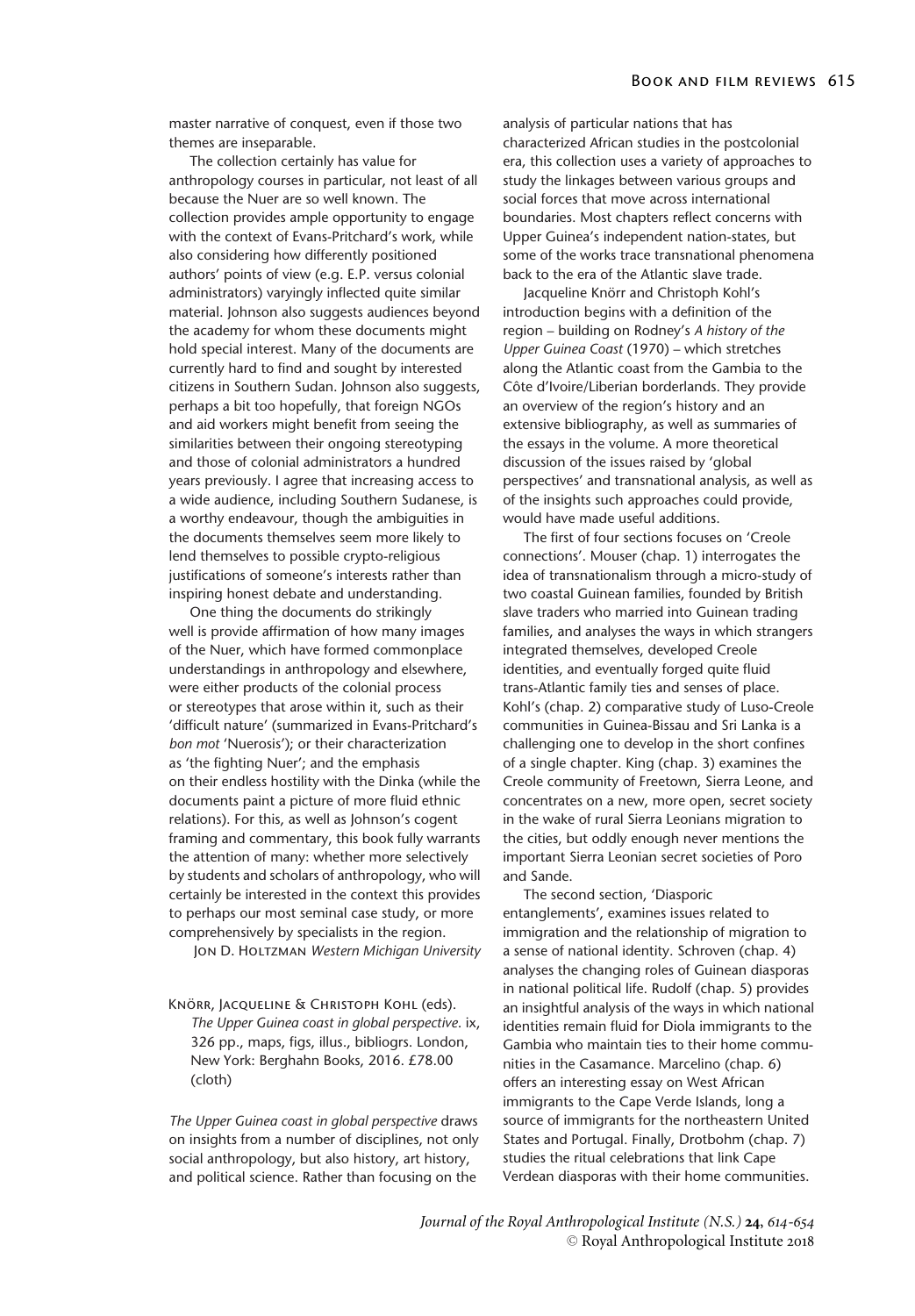master narrative of conquest, even if those two themes are inseparable.

The collection certainly has value for anthropology courses in particular, not least of all because the Nuer are so well known. The collection provides ample opportunity to engage with the context of Evans-Pritchard's work, while also considering how differently positioned authors' points of view (e.g. E.P. versus colonial administrators) varyingly inflected quite similar material. Johnson also suggests audiences beyond the academy for whom these documents might hold special interest. Many of the documents are currently hard to find and sought by interested citizens in Southern Sudan. Johnson also suggests, perhaps a bit too hopefully, that foreign NGOs and aid workers might benefit from seeing the similarities between their ongoing stereotyping and those of colonial administrators a hundred years previously. I agree that increasing access to a wide audience, including Southern Sudanese, is a worthy endeavour, though the ambiguities in the documents themselves seem more likely to lend themselves to possible crypto-religious justifications of someone's interests rather than inspiring honest debate and understanding.

One thing the documents do strikingly well is provide affirmation of how many images of the Nuer, which have formed commonplace understandings in anthropology and elsewhere, were either products of the colonial process or stereotypes that arose within it, such as their 'difficult nature' (summarized in Evans-Pritchard's *bon mot* 'Nuerosis'); or their characterization as 'the fighting Nuer'; and the emphasis on their endless hostility with the Dinka (while the documents paint a picture of more fluid ethnic relations). For this, as well as Johnson's cogent framing and commentary, this book fully warrants the attention of many: whether more selectively by students and scholars of anthropology, who will certainly be interested in the context this provides to perhaps our most seminal case study, or more comprehensively by specialists in the region.

JON D. HOLTZMAN *Western Michigan University*

KNÖRR, JACQUELINE & CHRISTOPH KOHL (eds). *The Upper Guinea coast in global perspective*. ix, 326 pp., maps, figs, illus., bibliogrs. London, New York: Berghahn Books, 2016. £78.00 (cloth)

*The Upper Guinea coast in global perspective* draws on insights from a number of disciplines, not only social anthropology, but also history, art history, and political science. Rather than focusing on the analysis of particular nations that has characterized African studies in the postcolonial era, this collection uses a variety of approaches to study the linkages between various groups and social forces that move across international boundaries. Most chapters reflect concerns with Upper Guinea's independent nation-states, but some of the works trace transnational phenomena back to the era of the Atlantic slave trade.

Jacqueline Knörr and Christoph Kohl's introduction begins with a definition of the region – building on Rodney's *A history of the Upper Guinea Coast* (1970) – which stretches along the Atlantic coast from the Gambia to the Côte d'Ivoire/Liberian borderlands. They provide an overview of the region's history and an extensive bibliography, as well as summaries of the essays in the volume. A more theoretical discussion of the issues raised by 'global perspectives' and transnational analysis, as well as of the insights such approaches could provide, would have made useful additions.

The first of four sections focuses on 'Creole connections'. Mouser (chap. 1) interrogates the idea of transnationalism through a micro-study of two coastal Guinean families, founded by British slave traders who married into Guinean trading families, and analyses the ways in which strangers integrated themselves, developed Creole identities, and eventually forged quite fluid trans-Atlantic family ties and senses of place. Kohl's (chap. 2) comparative study of Luso-Creole communities in Guinea-Bissau and Sri Lanka is a challenging one to develop in the short confines of a single chapter. King (chap. 3) examines the Creole community of Freetown, Sierra Leone, and concentrates on a new, more open, secret society in the wake of rural Sierra Leonians migration to the cities, but oddly enough never mentions the important Sierra Leonian secret societies of Poro and Sande.

The second section, 'Diasporic entanglements', examines issues related to immigration and the relationship of migration to a sense of national identity. Schroven (chap. 4) analyses the changing roles of Guinean diasporas in national political life. Rudolf (chap. 5) provides an insightful analysis of the ways in which national identities remain fluid for Diola immigrants to the Gambia who maintain ties to their home communities in the Casamance. Marcelino (chap. 6) offers an interesting essay on West African immigrants to the Cape Verde Islands, long a source of immigrants for the northeastern United States and Portugal. Finally, Drotbohm (chap. 7) studies the ritual celebrations that link Cape Verdean diasporas with their home communities.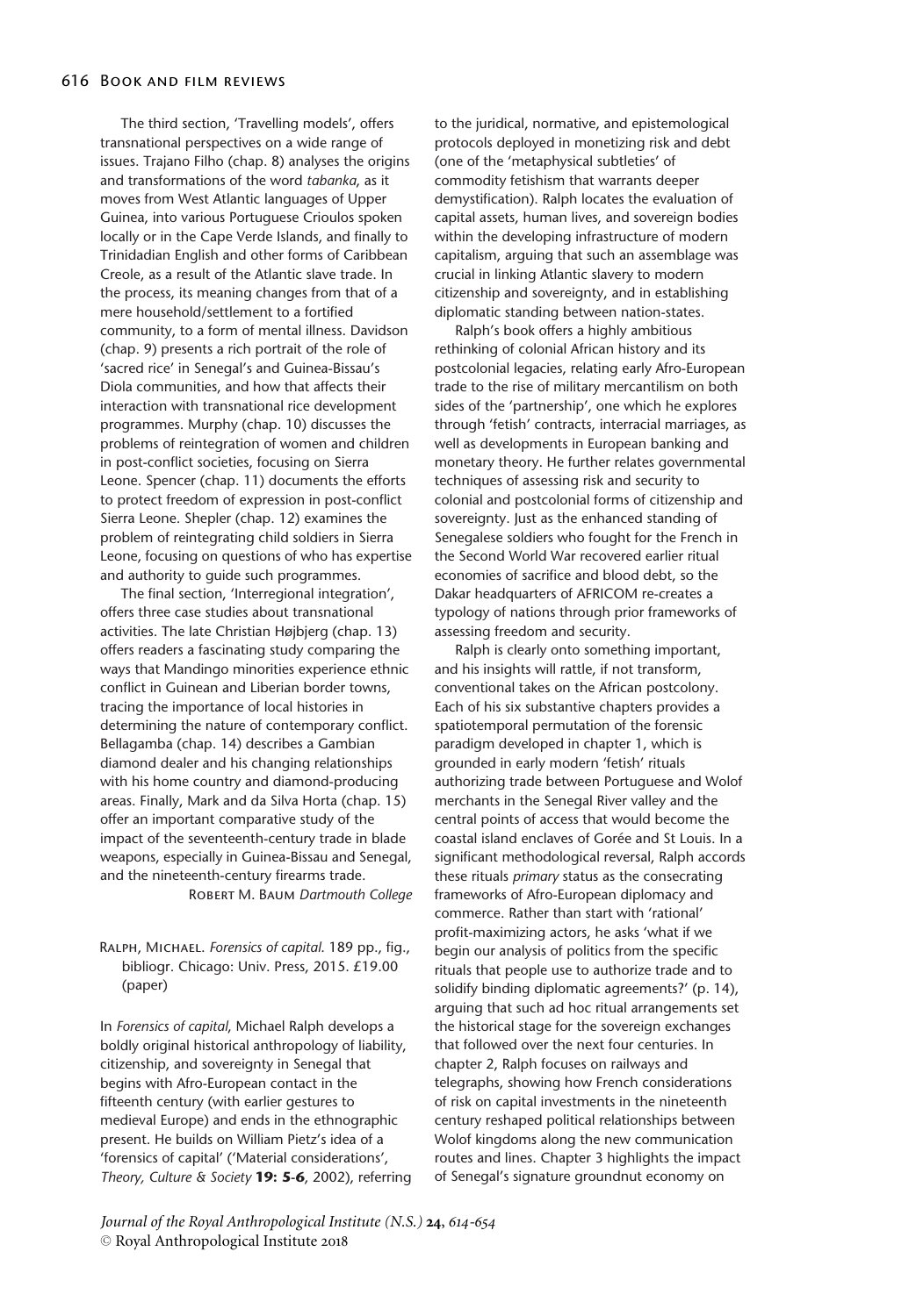The third section, 'Travelling models', offers transnational perspectives on a wide range of issues. Trajano Filho (chap. 8) analyses the origins and transformations of the word *tabanka*, as it moves from West Atlantic languages of Upper Guinea, into various Portuguese Crioulos spoken locally or in the Cape Verde Islands, and finally to Trinidadian English and other forms of Caribbean Creole, as a result of the Atlantic slave trade. In the process, its meaning changes from that of a mere household/settlement to a fortified community, to a form of mental illness. Davidson (chap. 9) presents a rich portrait of the role of 'sacred rice' in Senegal's and Guinea-Bissau's Diola communities, and how that affects their interaction with transnational rice development programmes. Murphy (chap. 10) discusses the problems of reintegration of women and children in post-conflict societies, focusing on Sierra Leone. Spencer (chap. 11) documents the efforts to protect freedom of expression in post-conflict Sierra Leone. Shepler (chap. 12) examines the problem of reintegrating child soldiers in Sierra Leone, focusing on questions of who has expertise and authority to guide such programmes.

The final section, 'Interregional integration', offers three case studies about transnational activities. The late Christian Højbjerg (chap. 13) offers readers a fascinating study comparing the ways that Mandingo minorities experience ethnic conflict in Guinean and Liberian border towns, tracing the importance of local histories in determining the nature of contemporary conflict. Bellagamba (chap. 14) describes a Gambian diamond dealer and his changing relationships with his home country and diamond-producing areas. Finally, Mark and da Silva Horta (chap. 15) offer an important comparative study of the impact of the seventeenth-century trade in blade weapons, especially in Guinea-Bissau and Senegal, and the nineteenth-century firearms trade.

Robert M. Baum *Dartmouth College*

Ralph, Michael. *Forensics of capital*. 189 pp., fig., bibliogr. Chicago: Univ. Press, 2015. £19.00 (paper)

In *Forensics of capital*, Michael Ralph develops a boldly original historical anthropology of liability, citizenship, and sovereignty in Senegal that begins with Afro-European contact in the fifteenth century (with earlier gestures to medieval Europe) and ends in the ethnographic present. He builds on William Pietz's idea of a 'forensics of capital' ('Material considerations', *Theory, Culture & Society* **19: 5-6**, 2002), referring to the juridical, normative, and epistemological protocols deployed in monetizing risk and debt (one of the 'metaphysical subtleties' of commodity fetishism that warrants deeper demystification). Ralph locates the evaluation of capital assets, human lives, and sovereign bodies within the developing infrastructure of modern capitalism, arguing that such an assemblage was crucial in linking Atlantic slavery to modern citizenship and sovereignty, and in establishing diplomatic standing between nation-states.

Ralph's book offers a highly ambitious rethinking of colonial African history and its postcolonial legacies, relating early Afro-European trade to the rise of military mercantilism on both sides of the 'partnership', one which he explores through 'fetish' contracts, interracial marriages, as well as developments in European banking and monetary theory. He further relates governmental techniques of assessing risk and security to colonial and postcolonial forms of citizenship and sovereignty. Just as the enhanced standing of Senegalese soldiers who fought for the French in the Second World War recovered earlier ritual economies of sacrifice and blood debt, so the Dakar headquarters of AFRICOM re-creates a typology of nations through prior frameworks of assessing freedom and security.

Ralph is clearly onto something important, and his insights will rattle, if not transform, conventional takes on the African postcolony. Each of his six substantive chapters provides a spatiotemporal permutation of the forensic paradigm developed in chapter 1, which is grounded in early modern 'fetish' rituals authorizing trade between Portuguese and Wolof merchants in the Senegal River valley and the central points of access that would become the coastal island enclaves of Gorée and St Louis. In a significant methodological reversal, Ralph accords these rituals *primary* status as the consecrating frameworks of Afro-European diplomacy and commerce. Rather than start with 'rational' profit-maximizing actors, he asks 'what if we begin our analysis of politics from the specific rituals that people use to authorize trade and to solidify binding diplomatic agreements?' (p. 14), arguing that such ad hoc ritual arrangements set the historical stage for the sovereign exchanges that followed over the next four centuries. In chapter 2, Ralph focuses on railways and telegraphs, showing how French considerations of risk on capital investments in the nineteenth century reshaped political relationships between Wolof kingdoms along the new communication routes and lines. Chapter 3 highlights the impact of Senegal's signature groundnut economy on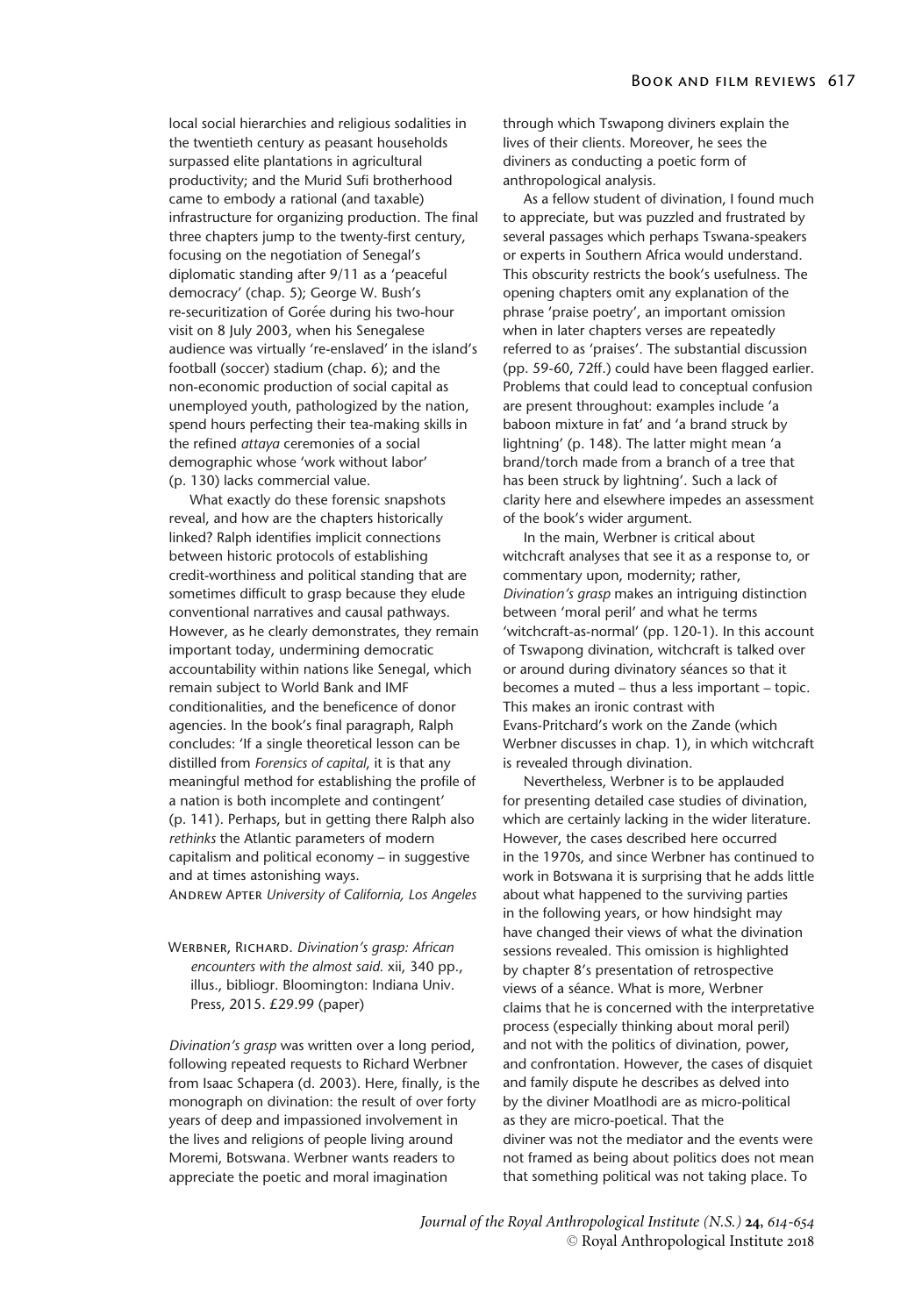local social hierarchies and religious sodalities in the twentieth century as peasant households surpassed elite plantations in agricultural productivity; and the Murid Sufi brotherhood came to embody a rational (and taxable) infrastructure for organizing production. The final three chapters jump to the twenty-first century, focusing on the negotiation of Senegal's diplomatic standing after 9/11 as a 'peaceful democracy' (chap. 5); George W. Bush's re-securitization of Gorée during his two-hour visit on 8 July 2003, when his Senegalese audience was virtually 're-enslaved' in the island's football (soccer) stadium (chap. 6); and the non-economic production of social capital as unemployed youth, pathologized by the nation, spend hours perfecting their tea-making skills in the refined *attaya* ceremonies of a social demographic whose 'work without labor' (p. 130) lacks commercial value.

What exactly do these forensic snapshots reveal, and how are the chapters historically linked? Ralph identifies implicit connections between historic protocols of establishing credit-worthiness and political standing that are sometimes difficult to grasp because they elude conventional narratives and causal pathways. However, as he clearly demonstrates, they remain important today, undermining democratic accountability within nations like Senegal, which remain subject to World Bank and IMF conditionalities, and the beneficence of donor agencies. In the book's final paragraph, Ralph concludes: 'If a single theoretical lesson can be distilled from *Forensics of capital*, it is that any meaningful method for establishing the profile of a nation is both incomplete and contingent' (p. 141). Perhaps, but in getting there Ralph also *rethinks* the Atlantic parameters of modern capitalism and political economy – in suggestive and at times astonishing ways.

Andrew Apter *University of California, Los Angeles*

Werbner, Richard. *Divination's grasp: African encounters with the almost said.* xii, 340 pp., illus., bibliogr. Bloomington: Indiana Univ. Press, 2015. £29.99 (paper)

*Divination's grasp* was written over a long period, following repeated requests to Richard Werbner from Isaac Schapera (d. 2003). Here, finally, is the monograph on divination: the result of over forty years of deep and impassioned involvement in the lives and religions of people living around Moremi, Botswana. Werbner wants readers to appreciate the poetic and moral imagination through which Tswapong diviners explain the lives of their clients. Moreover, he sees the diviners as conducting a poetic form of anthropological analysis.

As a fellow student of divination, I found much to appreciate, but was puzzled and frustrated by several passages which perhaps Tswana-speakers or experts in Southern Africa would understand. This obscurity restricts the book's usefulness. The opening chapters omit any explanation of the phrase 'praise poetry', an important omission when in later chapters verses are repeatedly referred to as 'praises'. The substantial discussion (pp. 59-60, 72ff.) could have been flagged earlier. Problems that could lead to conceptual confusion are present throughout: examples include 'a baboon mixture in fat' and 'a brand struck by lightning' (p. 148). The latter might mean 'a brand/torch made from a branch of a tree that has been struck by lightning'. Such a lack of clarity here and elsewhere impedes an assessment of the book's wider argument.

In the main, Werbner is critical about witchcraft analyses that see it as a response to, or commentary upon, modernity; rather, *Divination's grasp* makes an intriguing distinction between 'moral peril' and what he terms 'witchcraft-as-normal' (pp. 120-1). In this account of Tswapong divination, witchcraft is talked over or around during divinatory séances so that it becomes a muted – thus a less important – topic. This makes an ironic contrast with Evans-Pritchard's work on the Zande (which Werbner discusses in chap. 1), in which witchcraft is revealed through divination.

Nevertheless, Werbner is to be applauded for presenting detailed case studies of divination, which are certainly lacking in the wider literature. However, the cases described here occurred in the 1970s, and since Werbner has continued to work in Botswana it is surprising that he adds little about what happened to the surviving parties in the following years, or how hindsight may have changed their views of what the divination sessions revealed. This omission is highlighted by chapter 8's presentation of retrospective views of a séance. What is more, Werbner claims that he is concerned with the interpretative process (especially thinking about moral peril) and not with the politics of divination, power, and confrontation. However, the cases of disquiet and family dispute he describes as delved into by the diviner Moatlhodi are as micro-political as they are micro-poetical. That the diviner was not the mediator and the events were not framed as being about politics does not mean that something political was not taking place. To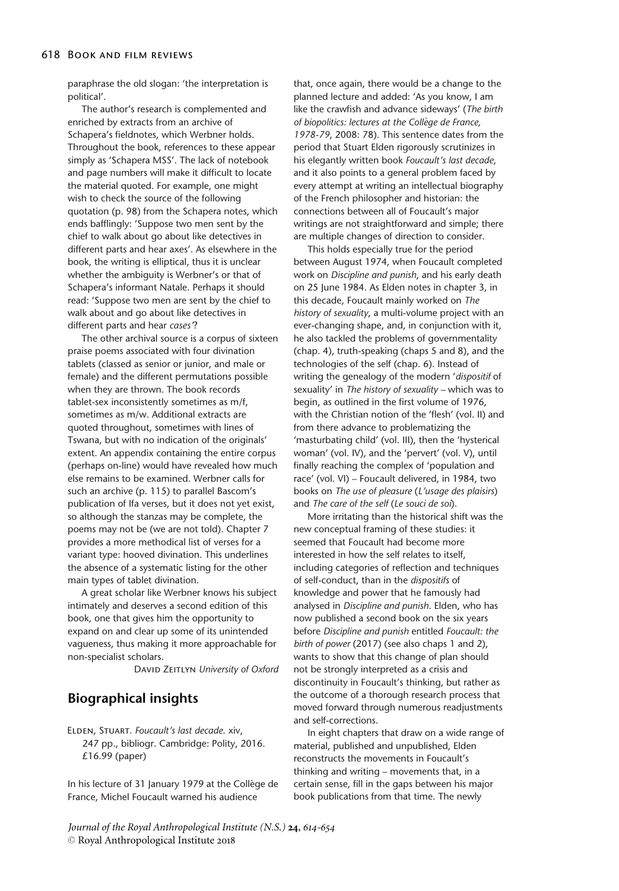paraphrase the old slogan: 'the interpretation is political'.

The author's research is complemented and enriched by extracts from an archive of Schapera's fieldnotes, which Werbner holds. Throughout the book, references to these appear simply as 'Schapera MSS'. The lack of notebook and page numbers will make it difficult to locate the material quoted. For example, one might wish to check the source of the following quotation (p. 98) from the Schapera notes, which ends bafflingly: 'Suppose two men sent by the chief to walk about go about like detectives in different parts and hear axes'. As elsewhere in the book, the writing is elliptical, thus it is unclear whether the ambiguity is Werbner's or that of Schapera's informant Natale. Perhaps it should read: 'Suppose two men are sent by the chief to walk about and go about like detectives in different parts and hear *cases*'?

The other archival source is a corpus of sixteen praise poems associated with four divination tablets (classed as senior or junior, and male or female) and the different permutations possible when they are thrown. The book records tablet-sex inconsistently sometimes as m/f, sometimes as m/w. Additional extracts are quoted throughout, sometimes with lines of Tswana, but with no indication of the originals' extent. An appendix containing the entire corpus (perhaps on-line) would have revealed how much else remains to be examined. Werbner calls for such an archive (p. 115) to parallel Bascom's publication of Ifa verses, but it does not yet exist, so although the stanzas may be complete, the poems may not be (we are not told). Chapter 7 provides a more methodical list of verses for a variant type: hooved divination. This underlines the absence of a systematic listing for the other main types of tablet divination.

A great scholar like Werbner knows his subject intimately and deserves a second edition of this book, one that gives him the opportunity to expand on and clear up some of its unintended vagueness, thus making it more approachable for non-specialist scholars.

David Zeitlyn *University of Oxford*

## Biographical insights

Elden, Stuart. *Foucault's last decade.* xiv, 247 pp., bibliogr. Cambridge: Polity, 2016. £16.99 (paper)

In his lecture of 31 January 1979 at the Collège de France, Michel Foucault warned his audience that, once again, there would be a change to the planned lecture and added: 'As you know, I am like the crawfish and advance sideways' (*The birth of biopolitics: lectures at the Collège de France, 1978-79*, 2008: 78). This sentence dates from the period that Stuart Elden rigorously scrutinizes in his elegantly written book *Foucault's last decade*, and it also points to a general problem faced by every attempt at writing an intellectual biography of the French philosopher and historian: the connections between all of Foucault's major writings are not straightforward and simple; there are multiple changes of direction to consider.

This holds especially true for the period between August 1974, when Foucault completed work on *Discipline and punish*, and his early death on 25 June 1984. As Elden notes in chapter 3, in this decade, Foucault mainly worked on *The history of sexuality*, a multi-volume project with an ever-changing shape, and, in conjunction with it, he also tackled the problems of governmentality (chap. 4), truth-speaking (chaps 5 and 8), and the technologies of the self (chap. 6). Instead of writing the genealogy of the modern '*dispositif* of sexuality' in *The history of sexuality* – which was to begin, as outlined in the first volume of 1976, with the Christian notion of the 'flesh' (vol. II) and from there advance to problematizing the 'masturbating child' (vol. III), then the 'hysterical woman' (vol. IV), and the 'pervert' (vol. V), until finally reaching the complex of 'population and race' (vol. VI) – Foucault delivered, in 1984, two books on *The use of pleasure* (*L'usage des plaisirs*) and *The care of the self* (*Le souci de soi*).

More irritating than the historical shift was the new conceptual framing of these studies: it seemed that Foucault had become more interested in how the self relates to itself, including categories of reflection and techniques of self-conduct, than in the *dispositifs* of knowledge and power that he famously had analysed in *Discipline and punish*. Elden, who has now published a second book on the six years before *Discipline and punish* entitled *Foucault: the birth of power* (2017) (see also chaps 1 and 2), wants to show that this change of plan should not be strongly interpreted as a crisis and discontinuity in Foucault's thinking, but rather as the outcome of a thorough research process that moved forward through numerous readjustments and self-corrections.

In eight chapters that draw on a wide range of material, published and unpublished, Elden reconstructs the movements in Foucault's thinking and writing – movements that, in a certain sense, fill in the gaps between his major book publications from that time. The newly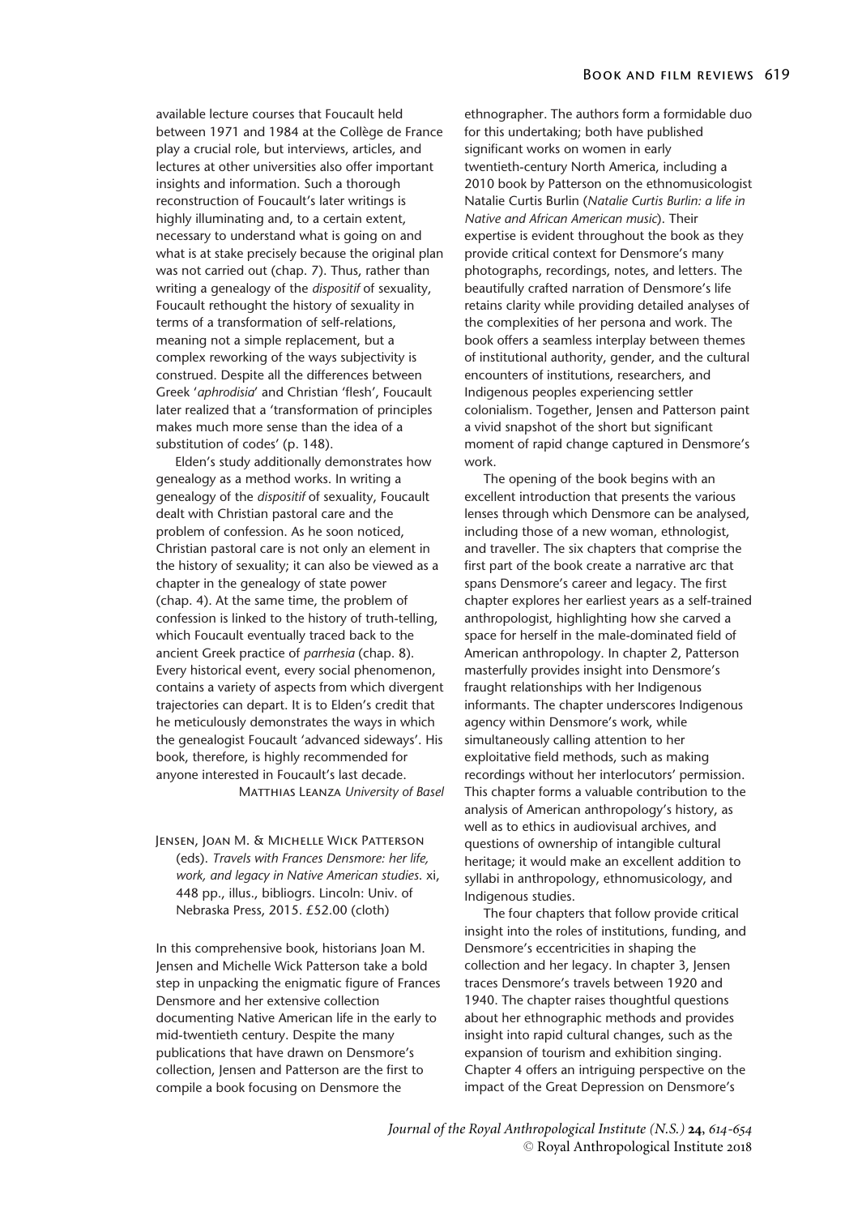available lecture courses that Foucault held between 1971 and 1984 at the Collège de France play a crucial role, but interviews, articles, and lectures at other universities also offer important insights and information. Such a thorough reconstruction of Foucault's later writings is highly illuminating and, to a certain extent, necessary to understand what is going on and what is at stake precisely because the original plan was not carried out (chap. 7). Thus, rather than writing a genealogy of the *dispositif* of sexuality, Foucault rethought the history of sexuality in terms of a transformation of self-relations, meaning not a simple replacement, but a complex reworking of the ways subjectivity is construed. Despite all the differences between Greek '*aphrodisia*' and Christian 'flesh', Foucault later realized that a 'transformation of principles makes much more sense than the idea of a substitution of codes' (p. 148).

Elden's study additionally demonstrates how genealogy as a method works. In writing a genealogy of the *dispositif* of sexuality, Foucault dealt with Christian pastoral care and the problem of confession. As he soon noticed, Christian pastoral care is not only an element in the history of sexuality; it can also be viewed as a chapter in the genealogy of state power (chap. 4). At the same time, the problem of confession is linked to the history of truth-telling, which Foucault eventually traced back to the ancient Greek practice of *parrhesia* (chap. 8). Every historical event, every social phenomenon, contains a variety of aspects from which divergent trajectories can depart. It is to Elden's credit that he meticulously demonstrates the ways in which the genealogist Foucault 'advanced sideways'. His book, therefore, is highly recommended for anyone interested in Foucault's last decade.

Matthias Leanza *University of Basel*

Jensen, Joan M. & Michelle Wick Patterson (eds). *Travels with Frances Densmore: her life, work, and legacy in Native American studies*. xi, 448 pp., illus., bibliogrs. Lincoln: Univ. of Nebraska Press, 2015. £52.00 (cloth)

In this comprehensive book, historians Joan M. Jensen and Michelle Wick Patterson take a bold step in unpacking the enigmatic figure of Frances Densmore and her extensive collection documenting Native American life in the early to mid-twentieth century. Despite the many publications that have drawn on Densmore's collection, Jensen and Patterson are the first to compile a book focusing on Densmore the ethnographer. The authors form a formidable duo for this undertaking; both have published significant works on women in early twentieth-century North America, including a 2010 book by Patterson on the ethnomusicologist Natalie Curtis Burlin (*Natalie Curtis Burlin: a life in Native and African American music*). Their expertise is evident throughout the book as they provide critical context for Densmore's many photographs, recordings, notes, and letters. The beautifully crafted narration of Densmore's life retains clarity while providing detailed analyses of the complexities of her persona and work. The book offers a seamless interplay between themes of institutional authority, gender, and the cultural encounters of institutions, researchers, and Indigenous peoples experiencing settler colonialism. Together, Jensen and Patterson paint a vivid snapshot of the short but significant moment of rapid change captured in Densmore's work.

The opening of the book begins with an excellent introduction that presents the various lenses through which Densmore can be analysed, including those of a new woman, ethnologist, and traveller. The six chapters that comprise the first part of the book create a narrative arc that spans Densmore's career and legacy. The first chapter explores her earliest years as a self-trained anthropologist, highlighting how she carved a space for herself in the male-dominated field of American anthropology. In chapter 2, Patterson masterfully provides insight into Densmore's fraught relationships with her Indigenous informants. The chapter underscores Indigenous agency within Densmore's work, while simultaneously calling attention to her exploitative field methods, such as making recordings without her interlocutors' permission. This chapter forms a valuable contribution to the analysis of American anthropology's history, as well as to ethics in audiovisual archives, and questions of ownership of intangible cultural heritage; it would make an excellent addition to syllabi in anthropology, ethnomusicology, and Indigenous studies.

The four chapters that follow provide critical insight into the roles of institutions, funding, and Densmore's eccentricities in shaping the collection and her legacy. In chapter 3, Jensen traces Densmore's travels between 1920 and 1940. The chapter raises thoughtful questions about her ethnographic methods and provides insight into rapid cultural changes, such as the expansion of tourism and exhibition singing. Chapter 4 offers an intriguing perspective on the impact of the Great Depression on Densmore's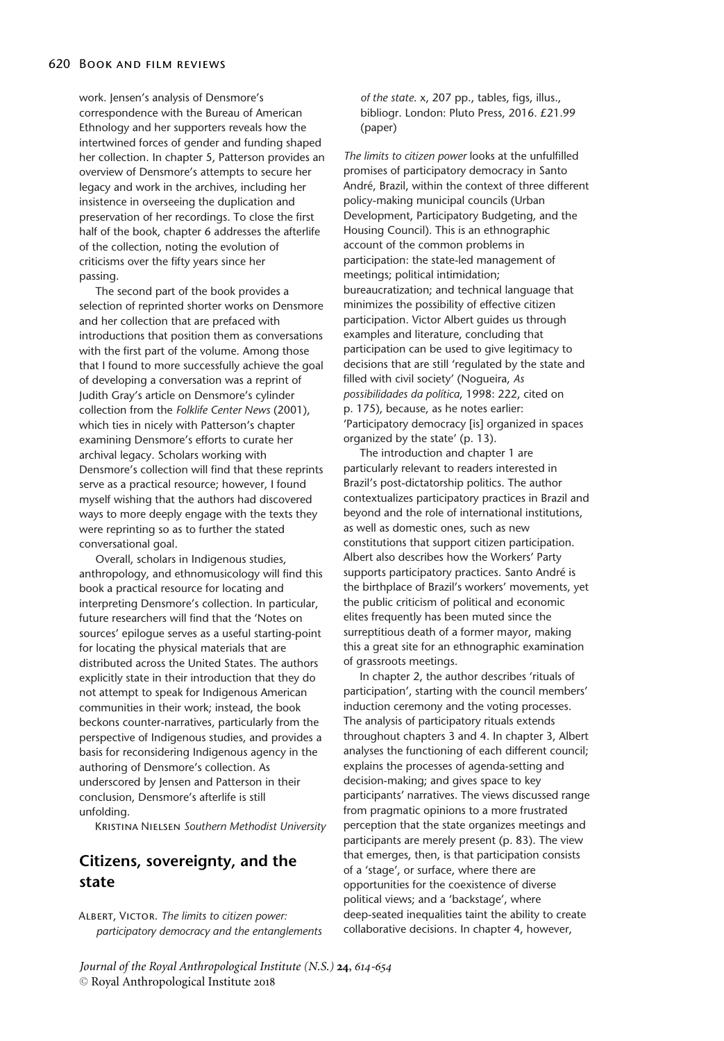work. Jensen's analysis of Densmore's correspondence with the Bureau of American Ethnology and her supporters reveals how the intertwined forces of gender and funding shaped her collection. In chapter 5, Patterson provides an overview of Densmore's attempts to secure her legacy and work in the archives, including her insistence in overseeing the duplication and preservation of her recordings. To close the first half of the book, chapter 6 addresses the afterlife of the collection, noting the evolution of criticisms over the fifty years since her passing.

The second part of the book provides a selection of reprinted shorter works on Densmore and her collection that are prefaced with introductions that position them as conversations with the first part of the volume. Among those that I found to more successfully achieve the goal of developing a conversation was a reprint of Judith Gray's article on Densmore's cylinder collection from the *Folklife Center News* (2001), which ties in nicely with Patterson's chapter examining Densmore's efforts to curate her archival legacy. Scholars working with Densmore's collection will find that these reprints serve as a practical resource; however, I found myself wishing that the authors had discovered ways to more deeply engage with the texts they were reprinting so as to further the stated conversational goal.

Overall, scholars in Indigenous studies, anthropology, and ethnomusicology will find this book a practical resource for locating and interpreting Densmore's collection. In particular, future researchers will find that the 'Notes on sources' epilogue serves as a useful starting-point for locating the physical materials that are distributed across the United States. The authors explicitly state in their introduction that they do not attempt to speak for Indigenous American communities in their work; instead, the book beckons counter-narratives, particularly from the perspective of Indigenous studies, and provides a basis for reconsidering Indigenous agency in the authoring of Densmore's collection. As underscored by Jensen and Patterson in their conclusion, Densmore's afterlife is still unfolding.

Kristina Nielsen *Southern Methodist University*

## Citizens, sovereignty, and the state

Albert, Victor. *The limits to citizen power: participatory democracy and the entanglements of the state*. x, 207 pp., tables, figs, illus., bibliogr. London: Pluto Press, 2016. £21.99 (paper)

*The limits to citizen power* looks at the unfulfilled promises of participatory democracy in Santo André, Brazil, within the context of three different policy-making municipal councils (Urban Development, Participatory Budgeting, and the Housing Council). This is an ethnographic account of the common problems in participation: the state-led management of meetings; political intimidation; bureaucratization; and technical language that minimizes the possibility of effective citizen participation. Victor Albert guides us through examples and literature, concluding that participation can be used to give legitimacy to decisions that are still 'regulated by the state and filled with civil society' (Nogueira, *As possibilidades da política*, 1998: 222, cited on p. 175), because, as he notes earlier: 'Participatory democracy [is] organized in spaces organized by the state' (p. 13).

The introduction and chapter 1 are particularly relevant to readers interested in Brazil's post-dictatorship politics. The author contextualizes participatory practices in Brazil and beyond and the role of international institutions, as well as domestic ones, such as new constitutions that support citizen participation. Albert also describes how the Workers' Party supports participatory practices. Santo André is the birthplace of Brazil's workers' movements, yet the public criticism of political and economic elites frequently has been muted since the surreptitious death of a former mayor, making this a great site for an ethnographic examination of grassroots meetings.

In chapter 2, the author describes 'rituals of participation', starting with the council members' induction ceremony and the voting processes. The analysis of participatory rituals extends throughout chapters 3 and 4. In chapter 3, Albert analyses the functioning of each different council; explains the processes of agenda-setting and decision-making; and gives space to key participants' narratives. The views discussed range from pragmatic opinions to a more frustrated perception that the state organizes meetings and participants are merely present (p. 83). The view that emerges, then, is that participation consists of a 'stage', or surface, where there are opportunities for the coexistence of diverse political views; and a 'backstage', where deep-seated inequalities taint the ability to create collaborative decisions. In chapter 4, however,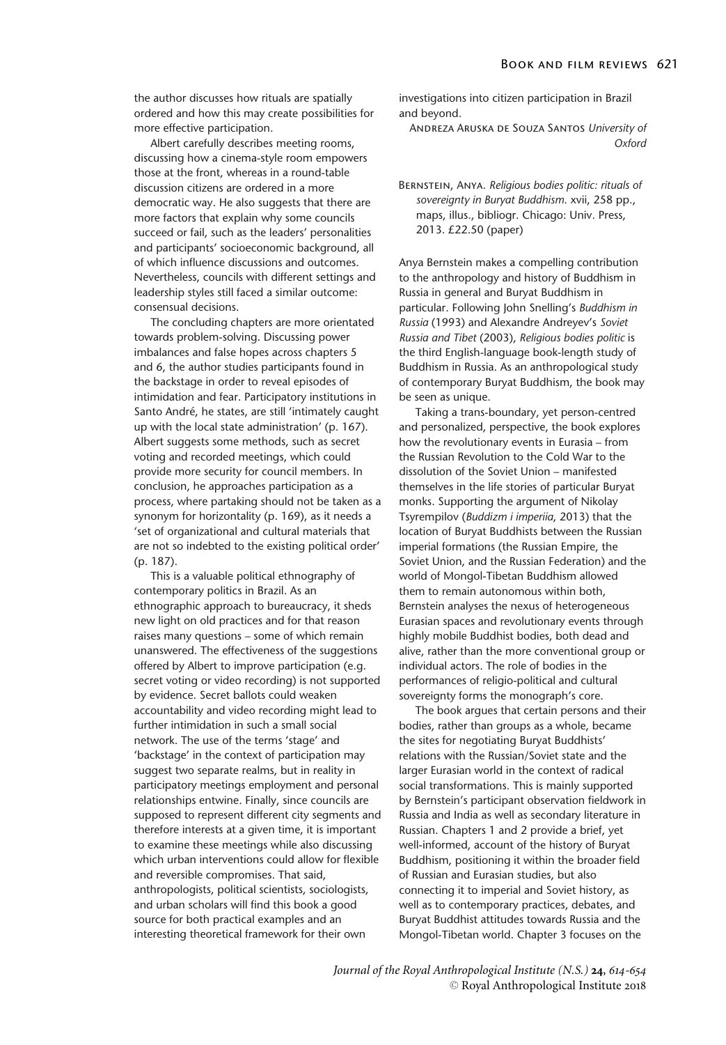the author discusses how rituals are spatially ordered and how this may create possibilities for more effective participation.

Albert carefully describes meeting rooms, discussing how a cinema-style room empowers those at the front, whereas in a round-table discussion citizens are ordered in a more democratic way. He also suggests that there are more factors that explain why some councils succeed or fail, such as the leaders' personalities and participants' socioeconomic background, all of which influence discussions and outcomes. Nevertheless, councils with different settings and leadership styles still faced a similar outcome: consensual decisions.

The concluding chapters are more orientated towards problem-solving. Discussing power imbalances and false hopes across chapters 5 and 6, the author studies participants found in the backstage in order to reveal episodes of intimidation and fear. Participatory institutions in Santo André, he states, are still 'intimately caught up with the local state administration' (p. 167). Albert suggests some methods, such as secret voting and recorded meetings, which could provide more security for council members. In conclusion, he approaches participation as a process, where partaking should not be taken as a synonym for horizontality (p. 169), as it needs a 'set of organizational and cultural materials that are not so indebted to the existing political order' (p. 187).

This is a valuable political ethnography of contemporary politics in Brazil. As an ethnographic approach to bureaucracy, it sheds new light on old practices and for that reason raises many questions – some of which remain unanswered. The effectiveness of the suggestions offered by Albert to improve participation (e.g. secret voting or video recording) is not supported by evidence. Secret ballots could weaken accountability and video recording might lead to further intimidation in such a small social network. The use of the terms 'stage' and 'backstage' in the context of participation may suggest two separate realms, but in reality in participatory meetings employment and personal relationships entwine. Finally, since councils are supposed to represent different city segments and therefore interests at a given time, it is important to examine these meetings while also discussing which urban interventions could allow for flexible and reversible compromises. That said, anthropologists, political scientists, sociologists, and urban scholars will find this book a good source for both practical examples and an interesting theoretical framework for their own investigations into citizen participation in Brazil and beyond.

Andreza Aruska de Souza Santos *University of Oxford*

Bernstein, Anya. *Religious bodies politic: rituals of sovereignty in Buryat Buddhism.* xvii, 258 pp., maps, illus., bibliogr. Chicago: Univ. Press, 2013. £22.50 (paper)

Anya Bernstein makes a compelling contribution to the anthropology and history of Buddhism in Russia in general and Buryat Buddhism in particular. Following John Snelling's *Buddhism in Russia* (1993) and Alexandre Andreyev's *Soviet Russia and Tibet* (2003), *Religious bodies politic* is the third English-language book-length study of Buddhism in Russia. As an anthropological study of contemporary Buryat Buddhism, the book may be seen as unique.

Taking a trans-boundary, yet person-centred and personalized, perspective, the book explores how the revolutionary events in Eurasia – from the Russian Revolution to the Cold War to the dissolution of the Soviet Union – manifested themselves in the life stories of particular Buryat monks. Supporting the argument of Nikolay Tsyrempilov (*Buddizm i imperiia*, 2013) that the location of Buryat Buddhists between the Russian imperial formations (the Russian Empire, the Soviet Union, and the Russian Federation) and the world of Mongol-Tibetan Buddhism allowed them to remain autonomous within both, Bernstein analyses the nexus of heterogeneous Eurasian spaces and revolutionary events through highly mobile Buddhist bodies, both dead and alive, rather than the more conventional group or individual actors. The role of bodies in the performances of religio-political and cultural sovereignty forms the monograph's core.

The book argues that certain persons and their bodies, rather than groups as a whole, became the sites for negotiating Buryat Buddhists' relations with the Russian/Soviet state and the larger Eurasian world in the context of radical social transformations. This is mainly supported by Bernstein's participant observation fieldwork in Russia and India as well as secondary literature in Russian. Chapters 1 and 2 provide a brief, yet well-informed, account of the history of Buryat Buddhism, positioning it within the broader field of Russian and Eurasian studies, but also connecting it to imperial and Soviet history, as well as to contemporary practices, debates, and Buryat Buddhist attitudes towards Russia and the Mongol-Tibetan world. Chapter 3 focuses on the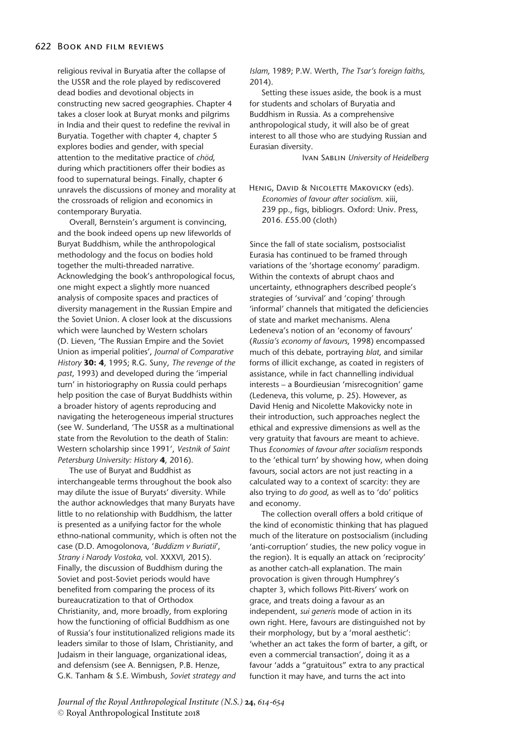religious revival in Buryatia after the collapse of the USSR and the role played by rediscovered dead bodies and devotional objects in constructing new sacred geographies. Chapter 4 takes a closer look at Buryat monks and pilgrims in India and their quest to redefine the revival in Buryatia. Together with chapter 4, chapter 5 explores bodies and gender, with special attention to the meditative practice of *chöd*, during which practitioners offer their bodies as food to supernatural beings. Finally, chapter 6 unravels the discussions of money and morality at the crossroads of religion and economics in contemporary Buryatia.

Overall, Bernstein's argument is convincing, and the book indeed opens up new lifeworlds of Buryat Buddhism, while the anthropological methodology and the focus on bodies hold together the multi-threaded narrative. Acknowledging the book's anthropological focus, one might expect a slightly more nuanced analysis of composite spaces and practices of diversity management in the Russian Empire and the Soviet Union. A closer look at the discussions which were launched by Western scholars (D. Lieven, 'The Russian Empire and the Soviet Union as imperial polities', *Journal of Comparative History* **30: 4**, 1995; R.G. Suny, *The revenge of the past*, 1993) and developed during the 'imperial turn' in historiography on Russia could perhaps help position the case of Buryat Buddhists within a broader history of agents reproducing and navigating the heterogeneous imperial structures (see W. Sunderland, 'The USSR as a multinational state from the Revolution to the death of Stalin: Western scholarship since 1991', *Vestnik of Saint Petersburg University: History* **4**, 2016).

The use of Buryat and Buddhist as interchangeable terms throughout the book also may dilute the issue of Buryats' diversity. While the author acknowledges that many Buryats have little to no relationship with Buddhism, the latter is presented as a unifying factor for the whole ethno-national community, which is often not the case (D.D. Amogolonova, '*Buddizm v Buriatii*', *Strany i Narody Vostoka*, vol. XXXVI, 2015). Finally, the discussion of Buddhism during the Soviet and post-Soviet periods would have benefited from comparing the process of its bureaucratization to that of Orthodox Christianity, and, more broadly, from exploring how the functioning of official Buddhism as one of Russia's four institutionalized religions made its leaders similar to those of Islam, Christianity, and Judaism in their language, organizational ideas, and defensism (see A. Bennigsen, P.B. Henze, G.K. Tanham & S.E. Wimbush, *Soviet strategy and Islam*, 1989; P.W. Werth, *The Tsar's foreign faiths*, 2014).

Setting these issues aside, the book is a must for students and scholars of Buryatia and Buddhism in Russia. As a comprehensive anthropological study, it will also be of great interest to all those who are studying Russian and Eurasian diversity.

Ivan Sablin *University of Heidelberg*

Henig, David & Nicolette Makovicky (eds). *Economies of favour after socialism*. xiii, 239 pp., figs, bibliogrs. Oxford: Univ. Press, 2016. £55.00 (cloth)

Since the fall of state socialism, postsocialist Eurasia has continued to be framed through variations of the 'shortage economy' paradigm. Within the contexts of abrupt chaos and uncertainty, ethnographers described people's strategies of 'survival' and 'coping' through 'informal' channels that mitigated the deficiencies of state and market mechanisms. Alena Ledeneva's notion of an 'economy of favours' (*Russia's economy of favours*, 1998) encompassed much of this debate, portraying *blat*, and similar forms of illicit exchange, as coated in registers of assistance, while in fact channelling individual interests – a Bourdieusian 'misrecognition' game (Ledeneva, this volume, p. 25). However, as David Henig and Nicolette Makovicky note in their introduction, such approaches neglect the ethical and expressive dimensions as well as the very gratuity that favours are meant to achieve. Thus *Economies of favour after socialism* responds to the 'ethical turn' by showing how, when doing favours, social actors are not just reacting in a calculated way to a context of scarcity: they are also trying to *do good*, as well as to 'do' politics and economy.

The collection overall offers a bold critique of the kind of economistic thinking that has plagued much of the literature on postsocialism (including 'anti-corruption' studies, the new policy vogue in the region). It is equally an attack on 'reciprocity' as another catch-all explanation. The main provocation is given through Humphrey's chapter 3, which follows Pitt-Rivers' work on grace, and treats doing a favour as an independent, *sui generis* mode of action in its own right. Here, favours are distinguished not by their morphology, but by a 'moral aesthetic': 'whether an act takes the form of barter, a gift, or even a commercial transaction', doing it as a favour 'adds a "gratuitous" extra to any practical function it may have, and turns the act into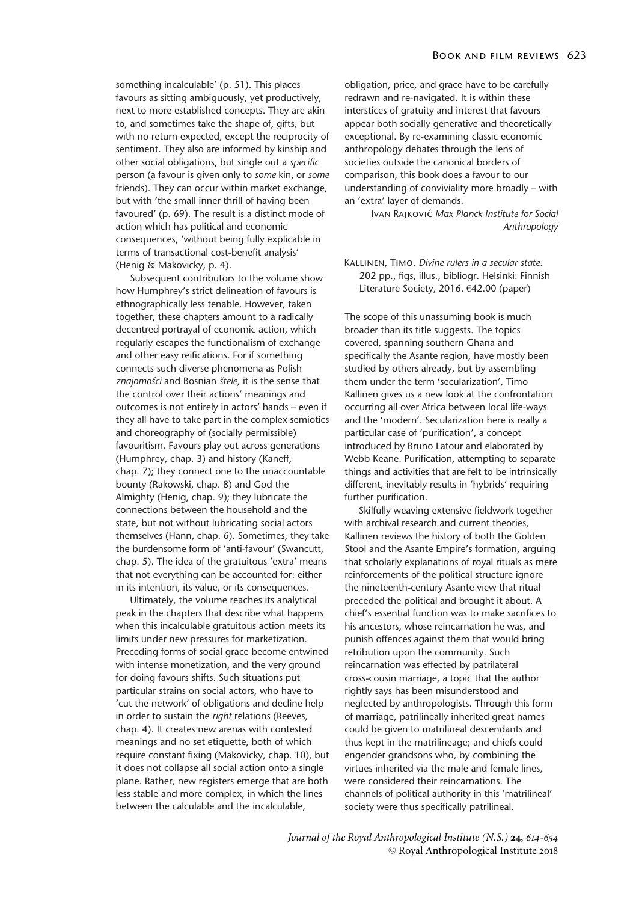something incalculable' (p. 51). This places favours as sitting ambiguously, yet productively, next to more established concepts. They are akin to, and sometimes take the shape of, gifts, but with no return expected, except the reciprocity of sentiment. They also are informed by kinship and other social obligations, but single out a *specific* person (a favour is given only to *some* kin, or *some* friends). They can occur within market exchange, but with 'the small inner thrill of having been favoured' (p. 69). The result is a distinct mode of action which has political and economic consequences, 'without being fully explicable in terms of transactional cost-benefit analysis' (Henig & Makovicky, p. 4).

Subsequent contributors to the volume show how Humphrey's strict delineation of favours is ethnographically less tenable. However, taken together, these chapters amount to a radically decentred portrayal of economic action, which regularly escapes the functionalism of exchange and other easy reifications. For if something connects such diverse phenomena as Polish *znajomości* and Bosnian *štele*, it is the sense that the control over their actions' meanings and outcomes is not entirely in actors' hands – even if they all have to take part in the complex semiotics and choreography of (socially permissible) favouritism. Favours play out across generations (Humphrey, chap. 3) and history (Kaneff, chap. 7); they connect one to the unaccountable bounty (Rakowski, chap. 8) and God the Almighty (Henig, chap. 9); they lubricate the connections between the household and the state, but not without lubricating social actors themselves (Hann, chap. 6). Sometimes, they take the burdensome form of 'anti-favour' (Swancutt, chap. 5). The idea of the gratuitous 'extra' means that not everything can be accounted for: either in its intention, its value, or its consequences.

Ultimately, the volume reaches its analytical peak in the chapters that describe what happens when this incalculable gratuitous action meets its limits under new pressures for marketization. Preceding forms of social grace become entwined with intense monetization, and the very ground for doing favours shifts. Such situations put particular strains on social actors, who have to 'cut the network' of obligations and decline help in order to sustain the *right* relations (Reeves, chap. 4). It creates new arenas with contested meanings and no set etiquette, both of which require constant fixing (Makovicky, chap. 10), but it does not collapse all social action onto a single plane. Rather, new registers emerge that are both less stable and more complex, in which the lines between the calculable and the incalculable, obligation, price, and grace have to be carefully redrawn and re-navigated. It is within these interstices of gratuity and interest that favours appear both socially generative and theoretically exceptional. By re-examining classic economic anthropology debates through the lens of societies outside the canonical borders of comparison, this book does a favour to our understanding of conviviality more broadly – with an 'extra' layer of demands.

Ivan Rajković *Max Planck Institute for Social Anthropology*

Kallinen, Timo. *Divine rulers in a secular state*. 202 pp., figs, illus., bibliogr. Helsinki: Finnish Literature Society, 2016. €42.00 (paper)

The scope of this unassuming book is much broader than its title suggests. The topics covered, spanning southern Ghana and specifically the Asante region, have mostly been studied by others already, but by assembling them under the term 'secularization', Timo Kallinen gives us a new look at the confrontation occurring all over Africa between local life-ways and the 'modern'. Secularization here is really a particular case of 'purification', a concept introduced by Bruno Latour and elaborated by Webb Keane. Purification, attempting to separate things and activities that are felt to be intrinsically different, inevitably results in 'hybrids' requiring further purification.

Skilfully weaving extensive fieldwork together with archival research and current theories, Kallinen reviews the history of both the Golden Stool and the Asante Empire's formation, arguing that scholarly explanations of royal rituals as mere reinforcements of the political structure ignore the nineteenth-century Asante view that ritual preceded the political and brought it about. A chief's essential function was to make sacrifices to his ancestors, whose reincarnation he was, and punish offences against them that would bring retribution upon the community. Such reincarnation was effected by patrilateral cross-cousin marriage, a topic that the author rightly says has been misunderstood and neglected by anthropologists. Through this form of marriage, patrilineally inherited great names could be given to matrilineal descendants and thus kept in the matrilineage; and chiefs could engender grandsons who, by combining the virtues inherited via the male and female lines, were considered their reincarnations. The channels of political authority in this 'matrilineal' society were thus specifically patrilineal.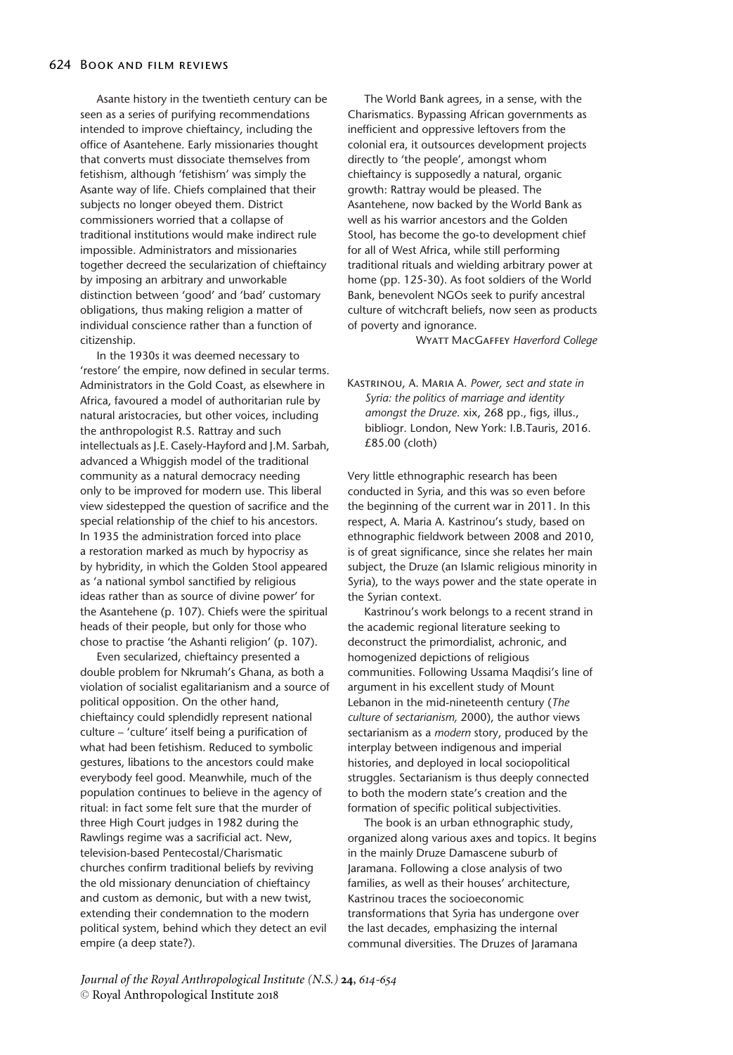Asante history in the twentieth century can be seen as a series of purifying recommendations intended to improve chieftaincy, including the office of Asantehene. Early missionaries thought that converts must dissociate themselves from fetishism, although 'fetishism' was simply the Asante way of life. Chiefs complained that their subjects no longer obeyed them. District commissioners worried that a collapse of traditional institutions would make indirect rule impossible. Administrators and missionaries together decreed the secularization of chieftaincy by imposing an arbitrary and unworkable distinction between 'good' and 'bad' customary obligations, thus making religion a matter of individual conscience rather than a function of citizenship.

In the 1930s it was deemed necessary to 'restore' the empire, now defined in secular terms. Administrators in the Gold Coast, as elsewhere in Africa, favoured a model of authoritarian rule by natural aristocracies, but other voices, including the anthropologist R.S. Rattray and such intellectuals as J.E. Casely-Hayford and J.M. Sarbah, advanced a Whiggish model of the traditional community as a natural democracy needing only to be improved for modern use. This liberal view sidestepped the question of sacrifice and the special relationship of the chief to his ancestors. In 1935 the administration forced into place a restoration marked as much by hypocrisy as by hybridity, in which the Golden Stool appeared as 'a national symbol sanctified by religious ideas rather than as source of divine power' for the Asantehene (p. 107). Chiefs were the spiritual heads of their people, but only for those who chose to practise 'the Ashanti religion' (p. 107).

Even secularized, chieftaincy presented a double problem for Nkrumah's Ghana, as both a violation of socialist egalitarianism and a source of political opposition. On the other hand, chieftaincy could splendidly represent national culture – 'culture' itself being a purification of what had been fetishism. Reduced to symbolic gestures, libations to the ancestors could make everybody feel good. Meanwhile, much of the population continues to believe in the agency of ritual: in fact some felt sure that the murder of three High Court judges in 1982 during the Rawlings regime was a sacrificial act. New, television-based Pentecostal/Charismatic churches confirm traditional beliefs by reviving the old missionary denunciation of chieftaincy and custom as demonic, but with a new twist, extending their condemnation to the modern political system, behind which they detect an evil empire (a deep state?).

The World Bank agrees, in a sense, with the Charismatics. Bypassing African governments as inefficient and oppressive leftovers from the colonial era, it outsources development projects directly to 'the people', amongst whom chieftaincy is supposedly a natural, organic growth: Rattray would be pleased. The Asantehene, now backed by the World Bank as well as his warrior ancestors and the Golden Stool, has become the go-to development chief for all of West Africa, while still performing traditional rituals and wielding arbitrary power at home (pp. 125-30). As foot soldiers of the World Bank, benevolent NGOs seek to purify ancestral culture of witchcraft beliefs, now seen as products of poverty and ignorance.

Wyatt MacGaffey *Haverford College*

Kastrinou, A. Maria A. *Power, sect and state in Syria: the politics of marriage and identity amongst the Druze*. xix, 268 pp., figs, illus., bibliogr. London, New York: I.B.Tauris, 2016. £85.00 (cloth)

Very little ethnographic research has been conducted in Syria, and this was so even before the beginning of the current war in 2011. In this respect, A. Maria A. Kastrinou's study, based on ethnographic fieldwork between 2008 and 2010, is of great significance, since she relates her main subject, the Druze (an Islamic religious minority in Syria), to the ways power and the state operate in the Syrian context.

Kastrinou's work belongs to a recent strand in the academic regional literature seeking to deconstruct the primordialist, achronic, and homogenized depictions of religious communities. Following Ussama Maqdisi's line of argument in his excellent study of Mount Lebanon in the mid-nineteenth century (*The culture of sectarianism,* 2000), the author views sectarianism as a *modern* story, produced by the interplay between indigenous and imperial histories, and deployed in local sociopolitical struggles. Sectarianism is thus deeply connected to both the modern state's creation and the formation of specific political subjectivities.

The book is an urban ethnographic study, organized along various axes and topics. It begins in the mainly Druze Damascene suburb of Jaramana. Following a close analysis of two families, as well as their houses' architecture, Kastrinou traces the socioeconomic transformations that Syria has undergone over the last decades, emphasizing the internal communal diversities. The Druzes of Jaramana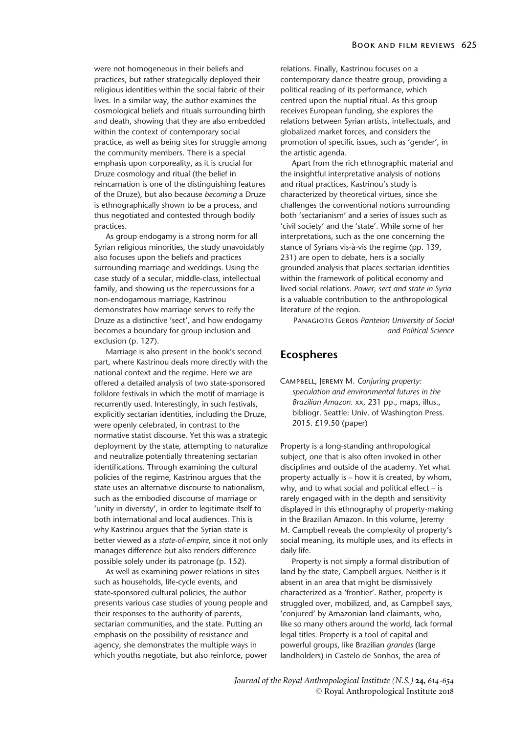were not homogeneous in their beliefs and practices, but rather strategically deployed their religious identities within the social fabric of their lives. In a similar way, the author examines the cosmological beliefs and rituals surrounding birth and death, showing that they are also embedded within the context of contemporary social practice, as well as being sites for struggle among the community members. There is a special emphasis upon corporeality, as it is crucial for Druze cosmology and ritual (the belief in reincarnation is one of the distinguishing features of the Druze), but also because *becoming* a Druze is ethnographically shown to be a process, and thus negotiated and contested through bodily practices.

As group endogamy is a strong norm for all Syrian religious minorities, the study unavoidably also focuses upon the beliefs and practices surrounding marriage and weddings. Using the case study of a secular, middle-class, intellectual family, and showing us the repercussions for a non-endogamous marriage, Kastrinou demonstrates how marriage serves to reify the Druze as a distinctive 'sect', and how endogamy becomes a boundary for group inclusion and exclusion (p. 127).

Marriage is also present in the book's second part, where Kastrinou deals more directly with the national context and the regime. Here we are offered a detailed analysis of two state-sponsored folklore festivals in which the motif of marriage is recurrently used. Interestingly, in such festivals, explicitly sectarian identities, including the Druze, were openly celebrated, in contrast to the normative statist discourse. Yet this was a strategic deployment by the state, attempting to naturalize and neutralize potentially threatening sectarian identifications. Through examining the cultural policies of the regime, Kastrinou argues that the state uses an alternative discourse to nationalism, such as the embodied discourse of marriage or 'unity in diversity', in order to legitimate itself to both international and local audiences. This is why Kastrinou argues that the Syrian state is better viewed as a *state-of-empire*, since it not only manages difference but also renders difference possible solely under its patronage (p. 152).

As well as examining power relations in sites such as households, life-cycle events, and state-sponsored cultural policies, the author presents various case studies of young people and their responses to the authority of parents, sectarian communities, and the state. Putting an emphasis on the possibility of resistance and agency, she demonstrates the multiple ways in which youths negotiate, but also reinforce, power relations. Finally, Kastrinou focuses on a contemporary dance theatre group, providing a political reading of its performance, which centred upon the nuptial ritual. As this group receives European funding, she explores the relations between Syrian artists, intellectuals, and globalized market forces, and considers the promotion of specific issues, such as 'gender', in the artistic agenda.

Apart from the rich ethnographic material and the insightful interpretative analysis of notions and ritual practices, Kastrinou's study is characterized by theoretical virtues, since she challenges the conventional notions surrounding both 'sectarianism' and a series of issues such as 'civil society' and the 'state'. While some of her interpretations, such as the one concerning the stance of Syrians vis-à-vis the regime (pp. 139, 231) are open to debate, hers is a socially grounded analysis that places sectarian identities within the framework of political economy and lived social relations. *Power, sect and state in Syria* is a valuable contribution to the anthropological literature of the region.

Panagiotis Geros *Panteion University of Social and Political Science*

## Ecospheres

Campbell, Jeremy M. *Conjuring property: speculation and environmental futures in the Brazilian Amazon*. xx, 231 pp., maps, illus., bibliogr. Seattle: Univ. of Washington Press. 2015. £19.50 (paper)

Property is a long-standing anthropological subject, one that is also often invoked in other disciplines and outside of the academy. Yet what property actually is – how it is created, by whom, why, and to what social and political effect – is rarely engaged with in the depth and sensitivity displayed in this ethnography of property-making in the Brazilian Amazon. In this volume, Jeremy M. Campbell reveals the complexity of property's social meaning, its multiple uses, and its effects in daily life.

Property is not simply a formal distribution of land by the state, Campbell argues. Neither is it absent in an area that might be dismissively characterized as a 'frontier'. Rather, property is struggled over, mobilized, and, as Campbell says, 'conjured' by Amazonian land claimants, who, like so many others around the world, lack formal legal titles. Property is a tool of capital and powerful groups, like Brazilian *grandes* (large landholders) in Castelo de Sonhos, the area of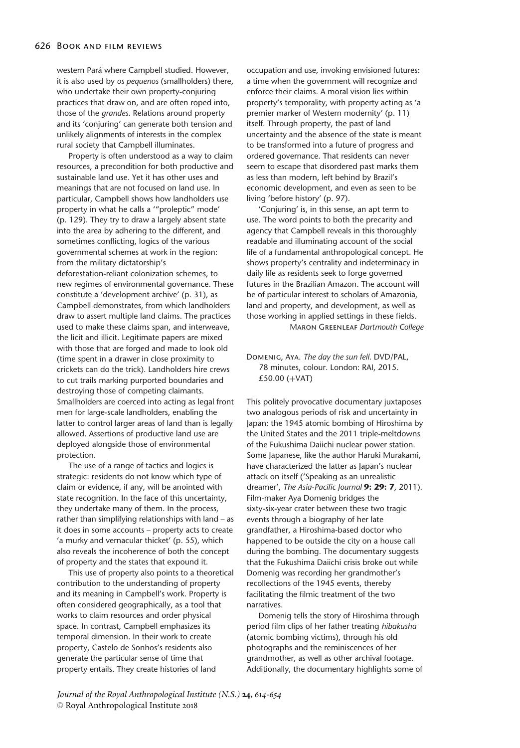western Pará where Campbell studied. However, it is also used by *os pequenos* (smallholders) there, who undertake their own property-conjuring practices that draw on, and are often roped into, those of the *grandes.* Relations around property and its 'conjuring' can generate both tension and unlikely alignments of interests in the complex rural society that Campbell illuminates.

Property is often understood as a way to claim resources, a precondition for both productive and sustainable land use. Yet it has other uses and meanings that are not focused on land use. In particular, Campbell shows how landholders use property in what he calls a '"proleptic" mode' (p. 129). They try to draw a largely absent state into the area by adhering to the different, and sometimes conflicting, logics of the various governmental schemes at work in the region: from the military dictatorship's deforestation-reliant colonization schemes, to new regimes of environmental governance. These constitute a 'development archive' (p. 31), as Campbell demonstrates, from which landholders draw to assert multiple land claims. The practices used to make these claims span, and interweave, the licit and illicit. Legitimate papers are mixed with those that are forged and made to look old (time spent in a drawer in close proximity to crickets can do the trick). Landholders hire crews to cut trails marking purported boundaries and destroying those of competing claimants. Smallholders are coerced into acting as legal front men for large-scale landholders, enabling the latter to control larger areas of land than is legally allowed. Assertions of productive land use are deployed alongside those of environmental protection.

The use of a range of tactics and logics is strategic: residents do not know which type of claim or evidence, if any, will be anointed with state recognition. In the face of this uncertainty, they undertake many of them. In the process, rather than simplifying relationships with land – as it does in some accounts – property acts to create 'a murky and vernacular thicket' (p. 55), which also reveals the incoherence of both the concept of property and the states that expound it.

This use of property also points to a theoretical contribution to the understanding of property and its meaning in Campbell's work. Property is often considered geographically, as a tool that works to claim resources and order physical space. In contrast, Campbell emphasizes its temporal dimension. In their work to create property, Castelo de Sonhos's residents also generate the particular sense of time that property entails. They create histories of land occupation and use, invoking envisioned futures: a time when the government will recognize and enforce their claims. A moral vision lies within property's temporality, with property acting as 'a premier marker of Western modernity' (p. 11) itself. Through property, the past of land uncertainty and the absence of the state is meant to be transformed into a future of progress and ordered governance. That residents can never seem to escape that disordered past marks them as less than modern, left behind by Brazil's economic development, and even as seen to be living 'before history' (p. 97).

'Conjuring' is, in this sense, an apt term to use. The word points to both the precarity and agency that Campbell reveals in this thoroughly readable and illuminating account of the social life of a fundamental anthropological concept. He shows property's centrality and indeterminacy in daily life as residents seek to forge governed futures in the Brazilian Amazon. The account will be of particular interest to scholars of Amazonia, land and property, and development, as well as those working in applied settings in these fields.

Maron Greenleaf *Dartmouth College*

Domenig, Aya. *The day the sun fell*. DVD/PAL, 78 minutes, colour. London: RAI, 2015. £50.00 (+VAT)

This politely provocative documentary juxtaposes two analogous periods of risk and uncertainty in Japan: the 1945 atomic bombing of Hiroshima by the United States and the 2011 triple-meltdowns of the Fukushima Daiichi nuclear power station. Some Japanese, like the author Haruki Murakami, have characterized the latter as Japan's nuclear attack on itself ('Speaking as an unrealistic dreamer', *The Asia-Pacific Journal* **9: 29: 7**, 2011). Film-maker Aya Domenig bridges the sixty-six-year crater between these two tragic events through a biography of her late grandfather, a Hiroshima-based doctor who happened to be outside the city on a house call during the bombing. The documentary suggests that the Fukushima Daiichi crisis broke out while Domenig was recording her grandmother's recollections of the 1945 events, thereby facilitating the filmic treatment of the two narratives.

Domenig tells the story of Hiroshima through period film clips of her father treating *hibakusha* (atomic bombing victims), through his old photographs and the reminiscences of her grandmother, as well as other archival footage. Additionally, the documentary highlights some of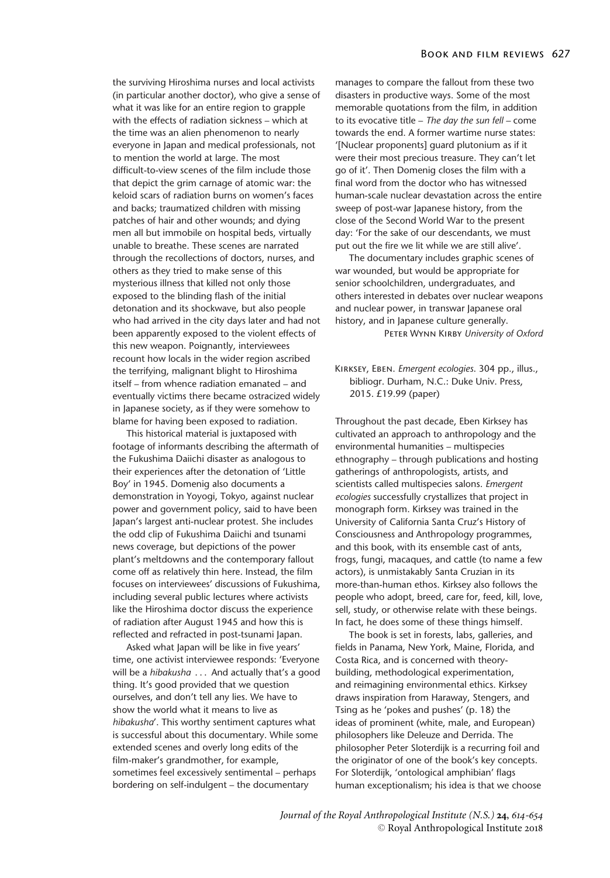the surviving Hiroshima nurses and local activists (in particular another doctor), who give a sense of what it was like for an entire region to grapple with the effects of radiation sickness – which at the time was an alien phenomenon to nearly everyone in Japan and medical professionals, not to mention the world at large. The most difficult-to-view scenes of the film include those that depict the grim carnage of atomic war: the keloid scars of radiation burns on women's faces and backs; traumatized children with missing patches of hair and other wounds; and dying men all but immobile on hospital beds, virtually unable to breathe. These scenes are narrated through the recollections of doctors, nurses, and others as they tried to make sense of this mysterious illness that killed not only those exposed to the blinding flash of the initial detonation and its shockwave, but also people who had arrived in the city days later and had not been apparently exposed to the violent effects of this new weapon. Poignantly, interviewees recount how locals in the wider region ascribed the terrifying, malignant blight to Hiroshima itself – from whence radiation emanated – and eventually victims there became ostracized widely in Japanese society, as if they were somehow to blame for having been exposed to radiation.

This historical material is juxtaposed with footage of informants describing the aftermath of the Fukushima Daiichi disaster as analogous to their experiences after the detonation of 'Little Boy' in 1945. Domenig also documents a demonstration in Yoyogi, Tokyo, against nuclear power and government policy, said to have been Japan's largest anti-nuclear protest. She includes the odd clip of Fukushima Daiichi and tsunami news coverage, but depictions of the power plant's meltdowns and the contemporary fallout come off as relatively thin here. Instead, the film focuses on interviewees' discussions of Fukushima, including several public lectures where activists like the Hiroshima doctor discuss the experience of radiation after August 1945 and how this is reflected and refracted in post-tsunami Japan.

Asked what Japan will be like in five years' time, one activist interviewee responds: 'Everyone will be a *hibakusha* ... And actually that's a good thing. It's good provided that we question ourselves, and don't tell any lies. We have to show the world what it means to live as *hibakusha*'. This worthy sentiment captures what is successful about this documentary. While some extended scenes and overly long edits of the film-maker's grandmother, for example, sometimes feel excessively sentimental – perhaps bordering on self-indulgent – the documentary manages to compare the fallout from these two disasters in productive ways. Some of the most memorable quotations from the film, in addition to its evocative title – *The day the sun fell* – come towards the end. A former wartime nurse states: '[Nuclear proponents] guard plutonium as if it were their most precious treasure. They can't let go of it'. Then Domenig closes the film with a final word from the doctor who has witnessed human-scale nuclear devastation across the entire sweep of post-war Japanese history, from the close of the Second World War to the present day: 'For the sake of our descendants, we must put out the fire we lit while we are still alive'.

The documentary includes graphic scenes of war wounded, but would be appropriate for senior schoolchildren, undergraduates, and others interested in debates over nuclear weapons and nuclear power, in transwar Japanese oral history, and in Japanese culture generally.

Peter Wynn Kirby *University of Oxford*

Kirksey, Eben. *Emergent ecologies*. 304 pp., illus., bibliogr. Durham, N.C.: Duke Univ. Press, 2015. £19.99 (paper)

Throughout the past decade, Eben Kirksey has cultivated an approach to anthropology and the environmental humanities – multispecies ethnography – through publications and hosting gatherings of anthropologists, artists, and scientists called multispecies salons. *Emergent ecologies* successfully crystallizes that project in monograph form. Kirksey was trained in the University of California Santa Cruz's History of Consciousness and Anthropology programmes, and this book, with its ensemble cast of ants, frogs, fungi, macaques, and cattle (to name a few actors), is unmistakably Santa Cruzian in its more-than-human ethos. Kirksey also follows the people who adopt, breed, care for, feed, kill, love, sell, study, or otherwise relate with these beings. In fact, he does some of these things himself.

The book is set in forests, labs, galleries, and fields in Panama, New York, Maine, Florida, and Costa Rica, and is concerned with theory-building, methodological experimentation, and reimagining environmental ethics. Kirksey draws inspiration from Haraway, Stengers, and Tsing as he 'pokes and pushes' (p. 18) the ideas of prominent (white, male, and European) philosophers like Deleuze and Derrida. The philosopher Peter Sloterdijk is a recurring foil and the originator of one of the book's key concepts. For Sloterdijk, 'ontological amphibian' flags human exceptionalism; his idea is that we choose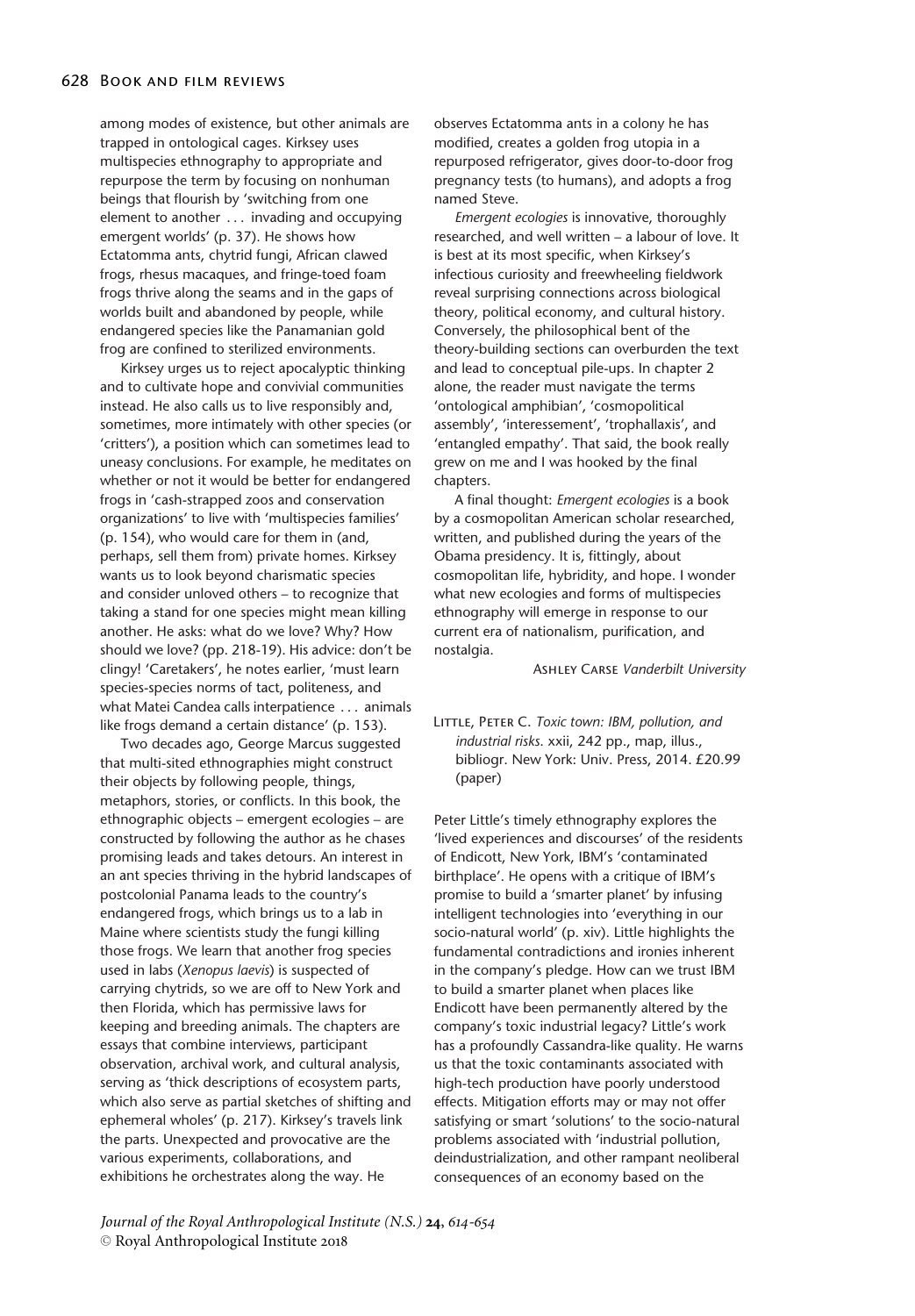among modes of existence, but other animals are trapped in ontological cages. Kirksey uses multispecies ethnography to appropriate and repurpose the term by focusing on nonhuman beings that flourish by 'switching from one element to another . . . invading and occupying emergent worlds' (p. 37). He shows how Ectatomma ants, chytrid fungi, African clawed frogs, rhesus macaques, and fringe-toed foam frogs thrive along the seams and in the gaps of worlds built and abandoned by people, while endangered species like the Panamanian gold frog are confined to sterilized environments.

Kirksey urges us to reject apocalyptic thinking and to cultivate hope and convivial communities instead. He also calls us to live responsibly and, sometimes, more intimately with other species (or 'critters'), a position which can sometimes lead to uneasy conclusions. For example, he meditates on whether or not it would be better for endangered frogs in 'cash-strapped zoos and conservation organizations' to live with 'multispecies families' (p. 154), who would care for them in (and, perhaps, sell them from) private homes. Kirksey wants us to look beyond charismatic species and consider unloved others – to recognize that taking a stand for one species might mean killing another. He asks: what do we love? Why? How should we love? (pp. 218-19). His advice: don't be clingy! 'Caretakers', he notes earlier, 'must learn species-species norms of tact, politeness, and what Matei Candea calls interpatience . . . animals like frogs demand a certain distance' (p. 153).

Two decades ago, George Marcus suggested that multi-sited ethnographies might construct their objects by following people, things, metaphors, stories, or conflicts. In this book, the ethnographic objects – emergent ecologies – are constructed by following the author as he chases promising leads and takes detours. An interest in an ant species thriving in the hybrid landscapes of postcolonial Panama leads to the country's endangered frogs, which brings us to a lab in Maine where scientists study the fungi killing those frogs. We learn that another frog species used in labs (*Xenopus laevis*) is suspected of carrying chytrids, so we are off to New York and then Florida, which has permissive laws for keeping and breeding animals. The chapters are essays that combine interviews, participant observation, archival work, and cultural analysis, serving as 'thick descriptions of ecosystem parts, which also serve as partial sketches of shifting and ephemeral wholes' (p. 217). Kirksey's travels link the parts. Unexpected and provocative are the various experiments, collaborations, and exhibitions he orchestrates along the way. He observes Ectatomma ants in a colony he has modified, creates a golden frog utopia in a repurposed refrigerator, gives door-to-door frog pregnancy tests (to humans), and adopts a frog named Steve.

*Emergent ecologies* is innovative, thoroughly researched, and well written – a labour of love. It is best at its most specific, when Kirksey's infectious curiosity and freewheeling fieldwork reveal surprising connections across biological theory, political economy, and cultural history. Conversely, the philosophical bent of the theory-building sections can overburden the text and lead to conceptual pile-ups. In chapter 2 alone, the reader must navigate the terms 'ontological amphibian', 'cosmopolitical assembly', 'interessement', 'trophallaxis', and 'entangled empathy'. That said, the book really grew on me and I was hooked by the final chapters.

A final thought: *Emergent ecologies* is a book by a cosmopolitan American scholar researched, written, and published during the years of the Obama presidency. It is, fittingly, about cosmopolitan life, hybridity, and hope. I wonder what new ecologies and forms of multispecies ethnography will emerge in response to our current era of nationalism, purification, and nostalgia.

Ashley Carse *Vanderbilt University*

Little, Peter C. *Toxic town: IBM, pollution, and industrial risks*. xxii, 242 pp., map, illus., bibliogr. New York: Univ. Press, 2014. £20.99 (paper)

Peter Little's timely ethnography explores the 'lived experiences and discourses' of the residents of Endicott, New York, IBM's 'contaminated birthplace'. He opens with a critique of IBM's promise to build a 'smarter planet' by infusing intelligent technologies into 'everything in our socio-natural world' (p. xiv). Little highlights the fundamental contradictions and ironies inherent in the company's pledge. How can we trust IBM to build a smarter planet when places like Endicott have been permanently altered by the company's toxic industrial legacy? Little's work has a profoundly Cassandra-like quality. He warns us that the toxic contaminants associated with high-tech production have poorly understood effects. Mitigation efforts may or may not offer satisfying or smart 'solutions' to the socio-natural problems associated with 'industrial pollution, deindustrialization, and other rampant neoliberal consequences of an economy based on the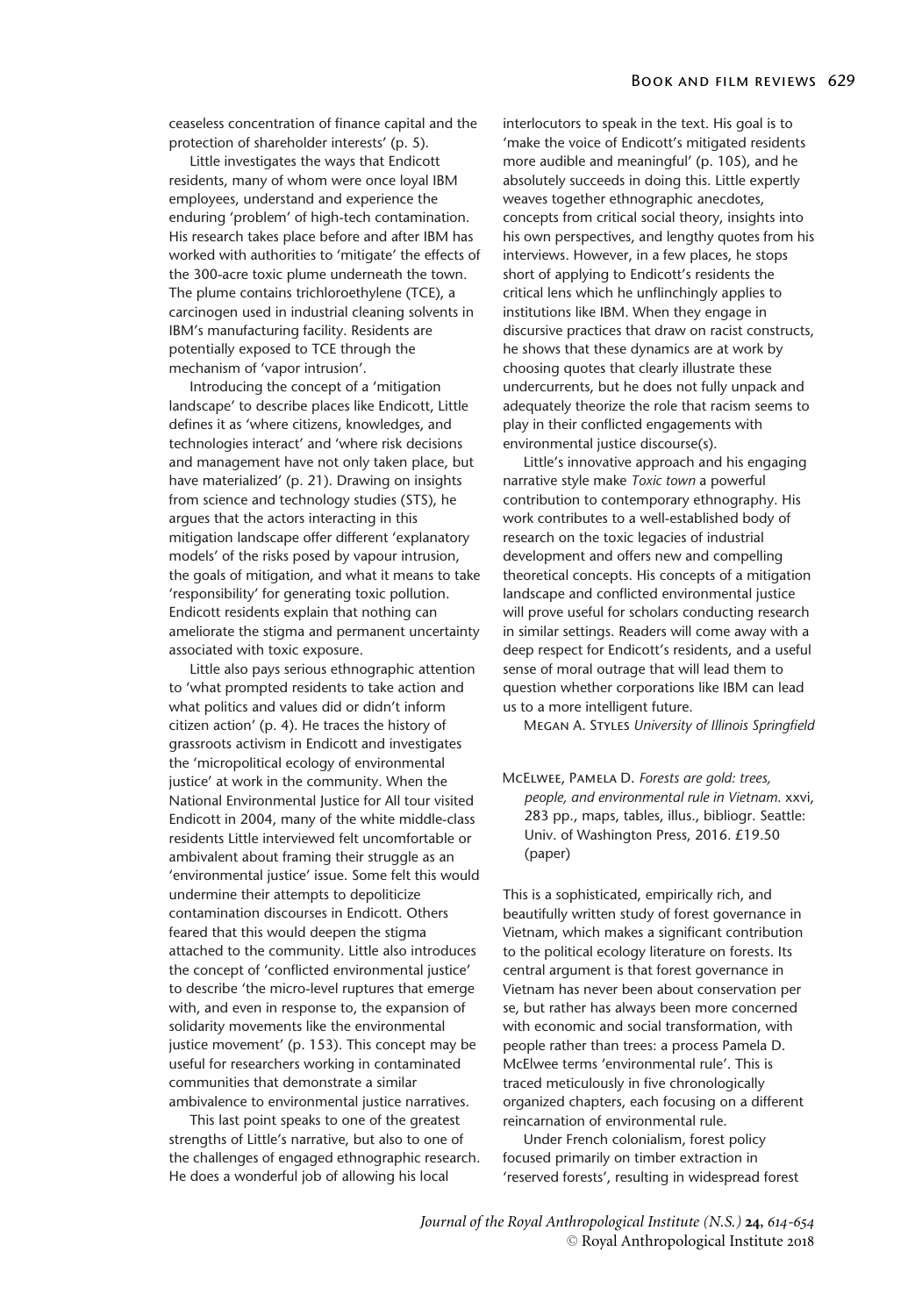ceaseless concentration of finance capital and the protection of shareholder interests' (p. 5).

Little investigates the ways that Endicott residents, many of whom were once loyal IBM employees, understand and experience the enduring 'problem' of high-tech contamination. His research takes place before and after IBM has worked with authorities to 'mitigate' the effects of the 300-acre toxic plume underneath the town. The plume contains trichloroethylene (TCE), a carcinogen used in industrial cleaning solvents in IBM's manufacturing facility. Residents are potentially exposed to TCE through the mechanism of 'vapor intrusion'.

Introducing the concept of a 'mitigation landscape' to describe places like Endicott, Little defines it as 'where citizens, knowledges, and technologies interact' and 'where risk decisions and management have not only taken place, but have materialized' (p. 21). Drawing on insights from science and technology studies (STS), he argues that the actors interacting in this mitigation landscape offer different 'explanatory models' of the risks posed by vapour intrusion, the goals of mitigation, and what it means to take 'responsibility' for generating toxic pollution. Endicott residents explain that nothing can ameliorate the stigma and permanent uncertainty associated with toxic exposure.

Little also pays serious ethnographic attention to 'what prompted residents to take action and what politics and values did or didn't inform citizen action' (p. 4). He traces the history of grassroots activism in Endicott and investigates the 'micropolitical ecology of environmental justice' at work in the community. When the National Environmental Justice for All tour visited Endicott in 2004, many of the white middle-class residents Little interviewed felt uncomfortable or ambivalent about framing their struggle as an 'environmental justice' issue. Some felt this would undermine their attempts to depoliticize contamination discourses in Endicott. Others feared that this would deepen the stigma attached to the community. Little also introduces the concept of 'conflicted environmental justice' to describe 'the micro-level ruptures that emerge with, and even in response to, the expansion of solidarity movements like the environmental justice movement' (p. 153). This concept may be useful for researchers working in contaminated communities that demonstrate a similar ambivalence to environmental justice narratives.

This last point speaks to one of the greatest strengths of Little's narrative, but also to one of the challenges of engaged ethnographic research. He does a wonderful job of allowing his local interlocutors to speak in the text. His goal is to 'make the voice of Endicott's mitigated residents more audible and meaningful' (p. 105), and he absolutely succeeds in doing this. Little expertly weaves together ethnographic anecdotes, concepts from critical social theory, insights into his own perspectives, and lengthy quotes from his interviews. However, in a few places, he stops short of applying to Endicott's residents the critical lens which he unflinchingly applies to institutions like IBM. When they engage in discursive practices that draw on racist constructs, he shows that these dynamics are at work by choosing quotes that clearly illustrate these undercurrents, but he does not fully unpack and adequately theorize the role that racism seems to play in their conflicted engagements with environmental justice discourse(s).

Little's innovative approach and his engaging narrative style make *Toxic town* a powerful contribution to contemporary ethnography. His work contributes to a well-established body of research on the toxic legacies of industrial development and offers new and compelling theoretical concepts. His concepts of a mitigation landscape and conflicted environmental justice will prove useful for scholars conducting research in similar settings. Readers will come away with a deep respect for Endicott's residents, and a useful sense of moral outrage that will lead them to question whether corporations like IBM can lead us to a more intelligent future.

Megan A. Styles *University of Illinois Springfield*

McElwee, Pamela D. *Forests are gold: trees, people, and environmental rule in Vietnam*. xxvi, 283 pp., maps, tables, illus., bibliogr. Seattle: Univ. of Washington Press, 2016. £19.50 (paper)

This is a sophisticated, empirically rich, and beautifully written study of forest governance in Vietnam, which makes a significant contribution to the political ecology literature on forests. Its central argument is that forest governance in Vietnam has never been about conservation per se, but rather has always been more concerned with economic and social transformation, with people rather than trees: a process Pamela D. McElwee terms 'environmental rule'. This is traced meticulously in five chronologically organized chapters, each focusing on a different reincarnation of environmental rule.

Under French colonialism, forest policy focused primarily on timber extraction in 'reserved forests', resulting in widespread forest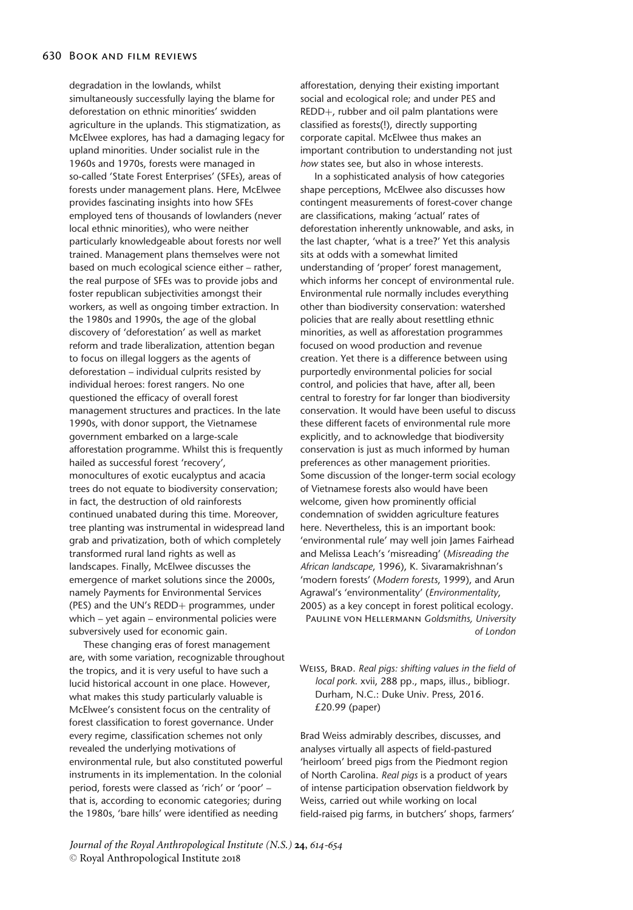degradation in the lowlands, whilst simultaneously successfully laying the blame for deforestation on ethnic minorities' swidden agriculture in the uplands. This stigmatization, as McElwee explores, has had a damaging legacy for upland minorities. Under socialist rule in the 1960s and 1970s, forests were managed in so-called 'State Forest Enterprises' (SFEs), areas of forests under management plans. Here, McElwee provides fascinating insights into how SFEs employed tens of thousands of lowlanders (never local ethnic minorities), who were neither particularly knowledgeable about forests nor well trained. Management plans themselves were not based on much ecological science either – rather, the real purpose of SFEs was to provide jobs and foster republican subjectivities amongst their workers, as well as ongoing timber extraction. In the 1980s and 1990s, the age of the global discovery of 'deforestation' as well as market reform and trade liberalization, attention began to focus on illegal loggers as the agents of deforestation – individual culprits resisted by individual heroes: forest rangers. No one questioned the efficacy of overall forest management structures and practices. In the late 1990s, with donor support, the Vietnamese government embarked on a large-scale afforestation programme. Whilst this is frequently hailed as successful forest 'recovery', monocultures of exotic eucalyptus and acacia trees do not equate to biodiversity conservation; in fact, the destruction of old rainforests continued unabated during this time. Moreover, tree planting was instrumental in widespread land grab and privatization, both of which completely transformed rural land rights as well as landscapes. Finally, McElwee discusses the emergence of market solutions since the 2000s, namely Payments for Environmental Services (PES) and the UN's REDD+ programmes, under which – yet again – environmental policies were subversively used for economic gain.

These changing eras of forest management are, with some variation, recognizable throughout the tropics, and it is very useful to have such a lucid historical account in one place. However, what makes this study particularly valuable is McElwee's consistent focus on the centrality of forest classification to forest governance. Under every regime, classification schemes not only revealed the underlying motivations of environmental rule, but also constituted powerful instruments in its implementation. In the colonial period, forests were classed as 'rich' or 'poor' – that is, according to economic categories; during the 1980s, 'bare hills' were identified as needing afforestation, denying their existing important social and ecological role; and under PES and REDD+, rubber and oil palm plantations were classified as forests(!), directly supporting corporate capital. McElwee thus makes an important contribution to understanding not just *how* states see, but also in whose interests.

In a sophisticated analysis of how categories shape perceptions, McElwee also discusses how contingent measurements of forest-cover change are classifications, making 'actual' rates of deforestation inherently unknowable, and asks, in the last chapter, 'what is a tree?' Yet this analysis sits at odds with a somewhat limited understanding of 'proper' forest management, which informs her concept of environmental rule. Environmental rule normally includes everything other than biodiversity conservation: watershed policies that are really about resettling ethnic minorities, as well as afforestation programmes focused on wood production and revenue creation. Yet there is a difference between using purportedly environmental policies for social control, and policies that have, after all, been central to forestry for far longer than biodiversity conservation. It would have been useful to discuss these different facets of environmental rule more explicitly, and to acknowledge that biodiversity conservation is just as much informed by human preferences as other management priorities. Some discussion of the longer-term social ecology of Vietnamese forests also would have been welcome, given how prominently official condemnation of swidden agriculture features here. Nevertheless, this is an important book: 'environmental rule' may well join James Fairhead and Melissa Leach's 'misreading' (*Misreading the African landscape*, 1996), K. Sivaramakrishnan's 'modern forests' (*Modern forests*, 1999), and Arun Agrawal's 'environmentality' (*Environmentality*, 2005) as a key concept in forest political ecology.

PAULINE VON HELLERMANN *Goldsmiths, University of London*

WEISS, BRAD. *Real pigs: shifting values in the field of local pork.* xvii, 288 pp., maps, illus., bibliogr. Durham, N.C.: Duke Univ. Press, 2016. £20.99 (paper)

Brad Weiss admirably describes, discusses, and analyses virtually all aspects of field-pastured 'heirloom' breed pigs from the Piedmont region of North Carolina. *Real pigs* is a product of years of intense participation observation fieldwork by Weiss, carried out while working on local field-raised pig farms, in butchers' shops, farmers'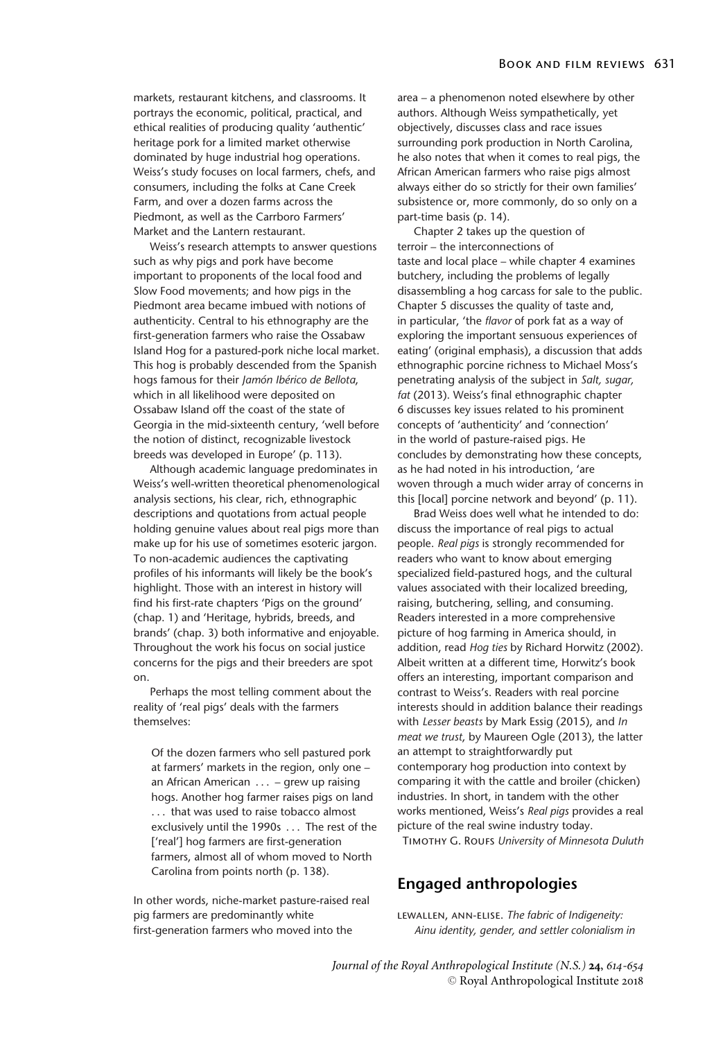markets, restaurant kitchens, and classrooms. It portrays the economic, political, practical, and ethical realities of producing quality 'authentic' heritage pork for a limited market otherwise dominated by huge industrial hog operations. Weiss's study focuses on local farmers, chefs, and consumers, including the folks at Cane Creek Farm, and over a dozen farms across the Piedmont, as well as the Carrboro Farmers' Market and the Lantern restaurant.

Weiss's research attempts to answer questions such as why pigs and pork have become important to proponents of the local food and Slow Food movements; and how pigs in the Piedmont area became imbued with notions of authenticity. Central to his ethnography are the first-generation farmers who raise the Ossabaw Island Hog for a pastured-pork niche local market. This hog is probably descended from the Spanish hogs famous for their *Jamón Ibérico de Bellota*, which in all likelihood were deposited on Ossabaw Island off the coast of the state of Georgia in the mid-sixteenth century, 'well before the notion of distinct, recognizable livestock breeds was developed in Europe' (p. 113).

Although academic language predominates in Weiss's well-written theoretical phenomenological analysis sections, his clear, rich, ethnographic descriptions and quotations from actual people holding genuine values about real pigs more than make up for his use of sometimes esoteric jargon. To non-academic audiences the captivating profiles of his informants will likely be the book's highlight. Those with an interest in history will find his first-rate chapters 'Pigs on the ground' (chap. 1) and 'Heritage, hybrids, breeds, and brands' (chap. 3) both informative and enjoyable. Throughout the work his focus on social justice concerns for the pigs and their breeders are spot on.

Perhaps the most telling comment about the reality of 'real pigs' deals with the farmers themselves:

> Of the dozen farmers who sell pastured pork at farmers' markets in the region, only one – an African American ... – grew up raising hogs. Another hog farmer raises pigs on land ... that was used to raise tobacco almost exclusively until the 1990s ... The rest of the ['real'] hog farmers are first-generation farmers, almost all of whom moved to North Carolina from points north (p. 138).

In other words, niche-market pasture-raised real pig farmers are predominantly white first-generation farmers who moved into the area – a phenomenon noted elsewhere by other authors. Although Weiss sympathetically, yet objectively, discusses class and race issues surrounding pork production in North Carolina, he also notes that when it comes to real pigs, the African American farmers who raise pigs almost always either do so strictly for their own families' subsistence or, more commonly, do so only on a part-time basis (p. 14).

Chapter 2 takes up the question of terroir – the interconnections of taste and local place – while chapter 4 examines butchery, including the problems of legally disassembling a hog carcass for sale to the public. Chapter 5 discusses the quality of taste and, in particular, 'the *flavor* of pork fat as a way of exploring the important sensuous experiences of eating' (original emphasis), a discussion that adds ethnographic porcine richness to Michael Moss's penetrating analysis of the subject in *Salt, sugar, fat* (2013). Weiss's final ethnographic chapter 6 discusses key issues related to his prominent concepts of 'authenticity' and 'connection' in the world of pasture-raised pigs. He concludes by demonstrating how these concepts, as he had noted in his introduction, 'are woven through a much wider array of concerns in this [local] porcine network and beyond' (p. 11).

Brad Weiss does well what he intended to do: discuss the importance of real pigs to actual people. *Real pigs* is strongly recommended for readers who want to know about emerging specialized field-pastured hogs, and the cultural values associated with their localized breeding, raising, butchering, selling, and consuming. Readers interested in a more comprehensive picture of hog farming in America should, in addition, read *Hog ties* by Richard Horwitz (2002). Albeit written at a different time, Horwitz's book offers an interesting, important comparison and contrast to Weiss's. Readers with real porcine interests should in addition balance their readings with *Lesser beasts* by Mark Essig (2015), and *In meat we trust*, by Maureen Ogle (2013), the latter an attempt to straightforwardly put contemporary hog production into context by comparing it with the cattle and broiler (chicken) industries. In short, in tandem with the other works mentioned, Weiss's *Real pigs* provides a real picture of the real swine industry today.

Timothy G. Roufs *University of Minnesota Duluth*

## Engaged anthropologies

Lewallen, Ann-Elise. *The fabric of Indigeneity: Ainu identity, gender, and settler colonialism in*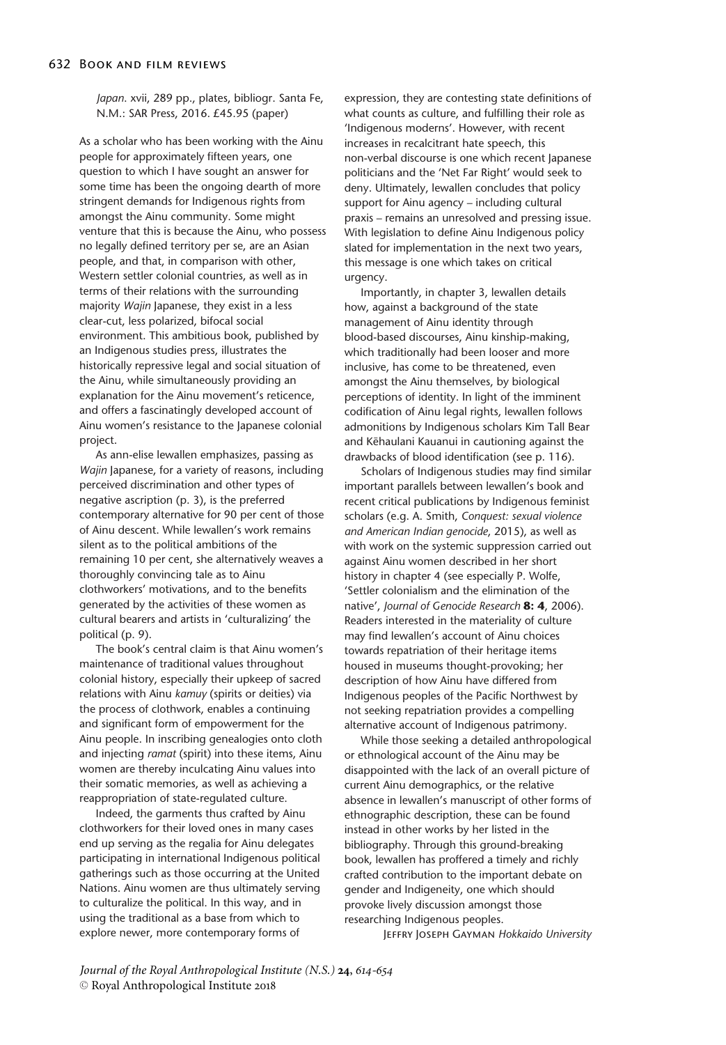*Japan*. xvii, 289 pp., plates, bibliogr. Santa Fe, N.M.: SAR Press, 2016. £45.95 (paper)

As a scholar who has been working with the Ainu people for approximately fifteen years, one question to which I have sought an answer for some time has been the ongoing dearth of more stringent demands for Indigenous rights from amongst the Ainu community. Some might venture that this is because the Ainu, who possess no legally defined territory per se, are an Asian people, and that, in comparison with other, Western settler colonial countries, as well as in terms of their relations with the surrounding majority *Wajin* Japanese, they exist in a less clear-cut, less polarized, bifocal social environment. This ambitious book, published by an Indigenous studies press, illustrates the historically repressive legal and social situation of the Ainu, while simultaneously providing an explanation for the Ainu movement's reticence, and offers a fascinatingly developed account of Ainu women's resistance to the Japanese colonial project.

As ann-elise lewallen emphasizes, passing as *Wajin* Japanese, for a variety of reasons, including perceived discrimination and other types of negative ascription (p. 3), is the preferred contemporary alternative for 90 per cent of those of Ainu descent. While lewallen's work remains silent as to the political ambitions of the remaining 10 per cent, she alternatively weaves a thoroughly convincing tale as to Ainu clothworkers' motivations, and to the benefits generated by the activities of these women as cultural bearers and artists in 'culturalizing' the political (p. 9).

The book's central claim is that Ainu women's maintenance of traditional values throughout colonial history, especially their upkeep of sacred relations with Ainu *kamuy* (spirits or deities) via the process of clothwork, enables a continuing and significant form of empowerment for the Ainu people. In inscribing genealogies onto cloth and injecting *ramat* (spirit) into these items, Ainu women are thereby inculcating Ainu values into their somatic memories, as well as achieving a reappropriation of state-regulated culture.

Indeed, the garments thus crafted by Ainu clothworkers for their loved ones in many cases end up serving as the regalia for Ainu delegates participating in international Indigenous political gatherings such as those occurring at the United Nations. Ainu women are thus ultimately serving to culturalize the political. In this way, and in using the traditional as a base from which to explore newer, more contemporary forms of expression, they are contesting state definitions of what counts as culture, and fulfilling their role as 'Indigenous moderns'. However, with recent increases in recalcitrant hate speech, this non-verbal discourse is one which recent Japanese politicians and the 'Net Far Right' would seek to deny. Ultimately, lewallen concludes that policy support for Ainu agency – including cultural praxis – remains an unresolved and pressing issue. With legislation to define Ainu Indigenous policy slated for implementation in the next two years, this message is one which takes on critical urgency.

Importantly, in chapter 3, lewallen details how, against a background of the state management of Ainu identity through blood-based discourses, Ainu kinship-making, which traditionally had been looser and more inclusive, has come to be threatened, even amongst the Ainu themselves, by biological perceptions of identity. In light of the imminent codification of Ainu legal rights, lewallen follows admonitions by Indigenous scholars Kim Tall Bear and Kēhaulani Kauanui in cautioning against the drawbacks of blood identification (see p. 116).

Scholars of Indigenous studies may find similar important parallels between lewallen's book and recent critical publications by Indigenous feminist scholars (e.g. A. Smith, *Conquest: sexual violence and American Indian genocide*, 2015), as well as with work on the systemic suppression carried out against Ainu women described in her short history in chapter 4 (see especially P. Wolfe, 'Settler colonialism and the elimination of the native', *Journal of Genocide Research* **8: 4**, 2006). Readers interested in the materiality of culture may find lewallen's account of Ainu choices towards repatriation of their heritage items housed in museums thought-provoking; her description of how Ainu have differed from Indigenous peoples of the Pacific Northwest by not seeking repatriation provides a compelling alternative account of Indigenous patrimony.

While those seeking a detailed anthropological or ethnological account of the Ainu may be disappointed with the lack of an overall picture of current Ainu demographics, or the relative absence in lewallen's manuscript of other forms of ethnographic description, these can be found instead in other works by her listed in the bibliography. Through this ground-breaking book, lewallen has proffered a timely and richly crafted contribution to the important debate on gender and Indigeneity, one which should provoke lively discussion amongst those researching Indigenous peoples.

Jeffry Joseph Gayman *Hokkaido University*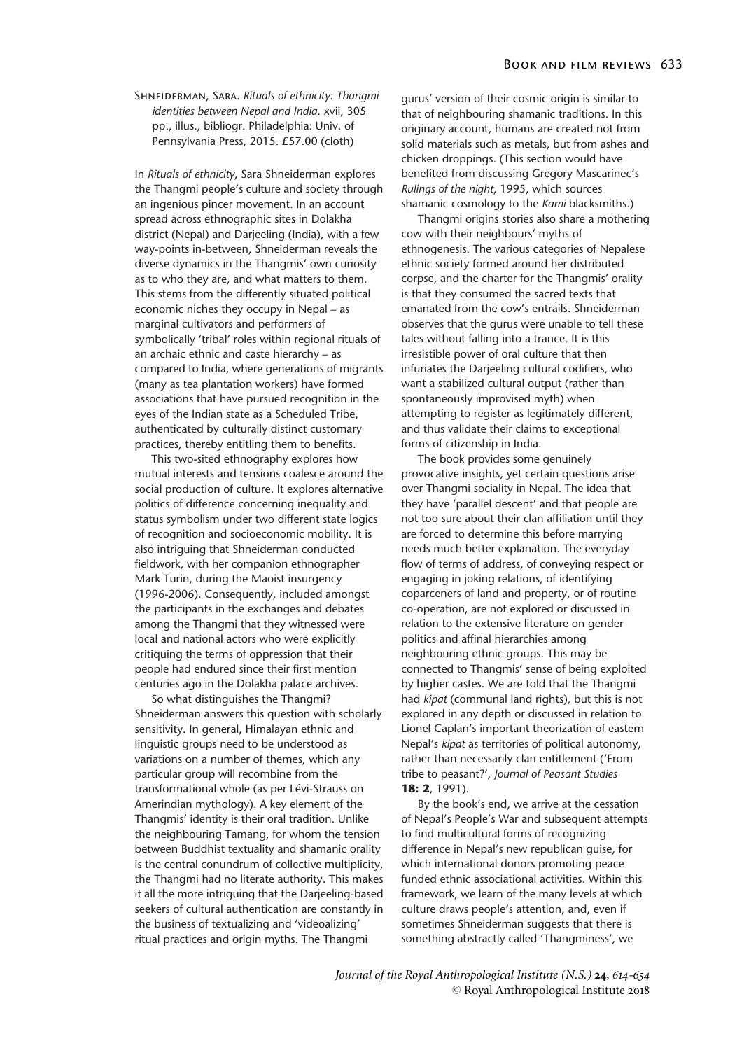SHNEIDERMAN, SARA. *Rituals of ethnicity: Thangmi identities between Nepal and India*. xvii, 305 pp., illus., bibliogr. Philadelphia: Univ. of Pennsylvania Press, 2015. £57.00 (cloth)

In *Rituals of ethnicity*, Sara Shneiderman explores the Thangmi people's culture and society through an ingenious pincer movement. In an account spread across ethnographic sites in Dolakha district (Nepal) and Darjeeling (India), with a few way-points in-between, Shneiderman reveals the diverse dynamics in the Thangmis' own curiosity as to who they are, and what matters to them. This stems from the differently situated political economic niches they occupy in Nepal – as marginal cultivators and performers of symbolically 'tribal' roles within regional rituals of an archaic ethnic and caste hierarchy – as compared to India, where generations of migrants (many as tea plantation workers) have formed associations that have pursued recognition in the eyes of the Indian state as a Scheduled Tribe, authenticated by culturally distinct customary practices, thereby entitling them to benefits.

This two-sited ethnography explores how mutual interests and tensions coalesce around the social production of culture. It explores alternative politics of difference concerning inequality and status symbolism under two different state logics of recognition and socioeconomic mobility. It is also intriguing that Shneiderman conducted fieldwork, with her companion ethnographer Mark Turin, during the Maoist insurgency (1996-2006). Consequently, included amongst the participants in the exchanges and debates among the Thangmi that they witnessed were local and national actors who were explicitly critiquing the terms of oppression that their people had endured since their first mention centuries ago in the Dolakha palace archives.

So what distinguishes the Thangmi? Shneiderman answers this question with scholarly sensitivity. In general, Himalayan ethnic and linguistic groups need to be understood as variations on a number of themes, which any particular group will recombine from the transformational whole (as per Lévi-Strauss on Amerindian mythology). A key element of the Thangmis' identity is their oral tradition. Unlike the neighbouring Tamang, for whom the tension between Buddhist textuality and shamanic orality is the central conundrum of collective multiplicity, the Thangmi had no literate authority. This makes it all the more intriguing that the Darjeeling-based seekers of cultural authentication are constantly in the business of textualizing and 'videoalizing' ritual practices and origin myths. The Thangmi gurus' version of their cosmic origin is similar to that of neighbouring shamanic traditions. In this originary account, humans are created not from solid materials such as metals, but from ashes and chicken droppings. (This section would have benefited from discussing Gregory Mascarinec's *Rulings of the night*, 1995, which sources shamanic cosmology to the *Kami* blacksmiths.)

Thangmi origins stories also share a mothering cow with their neighbours' myths of ethnogenesis. The various categories of Nepalese ethnic society formed around her distributed corpse, and the charter for the Thangmis' orality is that they consumed the sacred texts that emanated from the cow's entrails. Shneiderman observes that the gurus were unable to tell these tales without falling into a trance. It is this irresistible power of oral culture that then infuriates the Darjeeling cultural codifiers, who want a stabilized cultural output (rather than spontaneously improvised myth) when attempting to register as legitimately different, and thus validate their claims to exceptional forms of citizenship in India.

The book provides some genuinely provocative insights, yet certain questions arise over Thangmi sociality in Nepal. The idea that they have 'parallel descent' and that people are not too sure about their clan affiliation until they are forced to determine this before marrying needs much better explanation. The everyday flow of terms of address, of conveying respect or engaging in joking relations, of identifying coparceners of land and property, or of routine co-operation, are not explored or discussed in relation to the extensive literature on gender politics and affinal hierarchies among neighbouring ethnic groups. This may be connected to Thangmis' sense of being exploited by higher castes. We are told that the Thangmi had *kipat* (communal land rights), but this is not explored in any depth or discussed in relation to Lionel Caplan's important theorization of eastern Nepal's *kipat* as territories of political autonomy, rather than necessarily clan entitlement ('From tribe to peasant?', *Journal of Peasant Studies* **18: 2**, 1991).

By the book's end, we arrive at the cessation of Nepal's People's War and subsequent attempts to find multicultural forms of recognizing difference in Nepal's new republican guise, for which international donors promoting peace funded ethnic associational activities. Within this framework, we learn of the many levels at which culture draws people's attention, and, even if sometimes Shneiderman suggests that there is something abstractly called 'Thangminess', we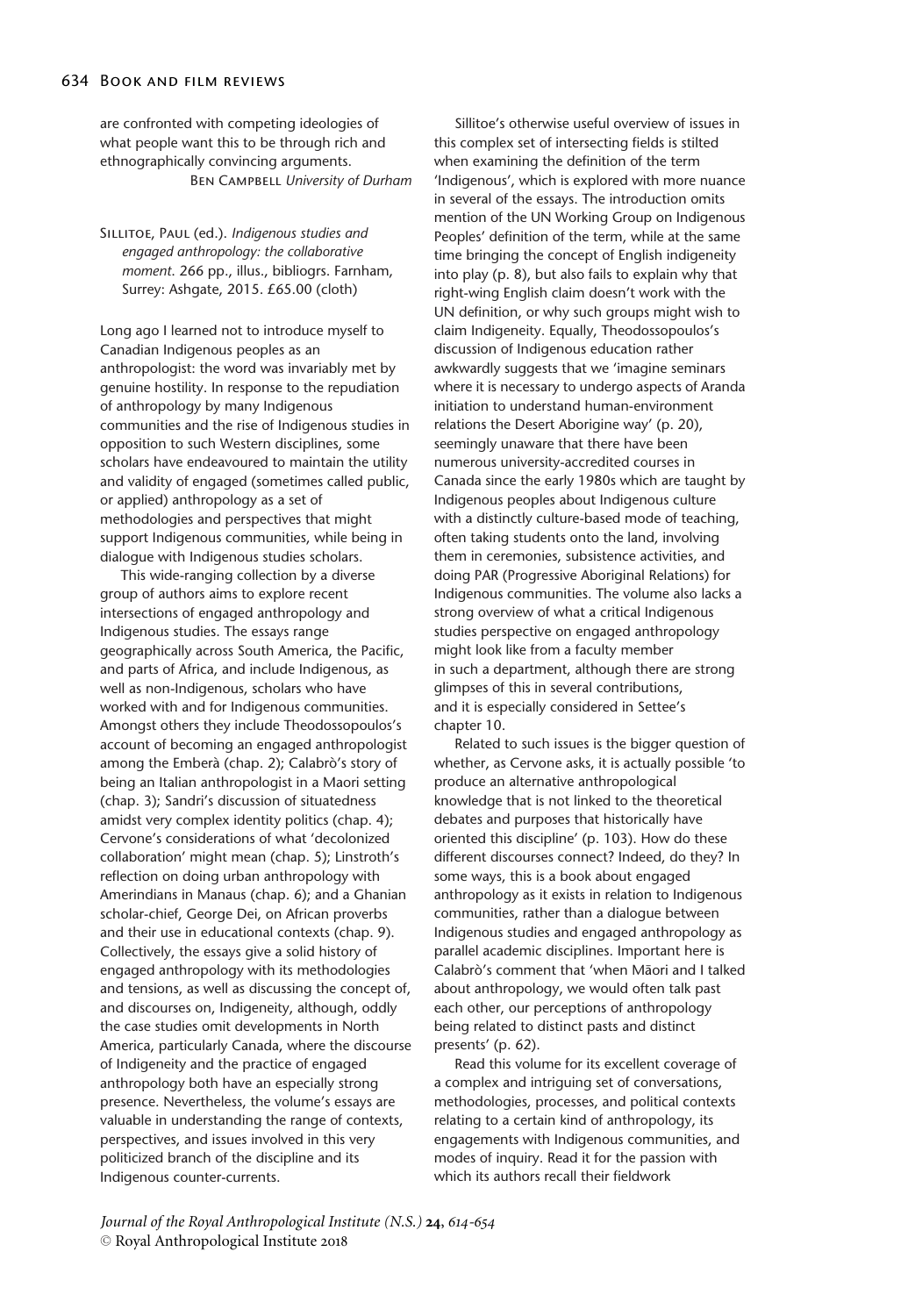are confronted with competing ideologies of what people want this to be through rich and ethnographically convincing arguments.

Ben Campbell *University of Durham*

Sillitoe, Paul (ed.). *Indigenous studies and engaged anthropology: the collaborative moment.* 266 pp., illus., bibliogrs. Farnham, Surrey: Ashgate, 2015. £65.00 (cloth)

Long ago I learned not to introduce myself to Canadian Indigenous peoples as an anthropologist: the word was invariably met by genuine hostility. In response to the repudiation of anthropology by many Indigenous communities and the rise of Indigenous studies in opposition to such Western disciplines, some scholars have endeavoured to maintain the utility and validity of engaged (sometimes called public, or applied) anthropology as a set of methodologies and perspectives that might support Indigenous communities, while being in dialogue with Indigenous studies scholars.

This wide-ranging collection by a diverse group of authors aims to explore recent intersections of engaged anthropology and Indigenous studies. The essays range geographically across South America, the Pacific, and parts of Africa, and include Indigenous, as well as non-Indigenous, scholars who have worked with and for Indigenous communities. Amongst others they include Theodossopoulos's account of becoming an engaged anthropologist among the Emberà (chap. 2); Calabrò's story of being an Italian anthropologist in a Maori setting (chap. 3); Sandri's discussion of situatedness amidst very complex identity politics (chap. 4); Cervone's considerations of what 'decolonized collaboration' might mean (chap. 5); Linstroth's reflection on doing urban anthropology with Amerindians in Manaus (chap. 6); and a Ghanian scholar-chief, George Dei, on African proverbs and their use in educational contexts (chap. 9). Collectively, the essays give a solid history of engaged anthropology with its methodologies and tensions, as well as discussing the concept of, and discourses on, Indigeneity, although, oddly the case studies omit developments in North America, particularly Canada, where the discourse of Indigeneity and the practice of engaged anthropology both have an especially strong presence. Nevertheless, the volume's essays are valuable in understanding the range of contexts, perspectives, and issues involved in this very politicized branch of the discipline and its Indigenous counter-currents.

Sillitoe's otherwise useful overview of issues in this complex set of intersecting fields is stilted when examining the definition of the term 'Indigenous', which is explored with more nuance in several of the essays. The introduction omits mention of the UN Working Group on Indigenous Peoples' definition of the term, while at the same time bringing the concept of English indigeneity into play (p. 8), but also fails to explain why that right-wing English claim doesn't work with the UN definition, or why such groups might wish to claim Indigeneity. Equally, Theodossopoulos's discussion of Indigenous education rather awkwardly suggests that we 'imagine seminars where it is necessary to undergo aspects of Aranda initiation to understand human-environment relations the Desert Aborigine way' (p. 20), seemingly unaware that there have been numerous university-accredited courses in Canada since the early 1980s which are taught by Indigenous peoples about Indigenous culture with a distinctly culture-based mode of teaching, often taking students onto the land, involving them in ceremonies, subsistence activities, and doing PAR (Progressive Aboriginal Relations) for Indigenous communities. The volume also lacks a strong overview of what a critical Indigenous studies perspective on engaged anthropology might look like from a faculty member in such a department, although there are strong glimpses of this in several contributions, and it is especially considered in Settee's chapter 10.

Related to such issues is the bigger question of whether, as Cervone asks, it is actually possible 'to produce an alternative anthropological knowledge that is not linked to the theoretical debates and purposes that historically have oriented this discipline' (p. 103). How do these different discourses connect? Indeed, do they? In some ways, this is a book about engaged anthropology as it exists in relation to Indigenous communities, rather than a dialogue between Indigenous studies and engaged anthropology as parallel academic disciplines. Important here is Calabrò's comment that 'when Māori and I talked about anthropology, we would often talk past each other, our perceptions of anthropology being related to distinct pasts and distinct presents' (p. 62).

Read this volume for its excellent coverage of a complex and intriguing set of conversations, methodologies, processes, and political contexts relating to a certain kind of anthropology, its engagements with Indigenous communities, and modes of inquiry. Read it for the passion with which its authors recall their fieldwork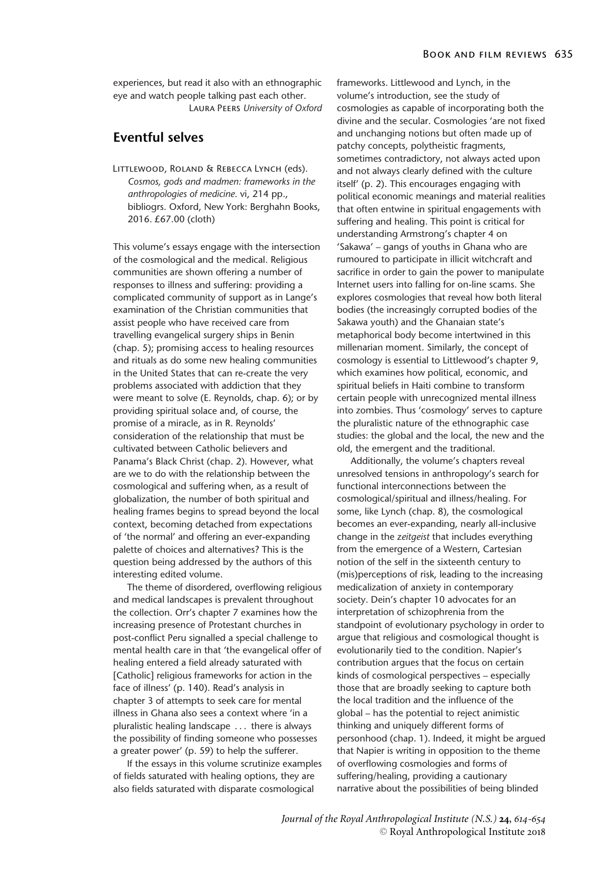experiences, but read it also with an ethnographic eye and watch people talking past each other.

Laura Peers *University of Oxford*

## Eventful selves

Littlewood, Roland & Rebecca Lynch (eds). *Cosmos, gods and madmen: frameworks in the anthropologies of medicine*. vi, 214 pp., bibliogrs. Oxford, New York: Berghahn Books, 2016. £67.00 (cloth)

This volume's essays engage with the intersection of the cosmological and the medical. Religious communities are shown offering a number of responses to illness and suffering: providing a complicated community of support as in Lange's examination of the Christian communities that assist people who have received care from travelling evangelical surgery ships in Benin (chap. 5); promising access to healing resources and rituals as do some new healing communities in the United States that can re-create the very problems associated with addiction that they were meant to solve (E. Reynolds, chap. 6); or by providing spiritual solace and, of course, the promise of a miracle, as in R. Reynolds' consideration of the relationship that must be cultivated between Catholic believers and Panama's Black Christ (chap. 2). However, what are we to do with the relationship between the cosmological and suffering when, as a result of globalization, the number of both spiritual and healing frames begins to spread beyond the local context, becoming detached from expectations of 'the normal' and offering an ever-expanding palette of choices and alternatives? This is the question being addressed by the authors of this interesting edited volume.

The theme of disordered, overflowing religious and medical landscapes is prevalent throughout the collection. Orr's chapter 7 examines how the increasing presence of Protestant churches in post-conflict Peru signalled a special challenge to mental health care in that 'the evangelical offer of healing entered a field already saturated with [Catholic] religious frameworks for action in the face of illness' (p. 140). Read's analysis in chapter 3 of attempts to seek care for mental illness in Ghana also sees a context where 'in a pluralistic healing landscape ... there is always the possibility of finding someone who possesses a greater power' (p. 59) to help the sufferer.

If the essays in this volume scrutinize examples of fields saturated with healing options, they are also fields saturated with disparate cosmological frameworks. Littlewood and Lynch, in the volume's introduction, see the study of cosmologies as capable of incorporating both the divine and the secular. Cosmologies 'are not fixed and unchanging notions but often made up of patchy concepts, polytheistic fragments, sometimes contradictory, not always acted upon and not always clearly defined with the culture itself' (p. 2). This encourages engaging with political economic meanings and material realities that often entwine in spiritual engagements with suffering and healing. This point is critical for understanding Armstrong's chapter 4 on 'Sakawa' – gangs of youths in Ghana who are rumoured to participate in illicit witchcraft and sacrifice in order to gain the power to manipulate Internet users into falling for on-line scams. She explores cosmologies that reveal how both literal bodies (the increasingly corrupted bodies of the Sakawa youth) and the Ghanaian state's metaphorical body become intertwined in this millenarian moment. Similarly, the concept of cosmology is essential to Littlewood's chapter 9, which examines how political, economic, and spiritual beliefs in Haiti combine to transform certain people with unrecognized mental illness into zombies. Thus 'cosmology' serves to capture the pluralistic nature of the ethnographic case studies: the global and the local, the new and the old, the emergent and the traditional.

Additionally, the volume's chapters reveal unresolved tensions in anthropology's search for functional interconnections between the cosmological/spiritual and illness/healing. For some, like Lynch (chap. 8), the cosmological becomes an ever-expanding, nearly all-inclusive change in the *zeitgeist* that includes everything from the emergence of a Western, Cartesian notion of the self in the sixteenth century to (mis)perceptions of risk, leading to the increasing medicalization of anxiety in contemporary society. Dein's chapter 10 advocates for an interpretation of schizophrenia from the standpoint of evolutionary psychology in order to argue that religious and cosmological thought is evolutionarily tied to the condition. Napier's contribution argues that the focus on certain kinds of cosmological perspectives – especially those that are broadly seeking to capture both the local tradition and the influence of the global – has the potential to reject animistic thinking and uniquely different forms of personhood (chap. 1). Indeed, it might be argued that Napier is writing in opposition to the theme of overflowing cosmologies and forms of suffering/healing, providing a cautionary narrative about the possibilities of being blinded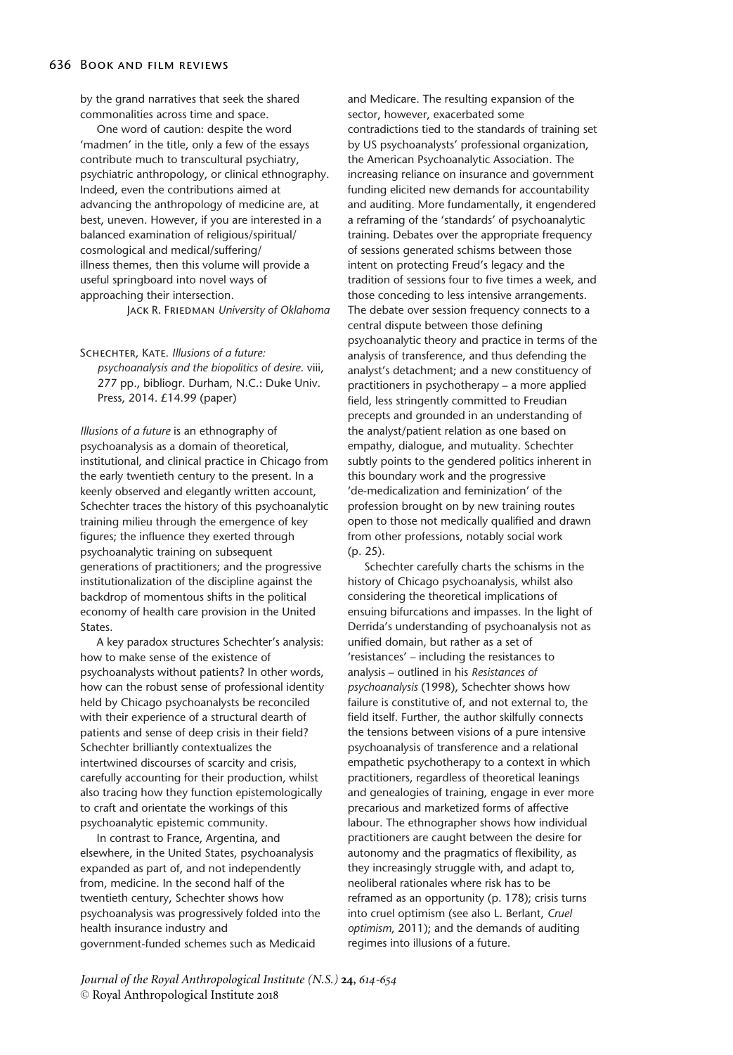by the grand narratives that seek the shared commonalities across time and space.

One word of caution: despite the word 'madmen' in the title, only a few of the essays contribute much to transcultural psychiatry, psychiatric anthropology, or clinical ethnography. Indeed, even the contributions aimed at advancing the anthropology of medicine are, at best, uneven. However, if you are interested in a balanced examination of religious/spiritual/ cosmological and medical/suffering/ illness themes, then this volume will provide a useful springboard into novel ways of approaching their intersection.

Jack R. Friedman *University of Oklahoma*

Schechter, Kate. *Illusions of a future: psychoanalysis and the biopolitics of desire.* viii, 277 pp., bibliogr. Durham, N.C.: Duke Univ. Press, 2014. £14.99 (paper)

*Illusions of a future* is an ethnography of psychoanalysis as a domain of theoretical, institutional, and clinical practice in Chicago from the early twentieth century to the present. In a keenly observed and elegantly written account, Schechter traces the history of this psychoanalytic training milieu through the emergence of key figures; the influence they exerted through psychoanalytic training on subsequent generations of practitioners; and the progressive institutionalization of the discipline against the backdrop of momentous shifts in the political economy of health care provision in the United States.

A key paradox structures Schechter's analysis: how to make sense of the existence of psychoanalysts without patients? In other words, how can the robust sense of professional identity held by Chicago psychoanalysts be reconciled with their experience of a structural dearth of patients and sense of deep crisis in their field? Schechter brilliantly contextualizes the intertwined discourses of scarcity and crisis, carefully accounting for their production, whilst also tracing how they function epistemologically to craft and orientate the workings of this psychoanalytic epistemic community.

In contrast to France, Argentina, and elsewhere, in the United States, psychoanalysis expanded as part of, and not independently from, medicine. In the second half of the twentieth century, Schechter shows how psychoanalysis was progressively folded into the health insurance industry and government-funded schemes such as Medicaid and Medicare. The resulting expansion of the sector, however, exacerbated some contradictions tied to the standards of training set by US psychoanalysts' professional organization, the American Psychoanalytic Association. The increasing reliance on insurance and government funding elicited new demands for accountability and auditing. More fundamentally, it engendered a reframing of the 'standards' of psychoanalytic training. Debates over the appropriate frequency of sessions generated schisms between those intent on protecting Freud's legacy and the tradition of sessions four to five times a week, and those conceding to less intensive arrangements. The debate over session frequency connects to a central dispute between those defining psychoanalytic theory and practice in terms of the analysis of transference, and thus defending the analyst's detachment; and a new constituency of practitioners in psychotherapy – a more applied field, less stringently committed to Freudian precepts and grounded in an understanding of the analyst/patient relation as one based on empathy, dialogue, and mutuality. Schechter subtly points to the gendered politics inherent in this boundary work and the progressive 'de-medicalization and feminization' of the profession brought on by new training routes open to those not medically qualified and drawn from other professions, notably social work (p. 25).

Schechter carefully charts the schisms in the history of Chicago psychoanalysis, whilst also considering the theoretical implications of ensuing bifurcations and impasses. In the light of Derrida's understanding of psychoanalysis not as unified domain, but rather as a set of 'resistances' – including the resistances to analysis – outlined in his *Resistances of psychoanalysis* (1998), Schechter shows how failure is constitutive of, and not external to, the field itself. Further, the author skilfully connects the tensions between visions of a pure intensive psychoanalysis of transference and a relational empathetic psychotherapy to a context in which practitioners, regardless of theoretical leanings and genealogies of training, engage in ever more precarious and marketized forms of affective labour. The ethnographer shows how individual practitioners are caught between the desire for autonomy and the pragmatics of flexibility, as they increasingly struggle with, and adapt to, neoliberal rationales where risk has to be reframed as an opportunity (p. 178); crisis turns into cruel optimism (see also L. Berlant, *Cruel optimism*, 2011); and the demands of auditing regimes into illusions of a future.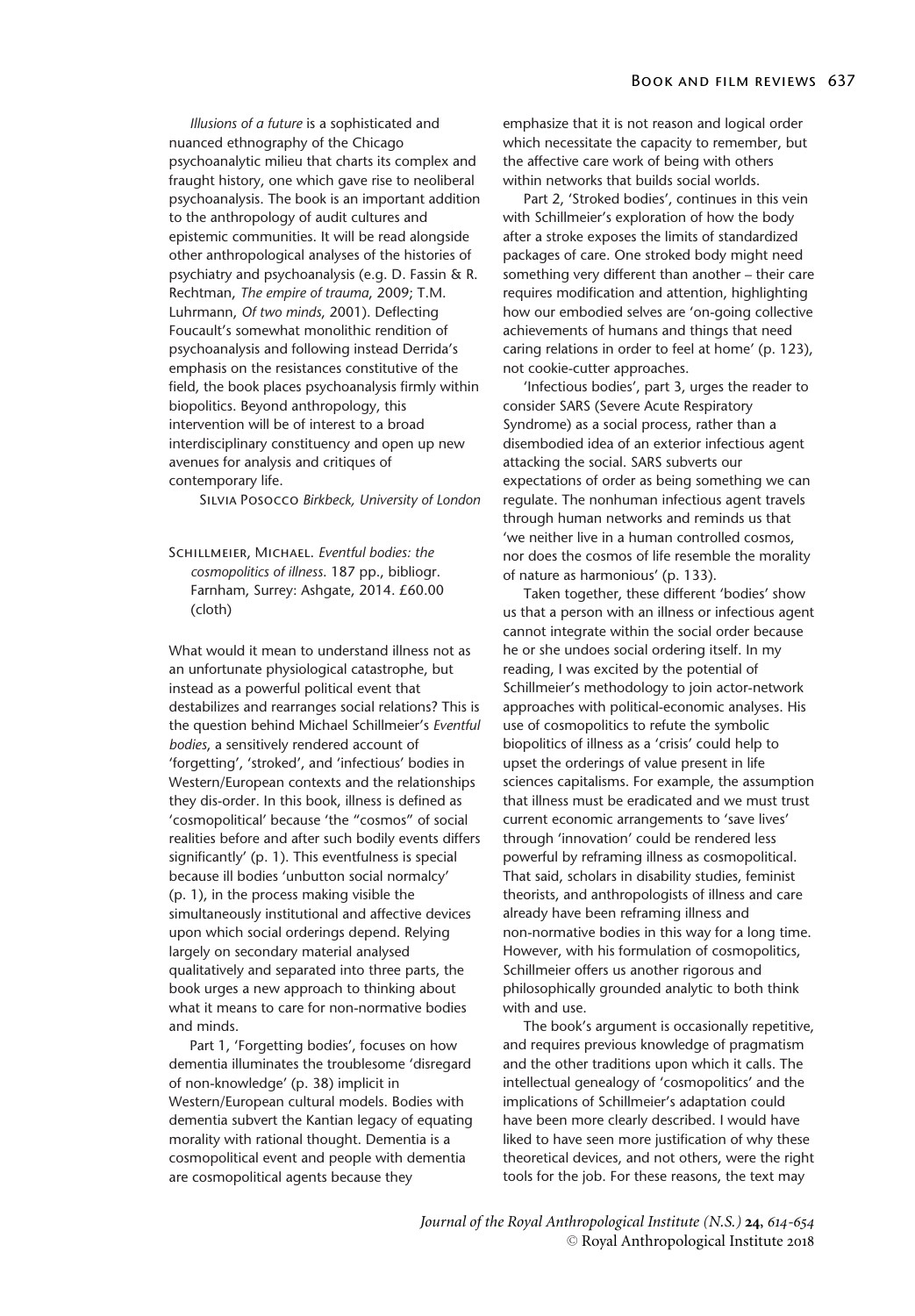*Illusions of a future* is a sophisticated and nuanced ethnography of the Chicago psychoanalytic milieu that charts its complex and fraught history, one which gave rise to neoliberal psychoanalysis. The book is an important addition to the anthropology of audit cultures and epistemic communities. It will be read alongside other anthropological analyses of the histories of psychiatry and psychoanalysis (e.g. D. Fassin & R. Rechtman, *The empire of trauma*, 2009; T.M. Luhrmann, *Of two minds*, 2001). Deflecting Foucault's somewhat monolithic rendition of psychoanalysis and following instead Derrida's emphasis on the resistances constitutive of the field, the book places psychoanalysis firmly within biopolitics. Beyond anthropology, this intervention will be of interest to a broad interdisciplinary constituency and open up new avenues for analysis and critiques of contemporary life.

Silvia Posocco *Birkbeck, University of London*

Schillmeier, Michael. *Eventful bodies: the cosmopolitics of illness*. 187 pp., bibliogr. Farnham, Surrey: Ashgate, 2014. £60.00 (cloth)

What would it mean to understand illness not as an unfortunate physiological catastrophe, but instead as a powerful political event that destabilizes and rearranges social relations? This is the question behind Michael Schillmeier's *Eventful bodies*, a sensitively rendered account of 'forgetting', 'stroked', and 'infectious' bodies in Western/European contexts and the relationships they dis-order. In this book, illness is defined as 'cosmopolitical' because 'the "cosmos" of social realities before and after such bodily events differs significantly' (p. 1). This eventfulness is special because ill bodies 'unbutton social normalcy' (p. 1), in the process making visible the simultaneously institutional and affective devices upon which social orderings depend. Relying largely on secondary material analysed qualitatively and separated into three parts, the book urges a new approach to thinking about what it means to care for non-normative bodies and minds.

Part 1, 'Forgetting bodies', focuses on how dementia illuminates the troublesome 'disregard of non-knowledge' (p. 38) implicit in Western/European cultural models. Bodies with dementia subvert the Kantian legacy of equating morality with rational thought. Dementia is a cosmopolitical event and people with dementia are cosmopolitical agents because they emphasize that it is not reason and logical order which necessitate the capacity to remember, but the affective care work of being with others within networks that builds social worlds.

Part 2, 'Stroked bodies', continues in this vein with Schillmeier's exploration of how the body after a stroke exposes the limits of standardized packages of care. One stroked body might need something very different than another – their care requires modification and attention, highlighting how our embodied selves are 'on-going collective achievements of humans and things that need caring relations in order to feel at home' (p. 123), not cookie-cutter approaches.

'Infectious bodies', part 3, urges the reader to consider SARS (Severe Acute Respiratory Syndrome) as a social process, rather than a disembodied idea of an exterior infectious agent attacking the social. SARS subverts our expectations of order as being something we can regulate. The nonhuman infectious agent travels through human networks and reminds us that 'we neither live in a human controlled cosmos, nor does the cosmos of life resemble the morality of nature as harmonious' (p. 133).

Taken together, these different 'bodies' show us that a person with an illness or infectious agent cannot integrate within the social order because he or she undoes social ordering itself. In my reading, I was excited by the potential of Schillmeier's methodology to join actor-network approaches with political-economic analyses. His use of cosmopolitics to refute the symbolic biopolitics of illness as a 'crisis' could help to upset the orderings of value present in life sciences capitalisms. For example, the assumption that illness must be eradicated and we must trust current economic arrangements to 'save lives' through 'innovation' could be rendered less powerful by reframing illness as cosmopolitical. That said, scholars in disability studies, feminist theorists, and anthropologists of illness and care already have been reframing illness and non-normative bodies in this way for a long time. However, with his formulation of cosmopolitics, Schillmeier offers us another rigorous and philosophically grounded analytic to both think with and use.

The book's argument is occasionally repetitive, and requires previous knowledge of pragmatism and the other traditions upon which it calls. The intellectual genealogy of 'cosmopolitics' and the implications of Schillmeier's adaptation could have been more clearly described. I would have liked to have seen more justification of why these theoretical devices, and not others, were the right tools for the job. For these reasons, the text may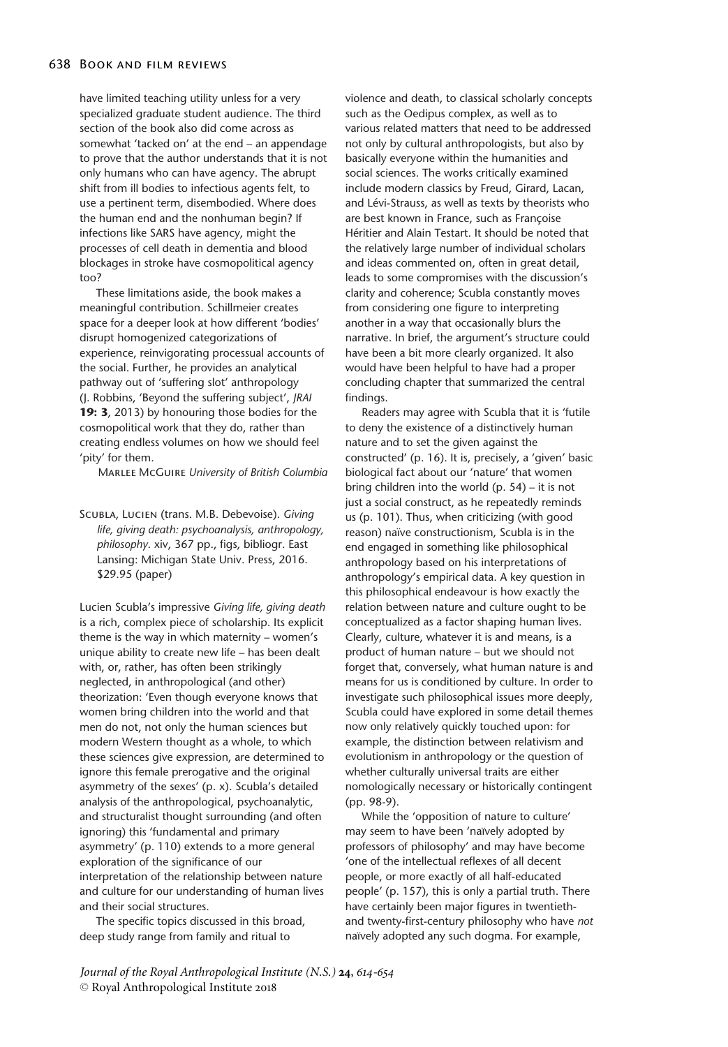have limited teaching utility unless for a very specialized graduate student audience. The third section of the book also did come across as somewhat 'tacked on' at the end – an appendage to prove that the author understands that it is not only humans who can have agency. The abrupt shift from ill bodies to infectious agents felt, to use a pertinent term, disembodied. Where does the human end and the nonhuman begin? If infections like SARS have agency, might the processes of cell death in dementia and blood blockages in stroke have cosmopolitical agency too?

These limitations aside, the book makes a meaningful contribution. Schillmeier creates space for a deeper look at how different 'bodies' disrupt homogenized categorizations of experience, reinvigorating processual accounts of the social. Further, he provides an analytical pathway out of 'suffering slot' anthropology (J. Robbins, 'Beyond the suffering subject', *JRAI* **19: 3**, 2013) by honouring those bodies for the cosmopolitical work that they do, rather than creating endless volumes on how we should feel 'pity' for them.

Marlee McGuire *University of British Columbia*

Scubla, Lucien (trans. M.B. Debevoise). *Giving life, giving death: psychoanalysis, anthropology, philosophy*. xiv, 367 pp., figs, bibliogr. East Lansing: Michigan State Univ. Press, 2016. $29.95 (paper)

Lucien Scubla's impressive *Giving life, giving death* is a rich, complex piece of scholarship. Its explicit theme is the way in which maternity – women's unique ability to create new life – has been dealt with, or, rather, has often been strikingly neglected, in anthropological (and other) theorization: 'Even though everyone knows that women bring children into the world and that men do not, not only the human sciences but modern Western thought as a whole, to which these sciences give expression, are determined to ignore this female prerogative and the original asymmetry of the sexes' (p. x). Scubla's detailed analysis of the anthropological, psychoanalytic, and structuralist thought surrounding (and often ignoring) this 'fundamental and primary asymmetry' (p. 110) extends to a more general exploration of the significance of our interpretation of the relationship between nature and culture for our understanding of human lives and their social structures.

The specific topics discussed in this broad, deep study range from family and ritual to violence and death, to classical scholarly concepts such as the Oedipus complex, as well as to various related matters that need to be addressed not only by cultural anthropologists, but also by basically everyone within the humanities and social sciences. The works critically examined include modern classics by Freud, Girard, Lacan, and Lévi-Strauss, as well as texts by theorists who are best known in France, such as Françoise Héritier and Alain Testart. It should be noted that the relatively large number of individual scholars and ideas commented on, often in great detail, leads to some compromises with the discussion's clarity and coherence; Scubla constantly moves from considering one figure to interpreting another in a way that occasionally blurs the narrative. In brief, the argument's structure could have been a bit more clearly organized. It also would have been helpful to have had a proper concluding chapter that summarized the central findings.

Readers may agree with Scubla that it is 'futile to deny the existence of a distinctively human nature and to set the given against the constructed' (p. 16). It is, precisely, a 'given' basic biological fact about our 'nature' that women bring children into the world (p. 54) – it is not just a social construct, as he repeatedly reminds us (p. 101). Thus, when criticizing (with good reason) naïve constructionism, Scubla is in the end engaged in something like philosophical anthropology based on his interpretations of anthropology's empirical data. A key question in this philosophical endeavour is how exactly the relation between nature and culture ought to be conceptualized as a factor shaping human lives. Clearly, culture, whatever it is and means, is a product of human nature – but we should not forget that, conversely, what human nature is and means for us is conditioned by culture. In order to investigate such philosophical issues more deeply, Scubla could have explored in some detail themes now only relatively quickly touched upon: for example, the distinction between relativism and evolutionism in anthropology or the question of whether culturally universal traits are either nomologically necessary or historically contingent (pp. 98-9).

While the 'opposition of nature to culture' may seem to have been 'naïvely adopted by professors of philosophy' and may have become 'one of the intellectual reflexes of all decent people, or more exactly of all half-educated people' (p. 157), this is only a partial truth. There have certainly been major figures in twentieth- and twenty-first-century philosophy who have *not* naïvely adopted any such dogma. For example,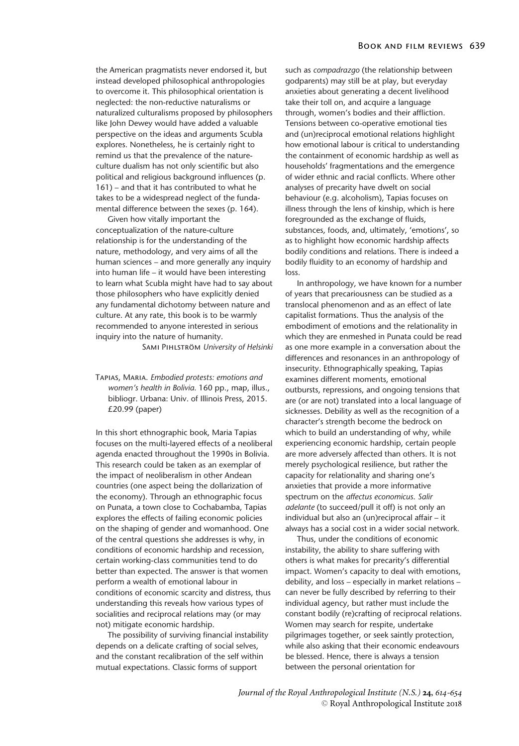the American pragmatists never endorsed it, but instead developed philosophical anthropologies to overcome it. This philosophical orientation is neglected: the non-reductive naturalisms or naturalized culturalisms proposed by philosophers like John Dewey would have added a valuable perspective on the ideas and arguments Scubla explores. Nonetheless, he is certainly right to remind us that the prevalence of the nature-culture dualism has not only scientific but also political and religious background influences (p. 161) – and that it has contributed to what he takes to be a widespread neglect of the fundamental difference between the sexes (p. 164).

Given how vitally important the conceptualization of the nature-culture relationship is for the understanding of the nature, methodology, and very aims of all the human sciences – and more generally any inquiry into human life – it would have been interesting to learn what Scubla might have had to say about those philosophers who have explicitly denied any fundamental dichotomy between nature and culture. At any rate, this book is to be warmly recommended to anyone interested in serious inquiry into the nature of humanity.

Sami Pihlström *University of Helsinki*

Tapias, Maria. *Embodied protests: emotions and women's health in Bolivia.* 160 pp., map, illus., bibliogr. Urbana: Univ. of Illinois Press, 2015. £20.99 (paper)

In this short ethnographic book, Maria Tapias focuses on the multi-layered effects of a neoliberal agenda enacted throughout the 1990s in Bolivia. This research could be taken as an exemplar of the impact of neoliberalism in other Andean countries (one aspect being the dollarization of the economy). Through an ethnographic focus on Punata, a town close to Cochabamba, Tapias explores the effects of failing economic policies on the shaping of gender and womanhood. One of the central questions she addresses is why, in conditions of economic hardship and recession, certain working-class communities tend to do better than expected. The answer is that women perform a wealth of emotional labour in conditions of economic scarcity and distress, thus understanding this reveals how various types of socialities and reciprocal relations may (or may not) mitigate economic hardship.

The possibility of surviving financial instability depends on a delicate crafting of social selves, and the constant recalibration of the self within mutual expectations. Classic forms of support such as *compadrazgo* (the relationship between godparents) may still be at play, but everyday anxieties about generating a decent livelihood take their toll on, and acquire a language through, women's bodies and their affliction. Tensions between co-operative emotional ties and (un)reciprocal emotional relations highlight how emotional labour is critical to understanding the containment of economic hardship as well as households' fragmentations and the emergence of wider ethnic and racial conflicts. Where other analyses of precarity have dwelt on social behaviour (e.g. alcoholism), Tapias focuses on illness through the lens of kinship, which is here foregrounded as the exchange of fluids, substances, foods, and, ultimately, 'emotions', so as to highlight how economic hardship affects bodily conditions and relations. There is indeed a bodily fluidity to an economy of hardship and loss.

In anthropology, we have known for a number of years that precariousness can be studied as a translocal phenomenon and as an effect of late capitalist formations. Thus the analysis of the embodiment of emotions and the relationality in which they are enmeshed in Punata could be read as one more example in a conversation about the differences and resonances in an anthropology of insecurity. Ethnographically speaking, Tapias examines different moments, emotional outbursts, repressions, and ongoing tensions that are (or are not) translated into a local language of sicknesses. Debility as well as the recognition of a character's strength become the bedrock on which to build an understanding of why, while experiencing economic hardship, certain people are more adversely affected than others. It is not merely psychological resilience, but rather the capacity for relationality and sharing one's anxieties that provide a more informative spectrum on the *affectus economicus. Salir adelante* (to succeed/pull it off) is not only an individual but also an (un)reciprocal affair – it always has a social cost in a wider social network.

Thus, under the conditions of economic instability, the ability to share suffering with others is what makes for precarity's differential impact. Women's capacity to deal with emotions, debility, and loss – especially in market relations – can never be fully described by referring to their individual agency, but rather must include the constant bodily (re)crafting of reciprocal relations. Women may search for respite, undertake pilgrimages together, or seek saintly protection, while also asking that their economic endeavours be blessed. Hence, there is always a tension between the personal orientation for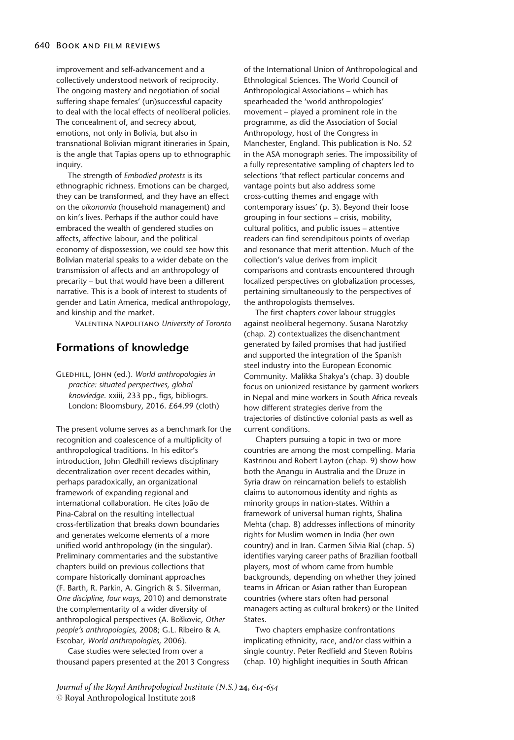improvement and self-advancement and a collectively understood network of reciprocity. The ongoing mastery and negotiation of social suffering shape females' (un)successful capacity to deal with the local effects of neoliberal policies. The concealment of, and secrecy about, emotions, not only in Bolivia, but also in transnational Bolivian migrant itineraries in Spain, is the angle that Tapias opens up to ethnographic inquiry.

The strength of *Embodied protests* is its ethnographic richness. Emotions can be charged, they can be transformed, and they have an effect on the *oikonomia* (household management) and on kin's lives. Perhaps if the author could have embraced the wealth of gendered studies on affects, affective labour, and the political economy of dispossession, we could see how this Bolivian material speaks to a wider debate on the transmission of affects and an anthropology of precarity – but that would have been a different narrative. This is a book of interest to students of gender and Latin America, medical anthropology, and kinship and the market.

Valentina Napolitano *University of Toronto*

## Formations of knowledge

Gledhill, John (ed.). *World anthropologies in practice: situated perspectives, global knowledge.* xxiii, 233 pp., figs, bibliogrs. London: Bloomsbury, 2016. £64.99 (cloth)

The present volume serves as a benchmark for the recognition and coalescence of a multiplicity of anthropological traditions. In his editor's introduction, John Gledhill reviews disciplinary decentralization over recent decades within, perhaps paradoxically, an organizational framework of expanding regional and international collaboration. He cites João de Pina-Cabral on the resulting intellectual cross-fertilization that breaks down boundaries and generates welcome elements of a more unified world anthropology (in the singular). Preliminary commentaries and the substantive chapters build on previous collections that compare historically dominant approaches (F. Barth, R. Parkin, A. Gingrich & S. Silverman, *One discipline, four ways*, 2010) and demonstrate the complementarity of a wider diversity of anthropological perspectives (A. Bošković, *Other people's anthropologies,* 2008; G.L. Ribeiro & A. Escobar, *World anthropologies*, 2006).

Case studies were selected from over a thousand papers presented at the 2013 Congress of the International Union of Anthropological and Ethnological Sciences. The World Council of Anthropological Associations – which has spearheaded the 'world anthropologies' movement – played a prominent role in the programme, as did the Association of Social Anthropology, host of the Congress in Manchester, England. This publication is No. 52 in the ASA monograph series. The impossibility of a fully representative sampling of chapters led to selections 'that reflect particular concerns and vantage points but also address some cross-cutting themes and engage with contemporary issues' (p. 3). Beyond their loose grouping in four sections – crisis, mobility, cultural politics, and public issues – attentive readers can find serendipitous points of overlap and resonance that merit attention. Much of the collection's value derives from implicit comparisons and contrasts encountered through localized perspectives on globalization processes, pertaining simultaneously to the perspectives of the anthropologists themselves.

The first chapters cover labour struggles against neoliberal hegemony. Susana Narotzky (chap. 2) contextualizes the disenchantment generated by failed promises that had justified and supported the integration of the Spanish steel industry into the European Economic Community. Malikka Shakya's (chap. 3) double focus on unionized resistance by garment workers in Nepal and mine workers in South Africa reveals how different strategies derive from the trajectories of distinctive colonial pasts as well as current conditions.

Chapters pursuing a topic in two or more countries are among the most compelling. Maria Kastrinou and Robert Layton (chap. 9) show how both the Anangu in Australia and the Druze in Syria draw on reincarnation beliefs to establish claims to autonomous identity and rights as minority groups in nation-states. Within a framework of universal human rights, Shalina Mehta (chap. 8) addresses inflections of minority rights for Muslim women in India (her own country) and in Iran. Carmen Silvia Rial (chap. 5) identifies varying career paths of Brazilian football players, most of whom came from humble backgrounds, depending on whether they joined teams in African or Asian rather than European countries (where stars often had personal managers acting as cultural brokers) or the United States.

Two chapters emphasize confrontations implicating ethnicity, race, and/or class within a single country. Peter Redfield and Steven Robins (chap. 10) highlight inequities in South African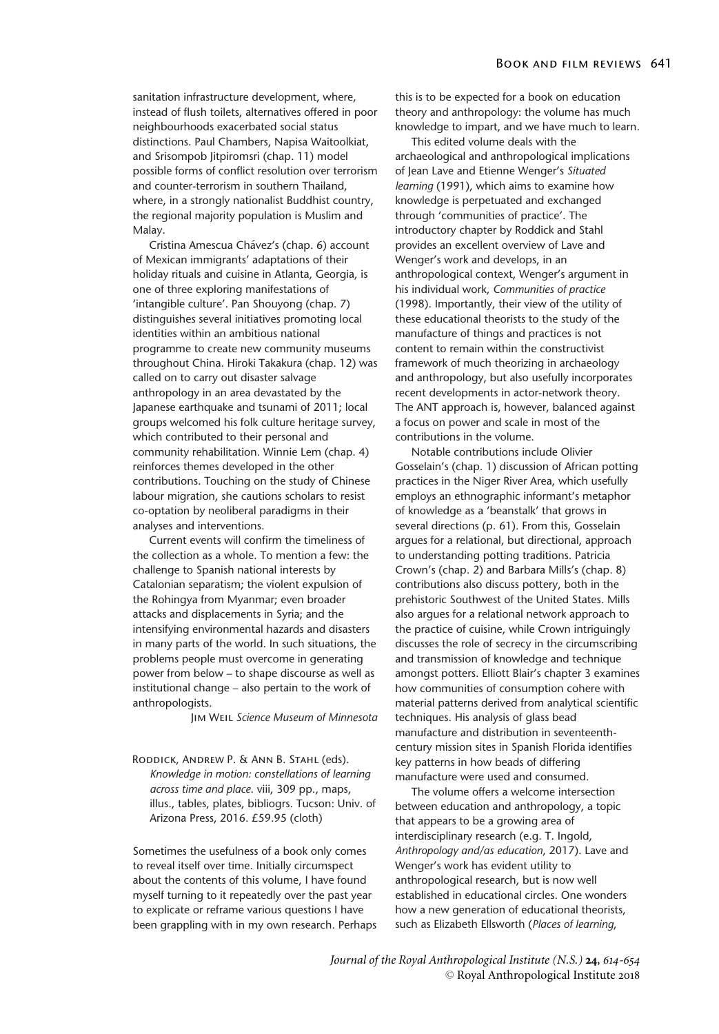sanitation infrastructure development, where, instead of flush toilets, alternatives offered in poor neighbourhoods exacerbated social status distinctions. Paul Chambers, Napisa Waitoolkiat, and Srisompob Jitpiromsri (chap. 11) model possible forms of conflict resolution over terrorism and counter-terrorism in southern Thailand, where, in a strongly nationalist Buddhist country, the regional majority population is Muslim and Malay.

Cristina Amescua Chávez's (chap. 6) account of Mexican immigrants' adaptations of their holiday rituals and cuisine in Atlanta, Georgia, is one of three exploring manifestations of 'intangible culture'. Pan Shouyong (chap. 7) distinguishes several initiatives promoting local identities within an ambitious national programme to create new community museums throughout China. Hiroki Takakura (chap. 12) was called on to carry out disaster salvage anthropology in an area devastated by the Japanese earthquake and tsunami of 2011; local groups welcomed his folk culture heritage survey, which contributed to their personal and community rehabilitation. Winnie Lem (chap. 4) reinforces themes developed in the other contributions. Touching on the study of Chinese labour migration, she cautions scholars to resist co-optation by neoliberal paradigms in their analyses and interventions.

Current events will confirm the timeliness of the collection as a whole. To mention a few: the challenge to Spanish national interests by Catalonian separatism; the violent expulsion of the Rohingya from Myanmar; even broader attacks and displacements in Syria; and the intensifying environmental hazards and disasters in many parts of the world. In such situations, the problems people must overcome in generating power from below – to shape discourse as well as institutional change – also pertain to the work of anthropologists.

Jim Weil *Science Museum of Minnesota*

Roddick, Andrew P. & Ann B. Stahl (eds). *Knowledge in motion: constellations of learning across time and place*. viii, 309 pp., maps, illus., tables, plates, bibliogrs. Tucson: Univ. of Arizona Press, 2016. £59.95 (cloth)

Sometimes the usefulness of a book only comes to reveal itself over time. Initially circumspect about the contents of this volume, I have found myself turning to it repeatedly over the past year to explicate or reframe various questions I have been grappling with in my own research. Perhaps this is to be expected for a book on education theory and anthropology: the volume has much knowledge to impart, and we have much to learn.

This edited volume deals with the archaeological and anthropological implications of Jean Lave and Etienne Wenger's *Situated learning* (1991), which aims to examine how knowledge is perpetuated and exchanged through 'communities of practice'. The introductory chapter by Roddick and Stahl provides an excellent overview of Lave and Wenger's work and develops, in an anthropological context, Wenger's argument in his individual work, *Communities of practice* (1998). Importantly, their view of the utility of these educational theorists to the study of the manufacture of things and practices is not content to remain within the constructivist framework of much theorizing in archaeology and anthropology, but also usefully incorporates recent developments in actor-network theory. The ANT approach is, however, balanced against a focus on power and scale in most of the contributions in the volume.

Notable contributions include Olivier Gosselain's (chap. 1) discussion of African potting practices in the Niger River Area, which usefully employs an ethnographic informant's metaphor of knowledge as a 'beanstalk' that grows in several directions (p. 61). From this, Gosselain argues for a relational, but directional, approach to understanding potting traditions. Patricia Crown's (chap. 2) and Barbara Mills's (chap. 8) contributions also discuss pottery, both in the prehistoric Southwest of the United States. Mills also argues for a relational network approach to the practice of cuisine, while Crown intriguingly discusses the role of secrecy in the circumscribing and transmission of knowledge and technique amongst potters. Elliott Blair's chapter 3 examines how communities of consumption cohere with material patterns derived from analytical scientific techniques. His analysis of glass bead manufacture and distribution in seventeenth-century mission sites in Spanish Florida identifies key patterns in how beads of differing manufacture were used and consumed.

The volume offers a welcome intersection between education and anthropology, a topic that appears to be a growing area of interdisciplinary research (e.g. T. Ingold, *Anthropology and/as education*, 2017). Lave and Wenger's work has evident utility to anthropological research, but is now well established in educational circles. One wonders how a new generation of educational theorists, such as Elizabeth Ellsworth (*Places of learning*,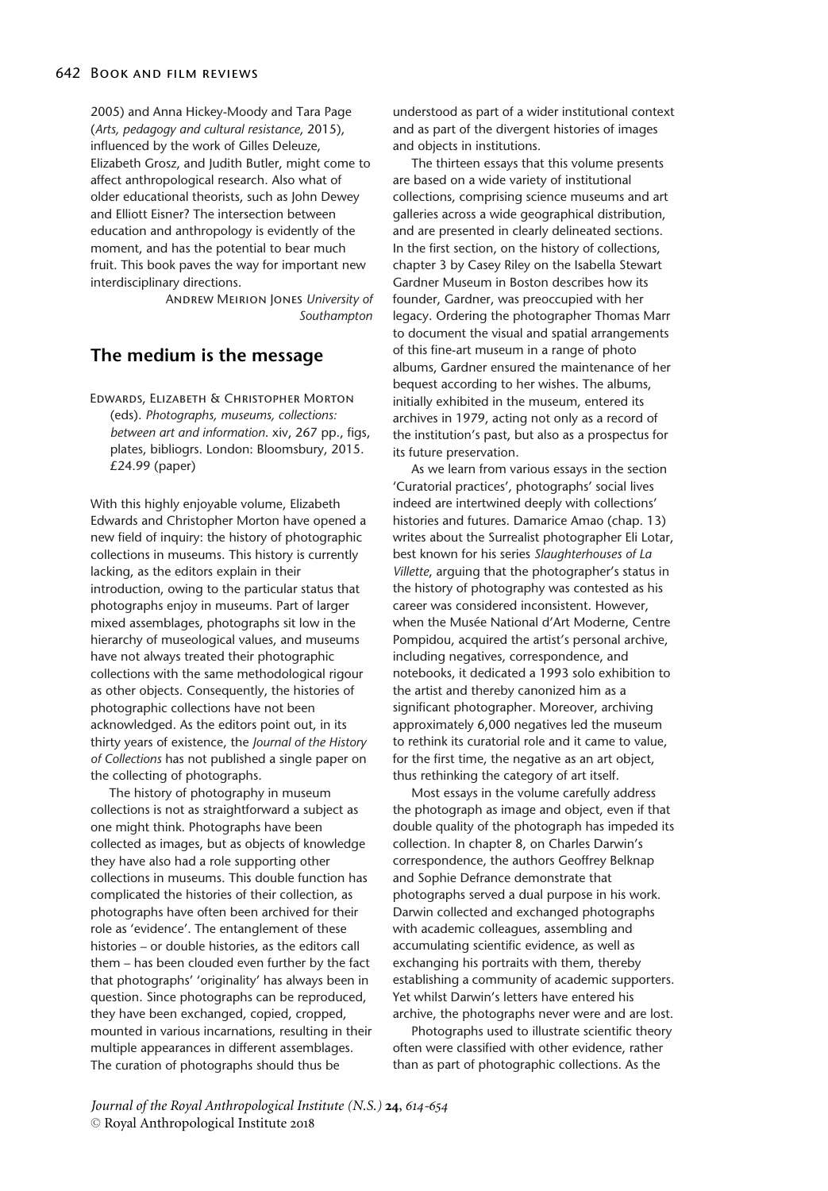2005) and Anna Hickey-Moody and Tara Page (*Arts, pedagogy and cultural resistance*, 2015), influenced by the work of Gilles Deleuze, Elizabeth Grosz, and Judith Butler, might come to affect anthropological research. Also what of older educational theorists, such as John Dewey and Elliott Eisner? The intersection between education and anthropology is evidently of the moment, and has the potential to bear much fruit. This book paves the way for important new interdisciplinary directions.

Andrew Meirion Jones *University of Southampton*

## The medium is the message

Edwards, Elizabeth & Christopher Morton (eds). *Photographs, museums, collections: between art and information*. xiv, 267 pp., figs, plates, bibliogrs. London: Bloomsbury, 2015. £24.99 (paper)

With this highly enjoyable volume, Elizabeth Edwards and Christopher Morton have opened a new field of inquiry: the history of photographic collections in museums. This history is currently lacking, as the editors explain in their introduction, owing to the particular status that photographs enjoy in museums. Part of larger mixed assemblages, photographs sit low in the hierarchy of museological values, and museums have not always treated their photographic collections with the same methodological rigour as other objects. Consequently, the histories of photographic collections have not been acknowledged. As the editors point out, in its thirty years of existence, the *Journal of the History of Collections* has not published a single paper on the collecting of photographs.

The history of photography in museum collections is not as straightforward a subject as one might think. Photographs have been collected as images, but as objects of knowledge they have also had a role supporting other collections in museums. This double function has complicated the histories of their collection, as photographs have often been archived for their role as 'evidence'. The entanglement of these histories – or double histories, as the editors call them – has been clouded even further by the fact that photographs' 'originality' has always been in question. Since photographs can be reproduced, they have been exchanged, copied, cropped, mounted in various incarnations, resulting in their multiple appearances in different assemblages. The curation of photographs should thus be understood as part of a wider institutional context and as part of the divergent histories of images and objects in institutions.

The thirteen essays that this volume presents are based on a wide variety of institutional collections, comprising science museums and art galleries across a wide geographical distribution, and are presented in clearly delineated sections. In the first section, on the history of collections, chapter 3 by Casey Riley on the Isabella Stewart Gardner Museum in Boston describes how its founder, Gardner, was preoccupied with her legacy. Ordering the photographer Thomas Marr to document the visual and spatial arrangements of this fine-art museum in a range of photo albums, Gardner ensured the maintenance of her bequest according to her wishes. The albums, initially exhibited in the museum, entered its archives in 1979, acting not only as a record of the institution's past, but also as a prospectus for its future preservation.

As we learn from various essays in the section 'Curatorial practices', photographs' social lives indeed are intertwined deeply with collections' histories and futures. Damarice Amao (chap. 13) writes about the Surrealist photographer Eli Lotar, best known for his series *Slaughterhouses of La Villette*, arguing that the photographer's status in the history of photography was contested as his career was considered inconsistent. However, when the Musée National d'Art Moderne, Centre Pompidou, acquired the artist's personal archive, including negatives, correspondence, and notebooks, it dedicated a 1993 solo exhibition to the artist and thereby canonized him as a significant photographer. Moreover, archiving approximately 6,000 negatives led the museum to rethink its curatorial role and it came to value, for the first time, the negative as an art object, thus rethinking the category of art itself.

Most essays in the volume carefully address the photograph as image and object, even if that double quality of the photograph has impeded its collection. In chapter 8, on Charles Darwin's correspondence, the authors Geoffrey Belknap and Sophie Defrance demonstrate that photographs served a dual purpose in his work. Darwin collected and exchanged photographs with academic colleagues, assembling and accumulating scientific evidence, as well as exchanging his portraits with them, thereby establishing a community of academic supporters. Yet whilst Darwin's letters have entered his archive, the photographs never were and are lost.

Photographs used to illustrate scientific theory often were classified with other evidence, rather than as part of photographic collections. As the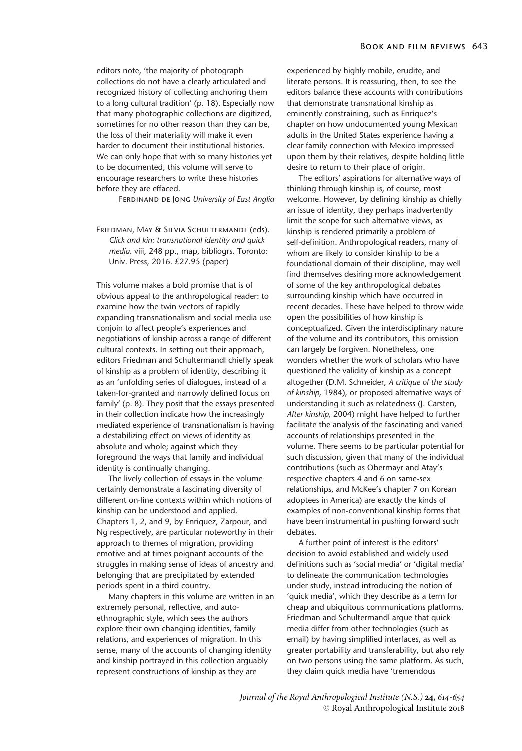editors note, 'the majority of photograph collections do not have a clearly articulated and recognized history of collecting anchoring them to a long cultural tradition' (p. 18). Especially now that many photographic collections are digitized, sometimes for no other reason than they can be, the loss of their materiality will make it even harder to document their institutional histories. We can only hope that with so many histories yet to be documented, this volume will serve to encourage researchers to write these histories before they are effaced.

FERDINAND DE JONG *University of East Anglia*

FRIEDMAN, MAY & SILVIA SCHULTERMANDL (eds). *Click and kin: transnational identity and quick media.* viii, 248 pp., map, bibliogrs. Toronto: Univ. Press, 2016. £27.95 (paper)

This volume makes a bold promise that is of obvious appeal to the anthropological reader: to examine how the twin vectors of rapidly expanding transnationalism and social media use conjoin to affect people's experiences and negotiations of kinship across a range of different cultural contexts. In setting out their approach, editors Friedman and Schultermandl chiefly speak of kinship as a problem of identity, describing it as an 'unfolding series of dialogues, instead of a taken-for-granted and narrowly defined focus on family' (p. 8). They posit that the essays presented in their collection indicate how the increasingly mediated experience of transnationalism is having a destabilizing effect on views of identity as absolute and whole; against which they foreground the ways that family and individual identity is continually changing.

The lively collection of essays in the volume certainly demonstrate a fascinating diversity of different on-line contexts within which notions of kinship can be understood and applied. Chapters 1, 2, and 9, by Enriquez, Zarpour, and Ng respectively, are particular noteworthy in their approach to themes of migration, providing emotive and at times poignant accounts of the struggles in making sense of ideas of ancestry and belonging that are precipitated by extended periods spent in a third country.

Many chapters in this volume are written in an extremely personal, reflective, and auto-ethnographic style, which sees the authors explore their own changing identities, family relations, and experiences of migration. In this sense, many of the accounts of changing identity and kinship portrayed in this collection arguably represent constructions of kinship as they are experienced by highly mobile, erudite, and literate persons. It is reassuring, then, to see the editors balance these accounts with contributions that demonstrate transnational kinship as eminently constraining, such as Enriquez's chapter on how undocumented young Mexican adults in the United States experience having a clear family connection with Mexico impressed upon them by their relatives, despite holding little desire to return to their place of origin.

The editors' aspirations for alternative ways of thinking through kinship is, of course, most welcome. However, by defining kinship as chiefly an issue of identity, they perhaps inadvertently limit the scope for such alternative views, as kinship is rendered primarily a problem of self-definition. Anthropological readers, many of whom are likely to consider kinship to be a foundational domain of their discipline, may well find themselves desiring more acknowledgement of some of the key anthropological debates surrounding kinship which have occurred in recent decades. These have helped to throw wide open the possibilities of how kinship is conceptualized. Given the interdisciplinary nature of the volume and its contributors, this omission can largely be forgiven. Nonetheless, one wonders whether the work of scholars who have questioned the validity of kinship as a concept altogether (D.M. Schneider, *A critique of the study of kinship,* 1984), or proposed alternative ways of understanding it such as relatedness (J. Carsten, *After kinship,* 2004) might have helped to further facilitate the analysis of the fascinating and varied accounts of relationships presented in the volume. There seems to be particular potential for such discussion, given that many of the individual contributions (such as Obermayr and Atay's respective chapters 4 and 6 on same-sex relationships, and McKee's chapter 7 on Korean adoptees in America) are exactly the kinds of examples of non-conventional kinship forms that have been instrumental in pushing forward such debates.

A further point of interest is the editors' decision to avoid established and widely used definitions such as 'social media' or 'digital media' to delineate the communication technologies under study, instead introducing the notion of 'quick media', which they describe as a term for cheap and ubiquitous communications platforms. Friedman and Schultermandl argue that quick media differ from other technologies (such as email) by having simplified interfaces, as well as greater portability and transferability, but also rely on two persons using the same platform. As such, they claim quick media have 'tremendous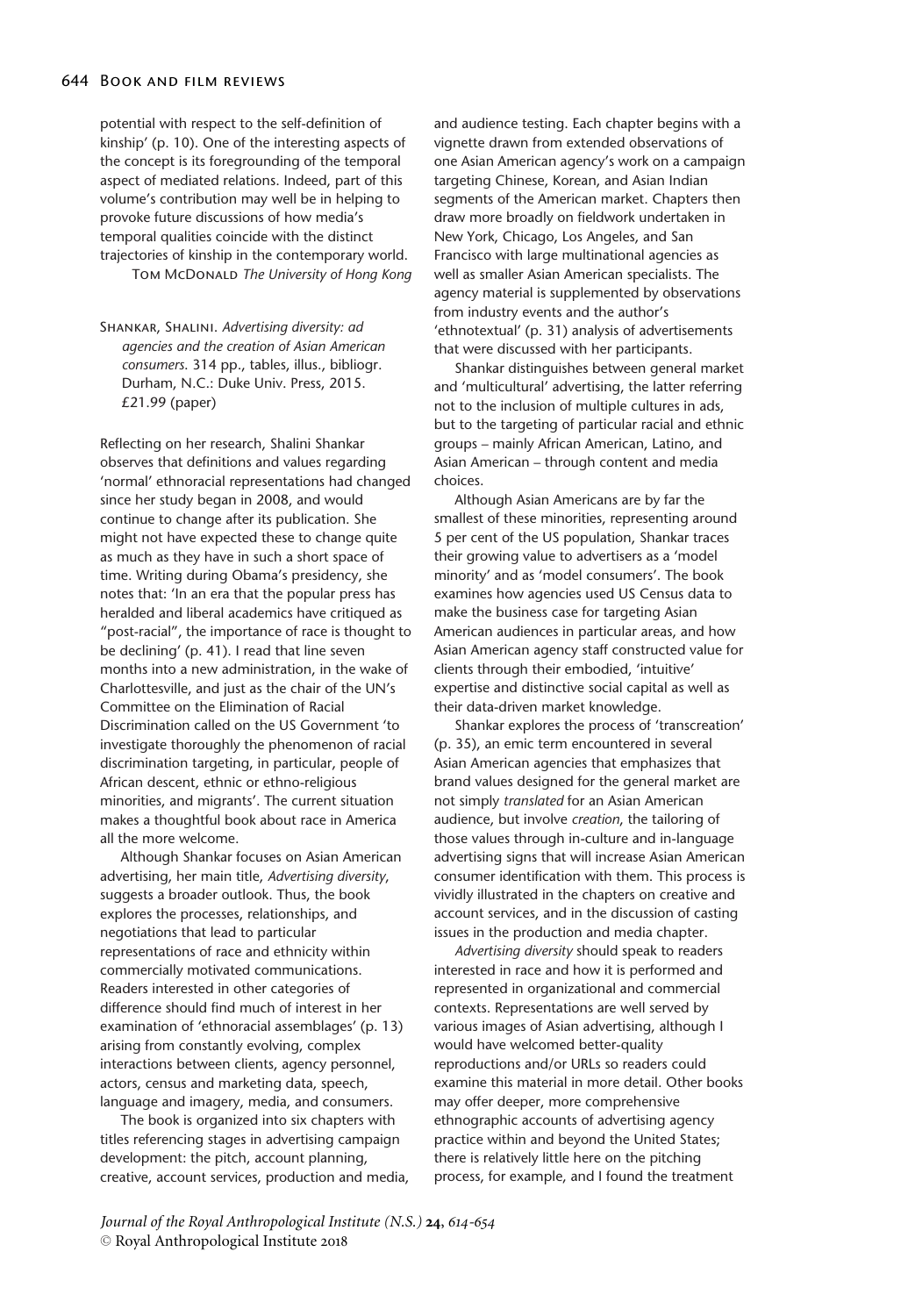potential with respect to the self-definition of kinship' (p. 10). One of the interesting aspects of the concept is its foregrounding of the temporal aspect of mediated relations. Indeed, part of this volume's contribution may well be in helping to provoke future discussions of how media's temporal qualities coincide with the distinct trajectories of kinship in the contemporary world.

Tom McDonald *The University of Hong Kong*

Shankar, Shalini. *Advertising diversity: ad agencies and the creation of Asian American consumers*. 314 pp., tables, illus., bibliogr. Durham, N.C.: Duke Univ. Press, 2015. £21.99 (paper)

Reflecting on her research, Shalini Shankar observes that definitions and values regarding 'normal' ethnoracial representations had changed since her study began in 2008, and would continue to change after its publication. She might not have expected these to change quite as much as they have in such a short space of time. Writing during Obama's presidency, she notes that: 'In an era that the popular press has heralded and liberal academics have critiqued as "post-racial", the importance of race is thought to be declining' (p. 41). I read that line seven months into a new administration, in the wake of Charlottesville, and just as the chair of the UN's Committee on the Elimination of Racial Discrimination called on the US Government 'to investigate thoroughly the phenomenon of racial discrimination targeting, in particular, people of African descent, ethnic or ethno-religious minorities, and migrants'. The current situation makes a thoughtful book about race in America all the more welcome.

Although Shankar focuses on Asian American advertising, her main title, *Advertising diversity*, suggests a broader outlook. Thus, the book explores the processes, relationships, and negotiations that lead to particular representations of race and ethnicity within commercially motivated communications. Readers interested in other categories of difference should find much of interest in her examination of 'ethnoracial assemblages' (p. 13) arising from constantly evolving, complex interactions between clients, agency personnel, actors, census and marketing data, speech, language and imagery, media, and consumers.

The book is organized into six chapters with titles referencing stages in advertising campaign development: the pitch, account planning, creative, account services, production and media, and audience testing. Each chapter begins with a vignette drawn from extended observations of one Asian American agency's work on a campaign targeting Chinese, Korean, and Asian Indian segments of the American market. Chapters then draw more broadly on fieldwork undertaken in New York, Chicago, Los Angeles, and San Francisco with large multinational agencies as well as smaller Asian American specialists. The agency material is supplemented by observations from industry events and the author's 'ethnotextual' (p. 31) analysis of advertisements that were discussed with her participants.

Shankar distinguishes between general market and 'multicultural' advertising, the latter referring not to the inclusion of multiple cultures in ads, but to the targeting of particular racial and ethnic groups – mainly African American, Latino, and Asian American – through content and media choices.

Although Asian Americans are by far the smallest of these minorities, representing around 5 per cent of the US population, Shankar traces their growing value to advertisers as a 'model minority' and as 'model consumers'. The book examines how agencies used US Census data to make the business case for targeting Asian American audiences in particular areas, and how Asian American agency staff constructed value for clients through their embodied, 'intuitive' expertise and distinctive social capital as well as their data-driven market knowledge.

Shankar explores the process of 'transcreation' (p. 35), an emic term encountered in several Asian American agencies that emphasizes that brand values designed for the general market are not simply *translated* for an Asian American audience, but involve *creation*, the tailoring of those values through in-culture and in-language advertising signs that will increase Asian American consumer identification with them. This process is vividly illustrated in the chapters on creative and account services, and in the discussion of casting issues in the production and media chapter.

*Advertising diversity* should speak to readers interested in race and how it is performed and represented in organizational and commercial contexts. Representations are well served by various images of Asian advertising, although I would have welcomed better-quality reproductions and/or URLs so readers could examine this material in more detail. Other books may offer deeper, more comprehensive ethnographic accounts of advertising agency practice within and beyond the United States; there is relatively little here on the pitching process, for example, and I found the treatment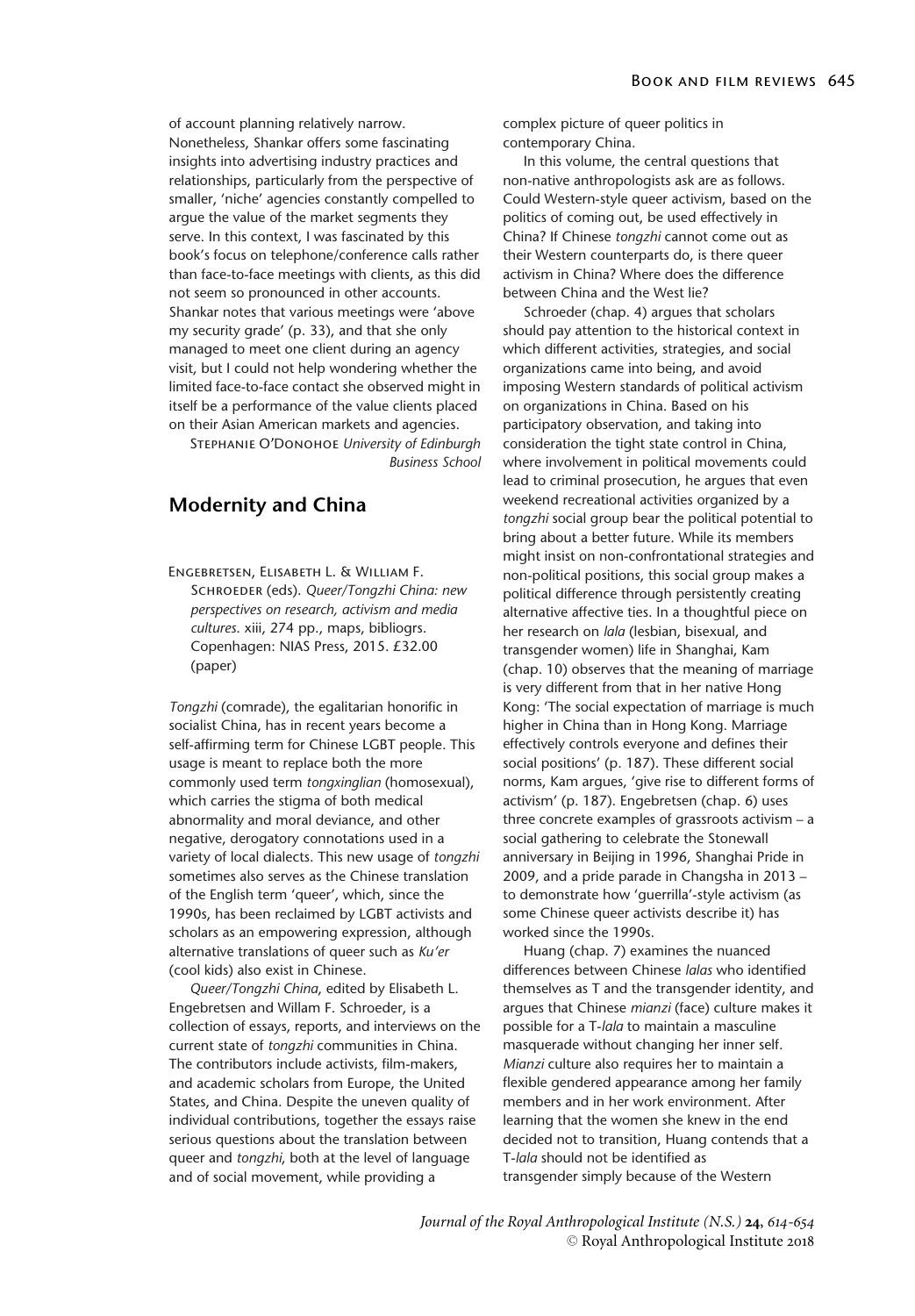of account planning relatively narrow. Nonetheless, Shankar offers some fascinating insights into advertising industry practices and relationships, particularly from the perspective of smaller, 'niche' agencies constantly compelled to argue the value of the market segments they serve. In this context, I was fascinated by this book's focus on telephone/conference calls rather than face-to-face meetings with clients, as this did not seem so pronounced in other accounts. Shankar notes that various meetings were 'above my security grade' (p. 33), and that she only managed to meet one client during an agency visit, but I could not help wondering whether the limited face-to-face contact she observed might in itself be a performance of the value clients placed on their Asian American markets and agencies.

Stephanie O'Donohoe *University of Edinburgh Business School*

## Modernity and China

Engebretsen, Elisabeth L. & William F. Schroeder (eds). *Queer/Tongzhi China: new perspectives on research, activism and media cultures*. xiii, 274 pp., maps, bibliogrs. Copenhagen: NIAS Press, 2015. £32.00 (paper)

*Tongzhi* (comrade), the egalitarian honorific in socialist China, has in recent years become a self-affirming term for Chinese LGBT people. This usage is meant to replace both the more commonly used term *tongxinglian* (homosexual), which carries the stigma of both medical abnormality and moral deviance, and other negative, derogatory connotations used in a variety of local dialects. This new usage of *tongzhi* sometimes also serves as the Chinese translation of the English term 'queer', which, since the 1990s, has been reclaimed by LGBT activists and scholars as an empowering expression, although alternative translations of queer such as *Ku'er* (cool kids) also exist in Chinese.

*Queer/Tongzhi China*, edited by Elisabeth L. Engebretsen and Willam F. Schroeder, is a collection of essays, reports, and interviews on the current state of *tongzhi* communities in China. The contributors include activists, film-makers, and academic scholars from Europe, the United States, and China. Despite the uneven quality of individual contributions, together the essays raise serious questions about the translation between queer and *tongzhi*, both at the level of language and of social movement, while providing a complex picture of queer politics in contemporary China.

In this volume, the central questions that non-native anthropologists ask are as follows. Could Western-style queer activism, based on the politics of coming out, be used effectively in China? If Chinese *tongzhi* cannot come out as their Western counterparts do, is there queer activism in China? Where does the difference between China and the West lie?

Schroeder (chap. 4) argues that scholars should pay attention to the historical context in which different activities, strategies, and social organizations came into being, and avoid imposing Western standards of political activism on organizations in China. Based on his participatory observation, and taking into consideration the tight state control in China, where involvement in political movements could lead to criminal prosecution, he argues that even weekend recreational activities organized by a *tongzhi* social group bear the political potential to bring about a better future. While its members might insist on non-confrontational strategies and non-political positions, this social group makes a political difference through persistently creating alternative affective ties. In a thoughtful piece on her research on *lala* (lesbian, bisexual, and transgender women) life in Shanghai, Kam (chap. 10) observes that the meaning of marriage is very different from that in her native Hong Kong: 'The social expectation of marriage is much higher in China than in Hong Kong. Marriage effectively controls everyone and defines their social positions' (p. 187). These different social norms, Kam argues, 'give rise to different forms of activism' (p. 187). Engebretsen (chap. 6) uses three concrete examples of grassroots activism – a social gathering to celebrate the Stonewall anniversary in Beijing in 1996, Shanghai Pride in 2009, and a pride parade in Changsha in 2013 – to demonstrate how 'guerrilla'-style activism (as some Chinese queer activists describe it) has worked since the 1990s.

Huang (chap. 7) examines the nuanced differences between Chinese *lalas* who identified themselves as T and the transgender identity, and argues that Chinese *mianzi* (face) culture makes it possible for a T-*lala* to maintain a masculine masquerade without changing her inner self. *Mianzi* culture also requires her to maintain a flexible gendered appearance among her family members and in her work environment. After learning that the women she knew in the end decided not to transition, Huang contends that a T-*lala* should not be identified as transgender simply because of the Western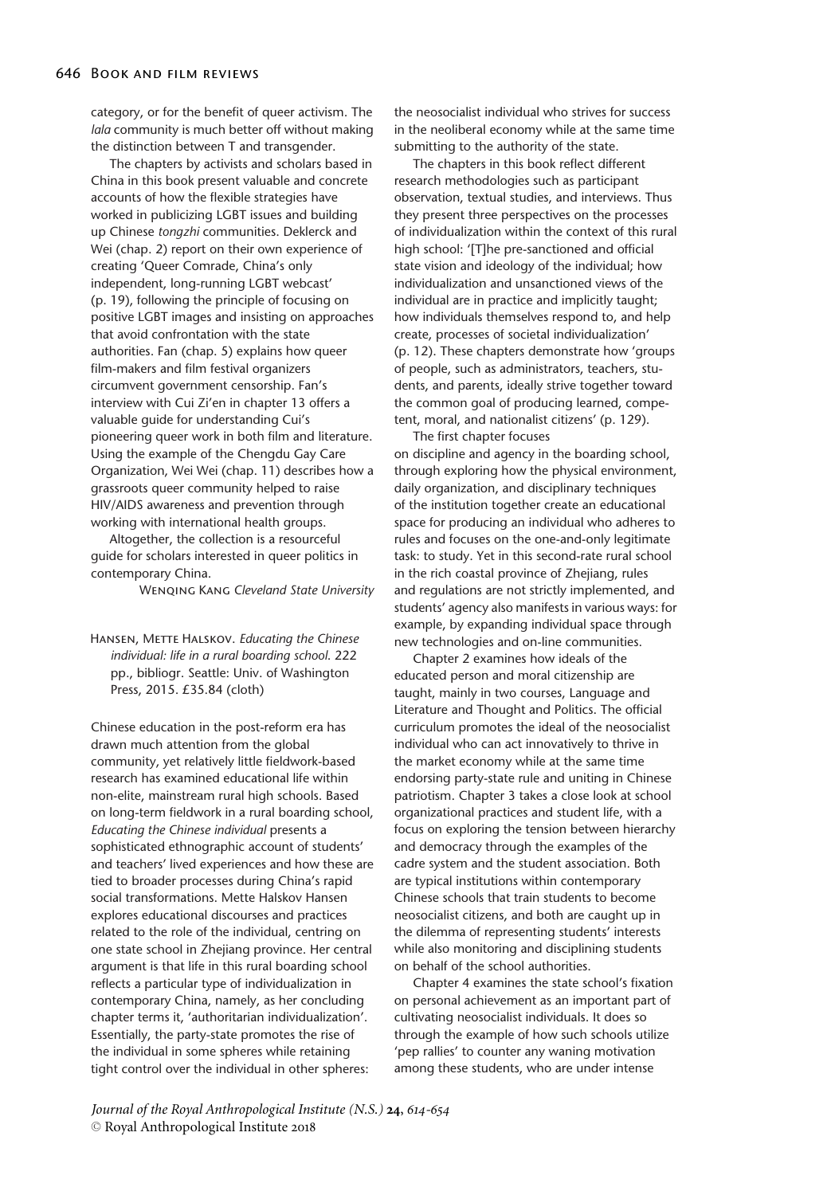category, or for the benefit of queer activism. The *lala* community is much better off without making the distinction between T and transgender.

The chapters by activists and scholars based in China in this book present valuable and concrete accounts of how the flexible strategies have worked in publicizing LGBT issues and building up Chinese *tongzhi* communities. Deklerck and Wei (chap. 2) report on their own experience of creating 'Queer Comrade, China's only independent, long-running LGBT webcast' (p. 19), following the principle of focusing on positive LGBT images and insisting on approaches that avoid confrontation with the state authorities. Fan (chap. 5) explains how queer film-makers and film festival organizers circumvent government censorship. Fan's interview with Cui Zi'en in chapter 13 offers a valuable guide for understanding Cui's pioneering queer work in both film and literature. Using the example of the Chengdu Gay Care Organization, Wei Wei (chap. 11) describes how a grassroots queer community helped to raise HIV/AIDS awareness and prevention through working with international health groups.

Altogether, the collection is a resourceful guide for scholars interested in queer politics in contemporary China.

Wenqing Kang *Cleveland State University*

Hansen, Mette Halskov. *Educating the Chinese individual: life in a rural boarding school*. 222 pp., bibliogr. Seattle: Univ. of Washington Press, 2015. £35.84 (cloth)

Chinese education in the post-reform era has drawn much attention from the global community, yet relatively little fieldwork-based research has examined educational life within non-elite, mainstream rural high schools. Based on long-term fieldwork in a rural boarding school, *Educating the Chinese individual* presents a sophisticated ethnographic account of students' and teachers' lived experiences and how these are tied to broader processes during China's rapid social transformations. Mette Halskov Hansen explores educational discourses and practices related to the role of the individual, centring on one state school in Zhejiang province. Her central argument is that life in this rural boarding school reflects a particular type of individualization in contemporary China, namely, as her concluding chapter terms it, 'authoritarian individualization'. Essentially, the party-state promotes the rise of the individual in some spheres while retaining tight control over the individual in other spheres: the neosocialist individual who strives for success in the neoliberal economy while at the same time submitting to the authority of the state.

The chapters in this book reflect different research methodologies such as participant observation, textual studies, and interviews. Thus they present three perspectives on the processes of individualization within the context of this rural high school: '[T]he pre-sanctioned and official state vision and ideology of the individual; how individualization and unsanctioned views of the individual are in practice and implicitly taught; how individuals themselves respond to, and help create, processes of societal individualization' (p. 12). These chapters demonstrate how 'groups of people, such as administrators, teachers, students, and parents, ideally strive together toward the common goal of producing learned, competent, moral, and nationalist citizens' (p. 129).

The first chapter focuses on discipline and agency in the boarding school, through exploring how the physical environment, daily organization, and disciplinary techniques of the institution together create an educational space for producing an individual who adheres to rules and focuses on the one-and-only legitimate task: to study. Yet in this second-rate rural school in the rich coastal province of Zhejiang, rules and regulations are not strictly implemented, and students' agency also manifests in various ways: for example, by expanding individual space through new technologies and on-line communities.

Chapter 2 examines how ideals of the educated person and moral citizenship are taught, mainly in two courses, Language and Literature and Thought and Politics. The official curriculum promotes the ideal of the neosocialist individual who can act innovatively to thrive in the market economy while at the same time endorsing party-state rule and uniting in Chinese patriotism. Chapter 3 takes a close look at school organizational practices and student life, with a focus on exploring the tension between hierarchy and democracy through the examples of the cadre system and the student association. Both are typical institutions within contemporary Chinese schools that train students to become neosocialist citizens, and both are caught up in the dilemma of representing students' interests while also monitoring and disciplining students on behalf of the school authorities.

Chapter 4 examines the state school's fixation on personal achievement as an important part of cultivating neosocialist individuals. It does so through the example of how such schools utilize 'pep rallies' to counter any waning motivation among these students, who are under intense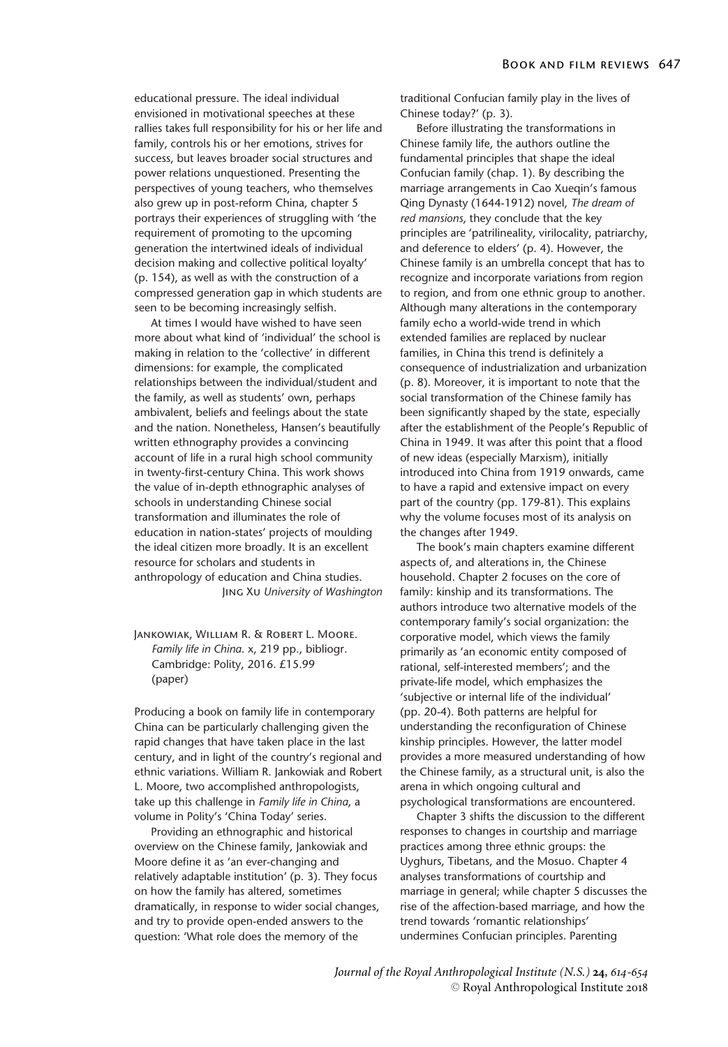educational pressure. The ideal individual envisioned in motivational speeches at these rallies takes full responsibility for his or her life and family, controls his or her emotions, strives for success, but leaves broader social structures and power relations unquestioned. Presenting the perspectives of young teachers, who themselves also grew up in post-reform China, chapter 5 portrays their experiences of struggling with 'the requirement of promoting to the upcoming generation the intertwined ideals of individual decision making and collective political loyalty' (p. 154), as well as with the construction of a compressed generation gap in which students are seen to be becoming increasingly selfish.

At times I would have wished to have seen more about what kind of 'individual' the school is making in relation to the 'collective' in different dimensions: for example, the complicated relationships between the individual/student and the family, as well as students' own, perhaps ambivalent, beliefs and feelings about the state and the nation. Nonetheless, Hansen's beautifully written ethnography provides a convincing account of life in a rural high school community in twenty-first-century China. This work shows the value of in-depth ethnographic analyses of schools in understanding Chinese social transformation and illuminates the role of education in nation-states' projects of moulding the ideal citizen more broadly. It is an excellent resource for scholars and students in anthropology of education and China studies.

Jing Xu *University of Washington*

Jankowiak, William R. & Robert L. Moore. *Family life in China*. x, 219 pp., bibliogr. Cambridge: Polity, 2016. £15.99 (paper)

Producing a book on family life in contemporary China can be particularly challenging given the rapid changes that have taken place in the last century, and in light of the country's regional and ethnic variations. William R. Jankowiak and Robert L. Moore, two accomplished anthropologists, take up this challenge in *Family life in China*, a volume in Polity's 'China Today' series.

Providing an ethnographic and historical overview on the Chinese family, Jankowiak and Moore define it as 'an ever-changing and relatively adaptable institution' (p. 3). They focus on how the family has altered, sometimes dramatically, in response to wider social changes, and try to provide open-ended answers to the question: 'What role does the memory of the traditional Confucian family play in the lives of Chinese today?' (p. 3).

Before illustrating the transformations in Chinese family life, the authors outline the fundamental principles that shape the ideal Confucian family (chap. 1). By describing the marriage arrangements in Cao Xueqin's famous Qing Dynasty (1644-1912) novel, *The dream of red mansions*, they conclude that the key principles are 'patrilineality, virilocality, patriarchy, and deference to elders' (p. 4). However, the Chinese family is an umbrella concept that has to recognize and incorporate variations from region to region, and from one ethnic group to another. Although many alterations in the contemporary family echo a world-wide trend in which extended families are replaced by nuclear families, in China this trend is definitely a consequence of industrialization and urbanization (p. 8). Moreover, it is important to note that the social transformation of the Chinese family has been significantly shaped by the state, especially after the establishment of the People's Republic of China in 1949. It was after this point that a flood of new ideas (especially Marxism), initially introduced into China from 1919 onwards, came to have a rapid and extensive impact on every part of the country (pp. 179-81). This explains why the volume focuses most of its analysis on the changes after 1949.

The book's main chapters examine different aspects of, and alterations in, the Chinese household. Chapter 2 focuses on the core of family: kinship and its transformations. The authors introduce two alternative models of the contemporary family's social organization: the corporative model, which views the family primarily as 'an economic entity composed of rational, self-interested members'; and the private-life model, which emphasizes the 'subjective or internal life of the individual' (pp. 20-4). Both patterns are helpful for understanding the reconfiguration of Chinese kinship principles. However, the latter model provides a more measured understanding of how the Chinese family, as a structural unit, is also the arena in which ongoing cultural and psychological transformations are encountered.

Chapter 3 shifts the discussion to the different responses to changes in courtship and marriage practices among three ethnic groups: the Uyghurs, Tibetans, and the Mosuo. Chapter 4 analyses transformations of courtship and marriage in general; while chapter 5 discusses the rise of the affection-based marriage, and how the trend towards 'romantic relationships' undermines Confucian principles. Parenting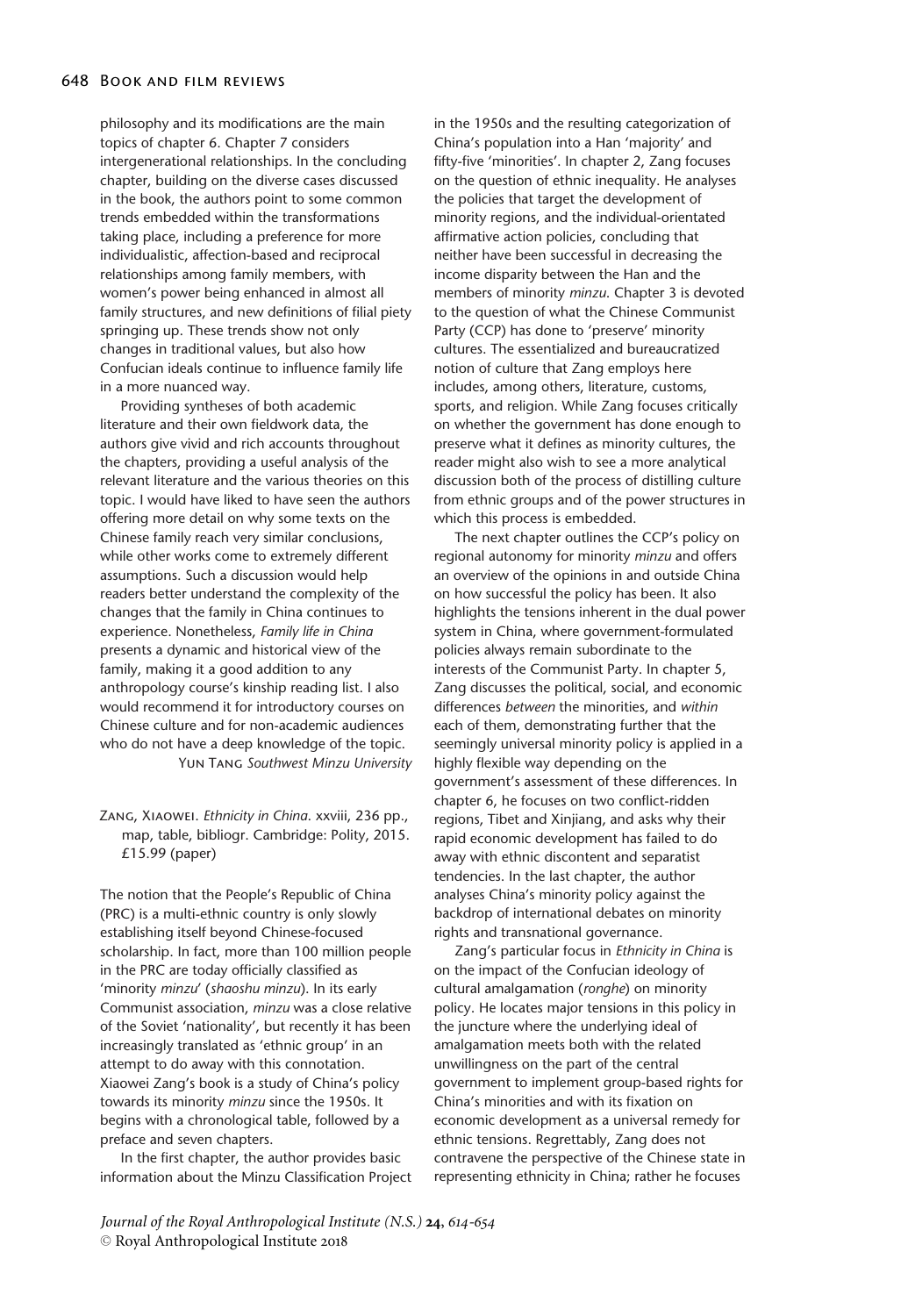philosophy and its modifications are the main topics of chapter 6. Chapter 7 considers intergenerational relationships. In the concluding chapter, building on the diverse cases discussed in the book, the authors point to some common trends embedded within the transformations taking place, including a preference for more individualistic, affection-based and reciprocal relationships among family members, with women's power being enhanced in almost all family structures, and new definitions of filial piety springing up. These trends show not only changes in traditional values, but also how Confucian ideals continue to influence family life in a more nuanced way.

Providing syntheses of both academic literature and their own fieldwork data, the authors give vivid and rich accounts throughout the chapters, providing a useful analysis of the relevant literature and the various theories on this topic. I would have liked to have seen the authors offering more detail on why some texts on the Chinese family reach very similar conclusions, while other works come to extremely different assumptions. Such a discussion would help readers better understand the complexity of the changes that the family in China continues to experience. Nonetheless, *Family life in China* presents a dynamic and historical view of the family, making it a good addition to any anthropology course's kinship reading list. I also would recommend it for introductory courses on Chinese culture and for non-academic audiences who do not have a deep knowledge of the topic.

Yun Tang *Southwest Minzu University*

Zang, Xiaowei. *Ethnicity in China*. xxviii, 236 pp., map, table, bibliogr. Cambridge: Polity, 2015. £15.99 (paper)

The notion that the People's Republic of China (PRC) is a multi-ethnic country is only slowly establishing itself beyond Chinese-focused scholarship. In fact, more than 100 million people in the PRC are today officially classified as 'minority *minzu*' (*shaoshu minzu*). In its early Communist association, *minzu* was a close relative of the Soviet 'nationality', but recently it has been increasingly translated as 'ethnic group' in an attempt to do away with this connotation. Xiaowei Zang's book is a study of China's policy towards its minority *minzu* since the 1950s. It begins with a chronological table, followed by a preface and seven chapters.

In the first chapter, the author provides basic information about the Minzu Classification Project in the 1950s and the resulting categorization of China's population into a Han 'majority' and fifty-five 'minorities'. In chapter 2, Zang focuses on the question of ethnic inequality. He analyses the policies that target the development of minority regions, and the individual-orientated affirmative action policies, concluding that neither have been successful in decreasing the income disparity between the Han and the members of minority *minzu*. Chapter 3 is devoted to the question of what the Chinese Communist Party (CCP) has done to 'preserve' minority cultures. The essentialized and bureaucratized notion of culture that Zang employs here includes, among others, literature, customs, sports, and religion. While Zang focuses critically on whether the government has done enough to preserve what it defines as minority cultures, the reader might also wish to see a more analytical discussion both of the process of distilling culture from ethnic groups and of the power structures in which this process is embedded.

The next chapter outlines the CCP's policy on regional autonomy for minority *minzu* and offers an overview of the opinions in and outside China on how successful the policy has been. It also highlights the tensions inherent in the dual power system in China, where government-formulated policies always remain subordinate to the interests of the Communist Party. In chapter 5, Zang discusses the political, social, and economic differences *between* the minorities, and *within* each of them, demonstrating further that the seemingly universal minority policy is applied in a highly flexible way depending on the government's assessment of these differences. In chapter 6, he focuses on two conflict-ridden regions, Tibet and Xinjiang, and asks why their rapid economic development has failed to do away with ethnic discontent and separatist tendencies. In the last chapter, the author analyses China's minority policy against the backdrop of international debates on minority rights and transnational governance.

Zang's particular focus in *Ethnicity in China* is on the impact of the Confucian ideology of cultural amalgamation (*ronghe*) on minority policy. He locates major tensions in this policy in the juncture where the underlying ideal of amalgamation meets both with the related unwillingness on the part of the central government to implement group-based rights for China's minorities and with its fixation on economic development as a universal remedy for ethnic tensions. Regrettably, Zang does not contravene the perspective of the Chinese state in representing ethnicity in China; rather he focuses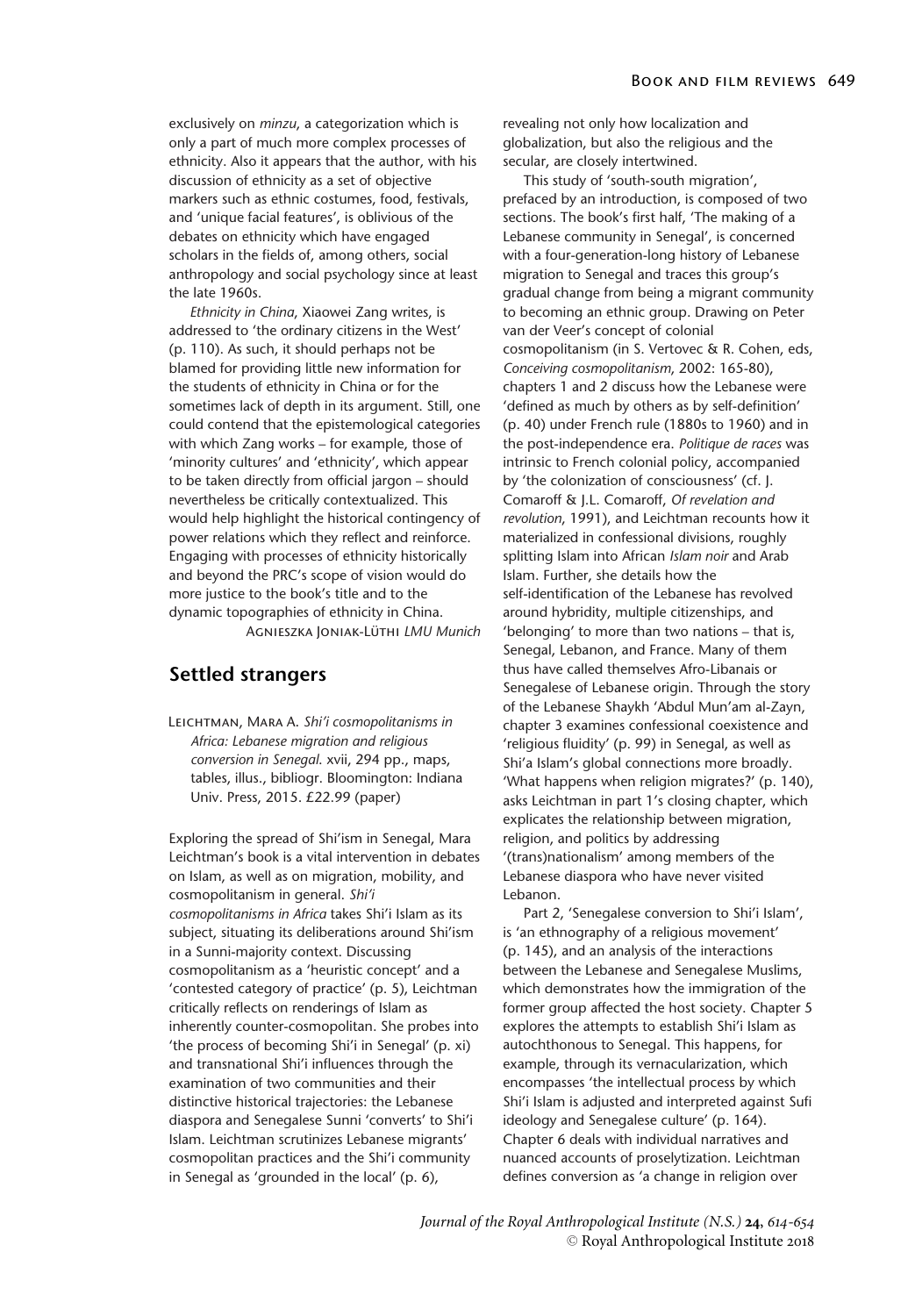exclusively on *minzu*, a categorization which is only a part of much more complex processes of ethnicity. Also it appears that the author, with his discussion of ethnicity as a set of objective markers such as ethnic costumes, food, festivals, and 'unique facial features', is oblivious of the debates on ethnicity which have engaged scholars in the fields of, among others, social anthropology and social psychology since at least the late 1960s.

*Ethnicity in China*, Xiaowei Zang writes, is addressed to 'the ordinary citizens in the West' (p. 110). As such, it should perhaps not be blamed for providing little new information for the students of ethnicity in China or for the sometimes lack of depth in its argument. Still, one could contend that the epistemological categories with which Zang works – for example, those of 'minority cultures' and 'ethnicity', which appear to be taken directly from official jargon – should nevertheless be critically contextualized. This would help highlight the historical contingency of power relations which they reflect and reinforce. Engaging with processes of ethnicity historically and beyond the PRC's scope of vision would do more justice to the book's title and to the dynamic topographies of ethnicity in China.

Agnieszka Joniak-Lüthi *LMU Munich*

## Settled strangers

Leichtman, Mara A. *Shi'i cosmopolitanisms in Africa: Lebanese migration and religious conversion in Senegal*. xvii, 294 pp., maps, tables, illus., bibliogr. Bloomington: Indiana Univ. Press, 2015. £22.99 (paper)

Exploring the spread of Shi'ism in Senegal, Mara Leichtman's book is a vital intervention in debates on Islam, as well as on migration, mobility, and cosmopolitanism in general. *Shi'i cosmopolitanisms in Africa* takes Shi'i Islam as its subject, situating its deliberations around Shi'ism in a Sunni-majority context. Discussing cosmopolitanism as a 'heuristic concept' and a 'contested category of practice' (p. 5), Leichtman critically reflects on renderings of Islam as inherently counter-cosmopolitan. She probes into 'the process of becoming Shi'i in Senegal' (p. xi) and transnational Shi'i influences through the examination of two communities and their distinctive historical trajectories: the Lebanese diaspora and Senegalese Sunni 'converts' to Shi'i Islam. Leichtman scrutinizes Lebanese migrants' cosmopolitan practices and the Shi'i community in Senegal as 'grounded in the local' (p. 6), revealing not only how localization and globalization, but also the religious and the secular, are closely intertwined.

This study of 'south-south migration', prefaced by an introduction, is composed of two sections. The book's first half, 'The making of a Lebanese community in Senegal', is concerned with a four-generation-long history of Lebanese migration to Senegal and traces this group's gradual change from being a migrant community to becoming an ethnic group. Drawing on Peter van der Veer's concept of colonial cosmopolitanism (in S. Vertovec & R. Cohen, eds, *Conceiving cosmopolitanism*, 2002: 165-80), chapters 1 and 2 discuss how the Lebanese were 'defined as much by others as by self-definition' (p. 40) under French rule (1880s to 1960) and in the post-independence era. *Politique de races* was intrinsic to French colonial policy, accompanied by 'the colonization of consciousness' (cf. J. Comaroff & J.L. Comaroff, *Of revelation and revolution*, 1991), and Leichtman recounts how it materialized in confessional divisions, roughly splitting Islam into African *Islam noir* and Arab Islam. Further, she details how the self-identification of the Lebanese has revolved around hybridity, multiple citizenships, and 'belonging' to more than two nations – that is, Senegal, Lebanon, and France. Many of them thus have called themselves Afro-Libanais or Senegalese of Lebanese origin. Through the story of the Lebanese Shaykh 'Abdul Mun'am al-Zayn, chapter 3 examines confessional coexistence and 'religious fluidity' (p. 99) in Senegal, as well as Shi'a Islam's global connections more broadly. 'What happens when religion migrates?' (p. 140), asks Leichtman in part 1's closing chapter, which explicates the relationship between migration, religion, and politics by addressing '(trans)nationalism' among members of the Lebanese diaspora who have never visited Lebanon.

Part 2, 'Senegalese conversion to Shi'i Islam', is 'an ethnography of a religious movement' (p. 145), and an analysis of the interactions between the Lebanese and Senegalese Muslims, which demonstrates how the immigration of the former group affected the host society. Chapter 5 explores the attempts to establish Shi'i Islam as autochthonous to Senegal. This happens, for example, through its vernacularization, which encompasses 'the intellectual process by which Shi'i Islam is adjusted and interpreted against Sufi ideology and Senegalese culture' (p. 164). Chapter 6 deals with individual narratives and nuanced accounts of proselytization. Leichtman defines conversion as 'a change in religion over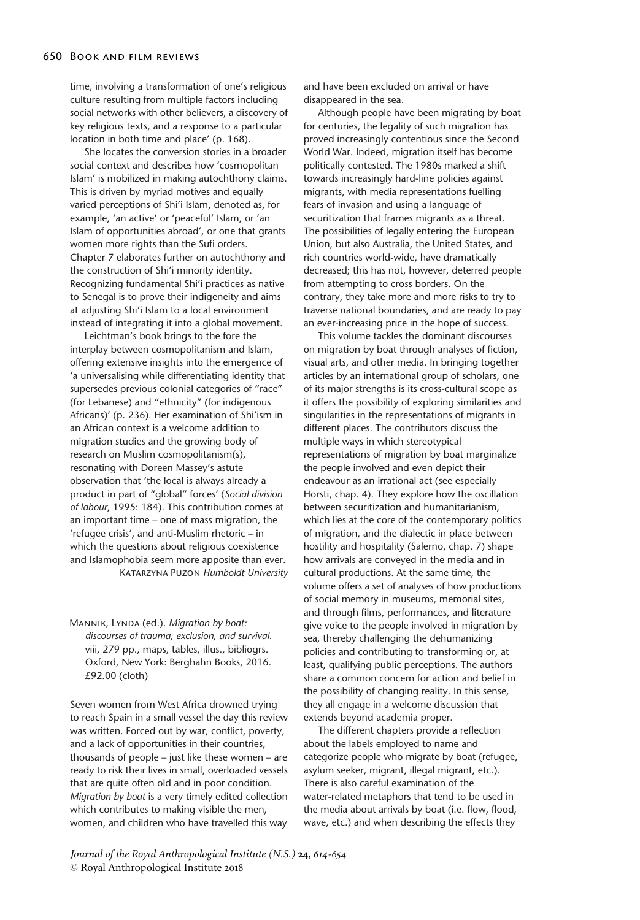time, involving a transformation of one's religious culture resulting from multiple factors including social networks with other believers, a discovery of key religious texts, and a response to a particular location in both time and place' (p. 168).

She locates the conversion stories in a broader social context and describes how 'cosmopolitan Islam' is mobilized in making autochthony claims. This is driven by myriad motives and equally varied perceptions of Shi'i Islam, denoted as, for example, 'an active' or 'peaceful' Islam, or 'an Islam of opportunities abroad', or one that grants women more rights than the Sufi orders. Chapter 7 elaborates further on autochthony and the construction of Shi'i minority identity. Recognizing fundamental Shi'i practices as native to Senegal is to prove their indigeneity and aims at adjusting Shi'i Islam to a local environment instead of integrating it into a global movement.

Leichtman's book brings to the fore the interplay between cosmopolitanism and Islam, offering extensive insights into the emergence of 'a universalising while differentiating identity that supersedes previous colonial categories of "race" (for Lebanese) and "ethnicity" (for indigenous Africans)' (p. 236). Her examination of Shi'ism in an African context is a welcome addition to migration studies and the growing body of research on Muslim cosmopolitanism(s), resonating with Doreen Massey's astute observation that 'the local is always already a product in part of "global" forces' (*Social division of labour*, 1995: 184). This contribution comes at an important time – one of mass migration, the 'refugee crisis', and anti-Muslim rhetoric – in which the questions about religious coexistence and Islamophobia seem more apposite than ever.

Katarzyna Puzon *Humboldt University*

Mannik, Lynda (ed.). *Migration by boat: discourses of trauma, exclusion, and survival.* viii, 279 pp., maps, tables, illus., bibliogrs. Oxford, New York: Berghahn Books, 2016. £92.00 (cloth)

Seven women from West Africa drowned trying to reach Spain in a small vessel the day this review was written. Forced out by war, conflict, poverty, and a lack of opportunities in their countries, thousands of people – just like these women – are ready to risk their lives in small, overloaded vessels that are quite often old and in poor condition. *Migration by boat* is a very timely edited collection which contributes to making visible the men, women, and children who have travelled this way and have been excluded on arrival or have disappeared in the sea.

Although people have been migrating by boat for centuries, the legality of such migration has proved increasingly contentious since the Second World War. Indeed, migration itself has become politically contested. The 1980s marked a shift towards increasingly hard-line policies against migrants, with media representations fuelling fears of invasion and using a language of securitization that frames migrants as a threat. The possibilities of legally entering the European Union, but also Australia, the United States, and rich countries world-wide, have dramatically decreased; this has not, however, deterred people from attempting to cross borders. On the contrary, they take more and more risks to try to traverse national boundaries, and are ready to pay an ever-increasing price in the hope of success.

This volume tackles the dominant discourses on migration by boat through analyses of fiction, visual arts, and other media. In bringing together articles by an international group of scholars, one of its major strengths is its cross-cultural scope as it offers the possibility of exploring similarities and singularities in the representations of migrants in different places. The contributors discuss the multiple ways in which stereotypical representations of migration by boat marginalize the people involved and even depict their endeavour as an irrational act (see especially Horsti, chap. 4). They explore how the oscillation between securitization and humanitarianism, which lies at the core of the contemporary politics of migration, and the dialectic in place between hostility and hospitality (Salerno, chap. 7) shape how arrivals are conveyed in the media and in cultural productions. At the same time, the volume offers a set of analyses of how productions of social memory in museums, memorial sites, and through films, performances, and literature give voice to the people involved in migration by sea, thereby challenging the dehumanizing policies and contributing to transforming or, at least, qualifying public perceptions. The authors share a common concern for action and belief in the possibility of changing reality. In this sense, they all engage in a welcome discussion that extends beyond academia proper.

The different chapters provide a reflection about the labels employed to name and categorize people who migrate by boat (refugee, asylum seeker, migrant, illegal migrant, etc.). There is also careful examination of the water-related metaphors that tend to be used in the media about arrivals by boat (i.e. flow, flood, wave, etc.) and when describing the effects they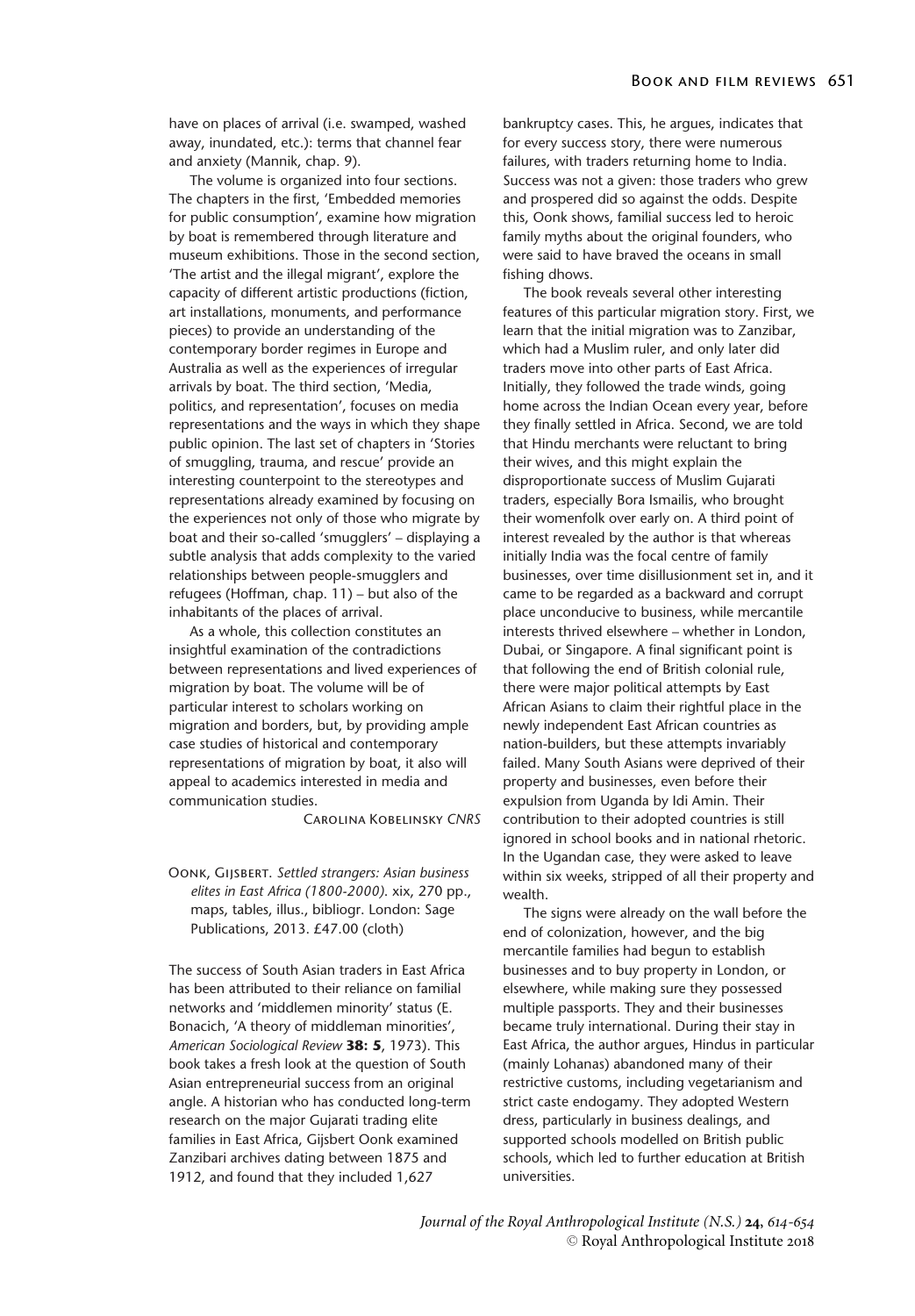have on places of arrival (i.e. swamped, washed away, inundated, etc.): terms that channel fear and anxiety (Mannik, chap. 9).

The volume is organized into four sections. The chapters in the first, 'Embedded memories for public consumption', examine how migration by boat is remembered through literature and museum exhibitions. Those in the second section, 'The artist and the illegal migrant', explore the capacity of different artistic productions (fiction, art installations, monuments, and performance pieces) to provide an understanding of the contemporary border regimes in Europe and Australia as well as the experiences of irregular arrivals by boat. The third section, 'Media, politics, and representation', focuses on media representations and the ways in which they shape public opinion. The last set of chapters in 'Stories of smuggling, trauma, and rescue' provide an interesting counterpoint to the stereotypes and representations already examined by focusing on the experiences not only of those who migrate by boat and their so-called 'smugglers' – displaying a subtle analysis that adds complexity to the varied relationships between people-smugglers and refugees (Hoffman, chap. 11) – but also of the inhabitants of the places of arrival.

As a whole, this collection constitutes an insightful examination of the contradictions between representations and lived experiences of migration by boat. The volume will be of particular interest to scholars working on migration and borders, but, by providing ample case studies of historical and contemporary representations of migration by boat, it also will appeal to academics interested in media and communication studies.

Carolina Kobelinsky *CNRS*

Oonk, Gijsbert. *Settled strangers: Asian business elites in East Africa (1800-2000)*. xix, 270 pp., maps, tables, illus., bibliogr. London: Sage Publications, 2013. £47.00 (cloth)

The success of South Asian traders in East Africa has been attributed to their reliance on familial networks and 'middlemen minority' status (E. Bonacich, 'A theory of middleman minorities', *American Sociological Review* **38: 5**, 1973). This book takes a fresh look at the question of South Asian entrepreneurial success from an original angle. A historian who has conducted long-term research on the major Gujarati trading elite families in East Africa, Gijsbert Oonk examined Zanzibari archives dating between 1875 and 1912, and found that they included 1,627 bankruptcy cases. This, he argues, indicates that for every success story, there were numerous failures, with traders returning home to India. Success was not a given: those traders who grew and prospered did so against the odds. Despite this, Oonk shows, familial success led to heroic family myths about the original founders, who were said to have braved the oceans in small fishing dhows.

The book reveals several other interesting features of this particular migration story. First, we learn that the initial migration was to Zanzibar, which had a Muslim ruler, and only later did traders move into other parts of East Africa. Initially, they followed the trade winds, going home across the Indian Ocean every year, before they finally settled in Africa. Second, we are told that Hindu merchants were reluctant to bring their wives, and this might explain the disproportionate success of Muslim Gujarati traders, especially Bora Ismailis, who brought their womenfolk over early on. A third point of interest revealed by the author is that whereas initially India was the focal centre of family businesses, over time disillusionment set in, and it came to be regarded as a backward and corrupt place unconducive to business, while mercantile interests thrived elsewhere – whether in London, Dubai, or Singapore. A final significant point is that following the end of British colonial rule, there were major political attempts by East African Asians to claim their rightful place in the newly independent East African countries as nation-builders, but these attempts invariably failed. Many South Asians were deprived of their property and businesses, even before their expulsion from Uganda by Idi Amin. Their contribution to their adopted countries is still ignored in school books and in national rhetoric. In the Ugandan case, they were asked to leave within six weeks, stripped of all their property and wealth.

The signs were already on the wall before the end of colonization, however, and the big mercantile families had begun to establish businesses and to buy property in London, or elsewhere, while making sure they possessed multiple passports. They and their businesses became truly international. During their stay in East Africa, the author argues, Hindus in particular (mainly Lohanas) abandoned many of their restrictive customs, including vegetarianism and strict caste endogamy. They adopted Western dress, particularly in business dealings, and supported schools modelled on British public schools, which led to further education at British universities.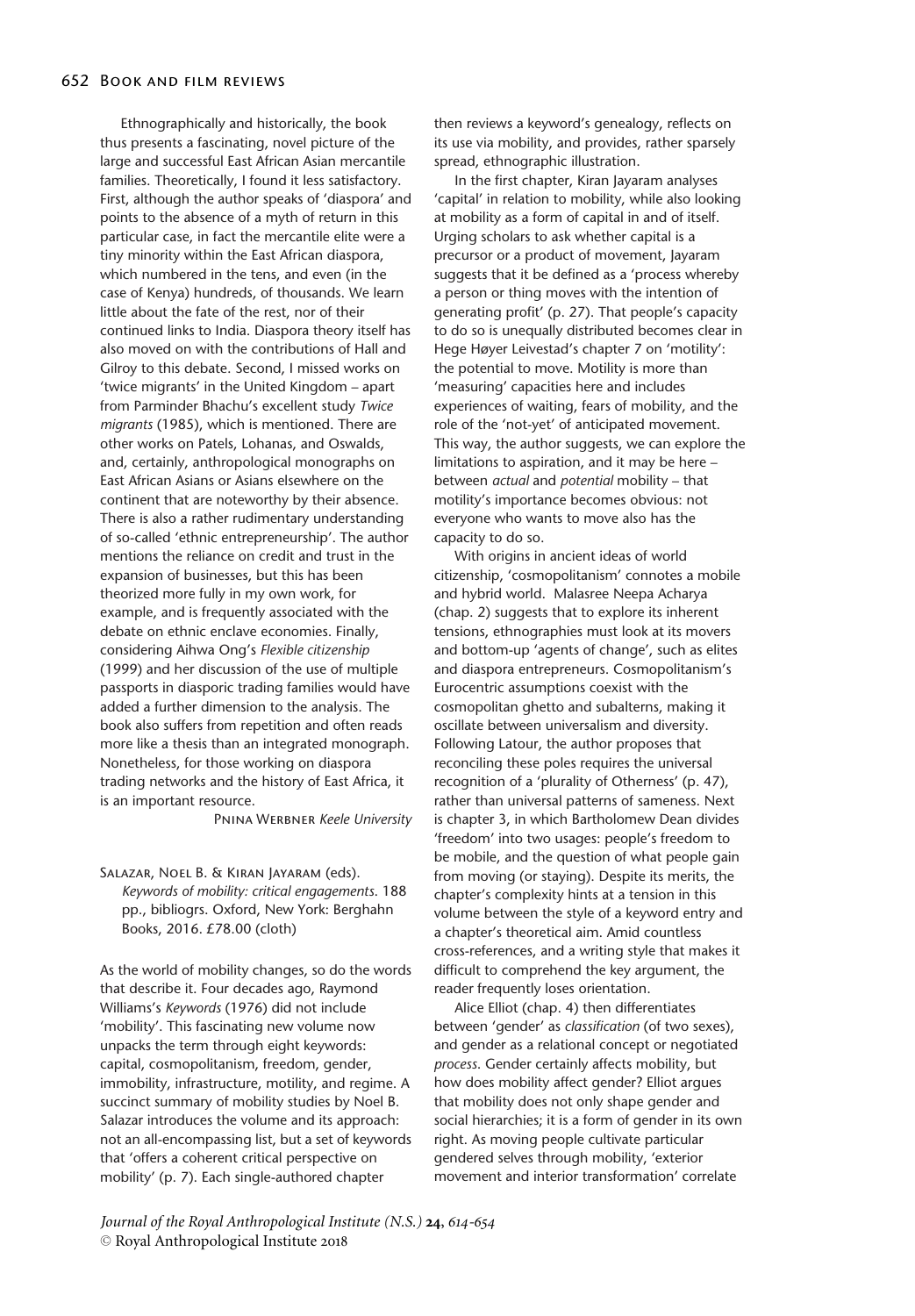Ethnographically and historically, the book thus presents a fascinating, novel picture of the large and successful East African Asian mercantile families. Theoretically, I found it less satisfactory. First, although the author speaks of 'diaspora' and points to the absence of a myth of return in this particular case, in fact the mercantile elite were a tiny minority within the East African diaspora, which numbered in the tens, and even (in the case of Kenya) hundreds, of thousands. We learn little about the fate of the rest, nor of their continued links to India. Diaspora theory itself has also moved on with the contributions of Hall and Gilroy to this debate. Second, I missed works on 'twice migrants' in the United Kingdom – apart from Parminder Bhachu's excellent study *Twice migrants* (1985), which is mentioned. There are other works on Patels, Lohanas, and Oswalds, and, certainly, anthropological monographs on East African Asians or Asians elsewhere on the continent that are noteworthy by their absence. There is also a rather rudimentary understanding of so-called 'ethnic entrepreneurship'. The author mentions the reliance on credit and trust in the expansion of businesses, but this has been theorized more fully in my own work, for example, and is frequently associated with the debate on ethnic enclave economies. Finally, considering Aihwa Ong's *Flexible citizenship* (1999) and her discussion of the use of multiple passports in diasporic trading families would have added a further dimension to the analysis. The book also suffers from repetition and often reads more like a thesis than an integrated monograph. Nonetheless, for those working on diaspora trading networks and the history of East Africa, it is an important resource.

Pnina Werbner *Keele University*

Salazar, Noel B. & Kiran Jayaram (eds). *Keywords of mobility: critical engagements*. 188 pp., bibliogrs. Oxford, New York: Berghahn Books, 2016. £78.00 (cloth)

As the world of mobility changes, so do the words that describe it. Four decades ago, Raymond Williams's *Keywords* (1976) did not include 'mobility'. This fascinating new volume now unpacks the term through eight keywords: capital, cosmopolitanism, freedom, gender, immobility, infrastructure, motility, and regime. A succinct summary of mobility studies by Noel B. Salazar introduces the volume and its approach: not an all-encompassing list, but a set of keywords that 'offers a coherent critical perspective on mobility' (p. 7). Each single-authored chapter then reviews a keyword's genealogy, reflects on its use via mobility, and provides, rather sparsely spread, ethnographic illustration.

In the first chapter, Kiran Jayaram analyses 'capital' in relation to mobility, while also looking at mobility as a form of capital in and of itself. Urging scholars to ask whether capital is a precursor or a product of movement, Jayaram suggests that it be defined as a 'process whereby a person or thing moves with the intention of generating profit' (p. 27). That people's capacity to do so is unequally distributed becomes clear in Hege Høyer Leivestad's chapter 7 on 'motility': the potential to move. Motility is more than 'measuring' capacities here and includes experiences of waiting, fears of mobility, and the role of the 'not-yet' of anticipated movement. This way, the author suggests, we can explore the limitations to aspiration, and it may be here – between *actual* and *potential* mobility – that motility's importance becomes obvious: not everyone who wants to move also has the capacity to do so.

With origins in ancient ideas of world citizenship, 'cosmopolitanism' connotes a mobile and hybrid world. Malasree Neepa Acharya (chap. 2) suggests that to explore its inherent tensions, ethnographies must look at its movers and bottom-up 'agents of change', such as elites and diaspora entrepreneurs. Cosmopolitanism's Eurocentric assumptions coexist with the cosmopolitan ghetto and subalterns, making it oscillate between universalism and diversity. Following Latour, the author proposes that reconciling these poles requires the universal recognition of a 'plurality of Otherness' (p. 47), rather than universal patterns of sameness. Next is chapter 3, in which Bartholomew Dean divides 'freedom' into two usages: people's freedom to be mobile, and the question of what people gain from moving (or staying). Despite its merits, the chapter's complexity hints at a tension in this volume between the style of a keyword entry and a chapter's theoretical aim. Amid countless cross-references, and a writing style that makes it difficult to comprehend the key argument, the reader frequently loses orientation.

Alice Elliot (chap. 4) then differentiates between 'gender' as *classification* (of two sexes), and gender as a relational concept or negotiated *process*. Gender certainly affects mobility, but how does mobility affect gender? Elliot argues that mobility does not only shape gender and social hierarchies; it is a form of gender in its own right. As moving people cultivate particular gendered selves through mobility, 'exterior movement and interior transformation' correlate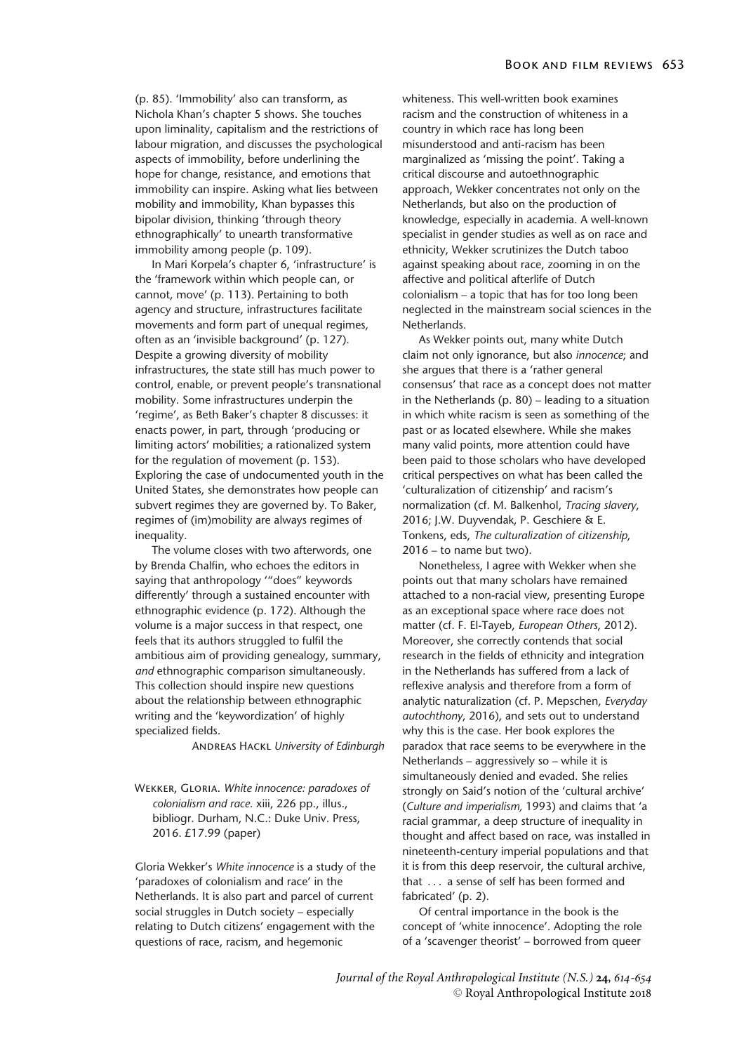(p. 85). 'Immobility' also can transform, as Nichola Khan's chapter 5 shows. She touches upon liminality, capitalism and the restrictions of labour migration, and discusses the psychological aspects of immobility, before underlining the hope for change, resistance, and emotions that immobility can inspire. Asking what lies between mobility and immobility, Khan bypasses this bipolar division, thinking 'through theory ethnographically' to unearth transformative immobility among people (p. 109).

In Mari Korpela's chapter 6, 'infrastructure' is the 'framework within which people can, or cannot, move' (p. 113). Pertaining to both agency and structure, infrastructures facilitate movements and form part of unequal regimes, often as an 'invisible background' (p. 127). Despite a growing diversity of mobility infrastructures, the state still has much power to control, enable, or prevent people's transnational mobility. Some infrastructures underpin the 'regime', as Beth Baker's chapter 8 discusses: it enacts power, in part, through 'producing or limiting actors' mobilities; a rationalized system for the regulation of movement (p. 153). Exploring the case of undocumented youth in the United States, she demonstrates how people can subvert regimes they are governed by. To Baker, regimes of (im)mobility are always regimes of inequality.

The volume closes with two afterwords, one by Brenda Chalfin, who echoes the editors in saying that anthropology '"does" keywords differently' through a sustained encounter with ethnographic evidence (p. 172). Although the volume is a major success in that respect, one feels that its authors struggled to fulfil the ambitious aim of providing genealogy, summary, *and* ethnographic comparison simultaneously. This collection should inspire new questions about the relationship between ethnographic writing and the 'keywordization' of highly specialized fields.

Andreas Hackl *University of Edinburgh*

Wekker, Gloria. *White innocence: paradoxes of colonialism and race*. xiii, 226 pp., illus., bibliogr. Durham, N.C.: Duke Univ. Press, 2016. £17.99 (paper)

Gloria Wekker's *White innocence* is a study of the 'paradoxes of colonialism and race' in the Netherlands. It is also part and parcel of current social struggles in Dutch society – especially relating to Dutch citizens' engagement with the questions of race, racism, and hegemonic whiteness. This well-written book examines racism and the construction of whiteness in a country in which race has long been misunderstood and anti-racism has been marginalized as 'missing the point'. Taking a critical discourse and autoethnographic approach, Wekker concentrates not only on the Netherlands, but also on the production of knowledge, especially in academia. A well-known specialist in gender studies as well as on race and ethnicity, Wekker scrutinizes the Dutch taboo against speaking about race, zooming in on the affective and political afterlife of Dutch colonialism – a topic that has for too long been neglected in the mainstream social sciences in the Netherlands.

As Wekker points out, many white Dutch claim not only ignorance, but also *innocence*; and she argues that there is a 'rather general consensus' that race as a concept does not matter in the Netherlands (p. 80) – leading to a situation in which white racism is seen as something of the past or as located elsewhere. While she makes many valid points, more attention could have been paid to those scholars who have developed critical perspectives on what has been called the 'culturalization of citizenship' and racism's normalization (cf. M. Balkenhol, *Tracing slavery*, 2016; J.W. Duyvendak, P. Geschiere & E. Tonkens, eds, *The culturalization of citizenship*, 2016 – to name but two).

Nonetheless, I agree with Wekker when she points out that many scholars have remained attached to a non-racial view, presenting Europe as an exceptional space where race does not matter (cf. F. El-Tayeb, *European Others*, 2012). Moreover, she correctly contends that social research in the fields of ethnicity and integration in the Netherlands has suffered from a lack of reflexive analysis and therefore from a form of analytic naturalization (cf. P. Mepschen, *Everyday autochthony*, 2016), and sets out to understand why this is the case. Her book explores the paradox that race seems to be everywhere in the Netherlands – aggressively so – while it is simultaneously denied and evaded. She relies strongly on Said's notion of the 'cultural archive' (*Culture and imperialism,* 1993) and claims that 'a racial grammar, a deep structure of inequality in thought and affect based on race, was installed in nineteenth-century imperial populations and that it is from this deep reservoir, the cultural archive, that . . . a sense of self has been formed and fabricated' (p. 2).

Of central importance in the book is the concept of 'white innocence'. Adopting the role of a 'scavenger theorist' – borrowed from queer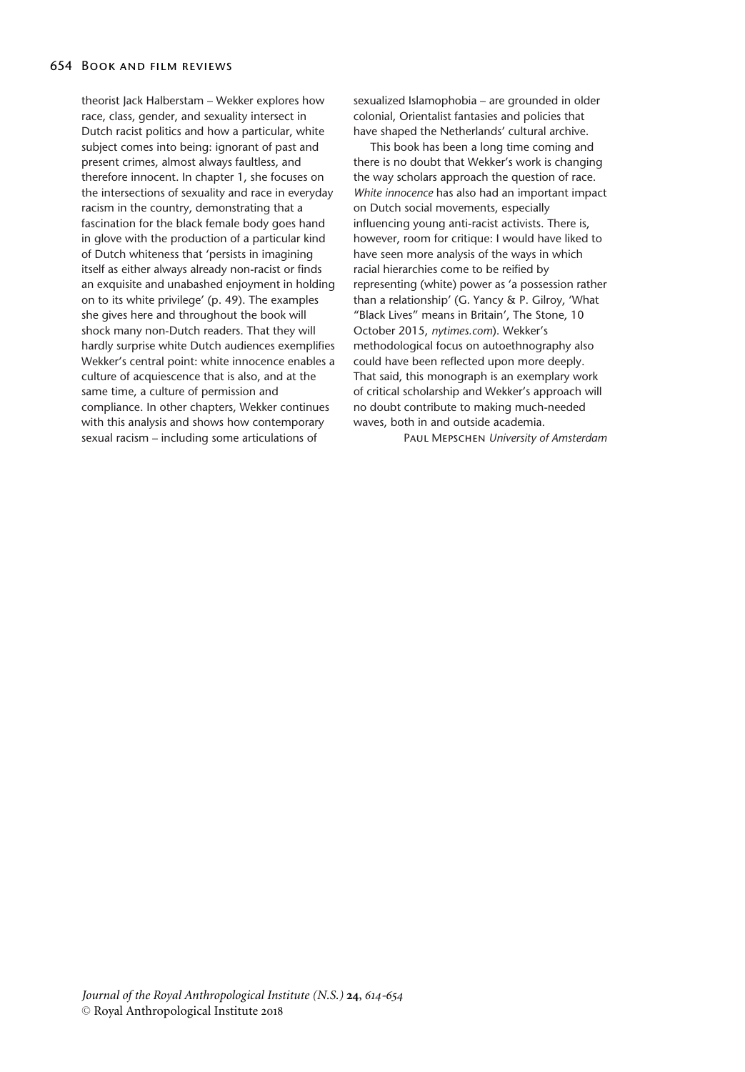theorist Jack Halberstam – Wekker explores how race, class, gender, and sexuality intersect in Dutch racist politics and how a particular, white subject comes into being: ignorant of past and present crimes, almost always faultless, and therefore innocent. In chapter 1, she focuses on the intersections of sexuality and race in everyday racism in the country, demonstrating that a fascination for the black female body goes hand in glove with the production of a particular kind of Dutch whiteness that 'persists in imagining itself as either always already non-racist or finds an exquisite and unabashed enjoyment in holding on to its white privilege' (p. 49). The examples she gives here and throughout the book will shock many non-Dutch readers. That they will hardly surprise white Dutch audiences exemplifies Wekker's central point: white innocence enables a culture of acquiescence that is also, and at the same time, a culture of permission and compliance. In other chapters, Wekker continues with this analysis and shows how contemporary sexual racism – including some articulations of sexualized Islamophobia – are grounded in older colonial, Orientalist fantasies and policies that have shaped the Netherlands' cultural archive.

This book has been a long time coming and there is no doubt that Wekker's work is changing the way scholars approach the question of race. *White innocence* has also had an important impact on Dutch social movements, especially influencing young anti-racist activists. There is, however, room for critique: I would have liked to have seen more analysis of the ways in which racial hierarchies come to be reified by representing (white) power as 'a possession rather than a relationship' (G. Yancy & P. Gilroy, 'What "Black Lives" means in Britain', The Stone, 10 October 2015, *nytimes.com*). Wekker's methodological focus on autoethnography also could have been reflected upon more deeply. That said, this monograph is an exemplary work of critical scholarship and Wekker's approach will no doubt contribute to making much-needed waves, both in and outside academia.

Paul Mepschen *University of Amsterdam*